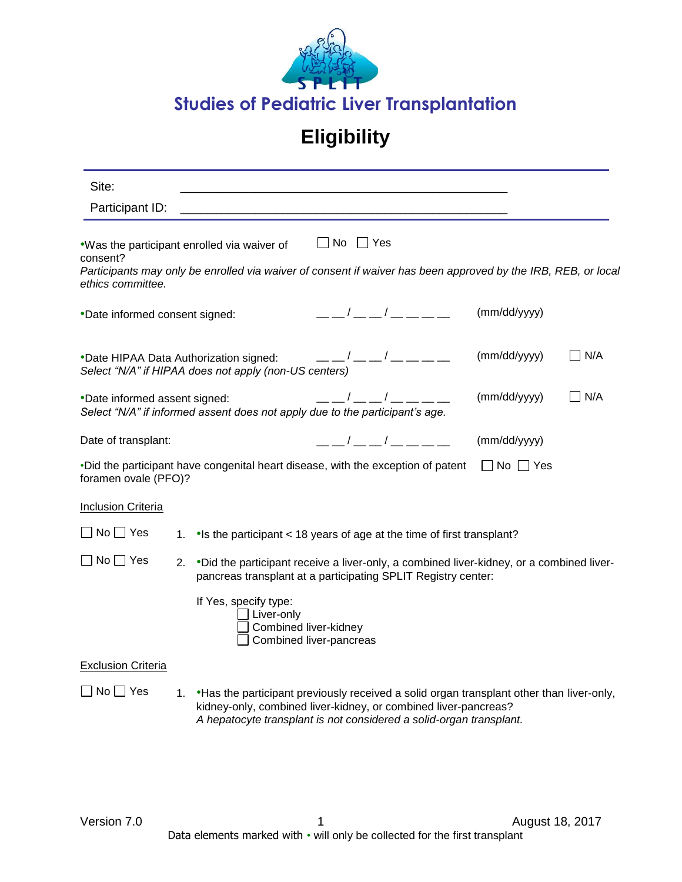# Studies of Pediatric Liver Transplantation

## Eligibility

Site: \_\_\_\_\_\_\_\_\_\_\_\_\_\_\_\_\_\_\_\_\_\_\_\_\_\_\_\_\_\_\_\_\_\_\_\_\_\_\_\_\_\_\_\_

Participant ID: \_\_\_\_\_\_\_\_\_\_\_\_\_\_\_\_\_\_\_\_\_\_\_\_\_\_\_\_\_\_\_\_\_\_\_\_\_\_\_\_\_\_\_\_

•Was the participant enrolled via waiver of consent? ☐ No ☐ Yes
*Participants may only be enrolled via waiver of consent if waiver has been approved by the IRB, REB, or local ethics committee.*

•Date informed consent signed: \_\_ \_\_ / \_\_ \_\_ / \_\_ \_\_ \_\_ \_\_ (mm/dd/yyyy)

•Date HIPAA Data Authorization signed: \_\_ \_\_ / \_\_ \_\_ / \_\_ \_\_ \_\_ \_\_ (mm/dd/yyyy) ☐ N/A
*Select "N/A" if HIPAA does not apply (non-US centers)*

•Date informed assent signed: \_\_ \_\_ / \_\_ \_\_ / \_\_ \_\_ \_\_ \_\_ (mm/dd/yyyy) ☐ N/A
*Select "N/A" if informed assent does not apply due to the participant's age.*

Date of transplant: \_\_ \_\_ / \_\_ \_\_ / \_\_ \_\_ \_\_ \_\_ (mm/dd/yyyy)

•Did the participant have congenital heart disease, with the exception of patent foramen ovale (PFO)? ☐ No ☐ Yes

Inclusion Criteria

☐ No ☐ Yes 1. •Is the participant < 18 years of age at the time of first transplant?

☐ No ☐ Yes 2. •Did the participant receive a liver-only, a combined liver-kidney, or a combined liver-pancreas transplant at a participating SPLIT Registry center:

If Yes, specify type:
- ☐ Liver-only
- ☐ Combined liver-kidney
- ☐ Combined liver-pancreas

Exclusion Criteria

☐ No ☐ Yes 1. •Has the participant previously received a solid organ transplant other than liver-only, kidney-only, combined liver-kidney, or combined liver-pancreas?
*A hepatocyte transplant is not considered a solid-organ transplant.*

Version 7.0 August 18, 2017

Data elements marked with • will only be collected for the first transplant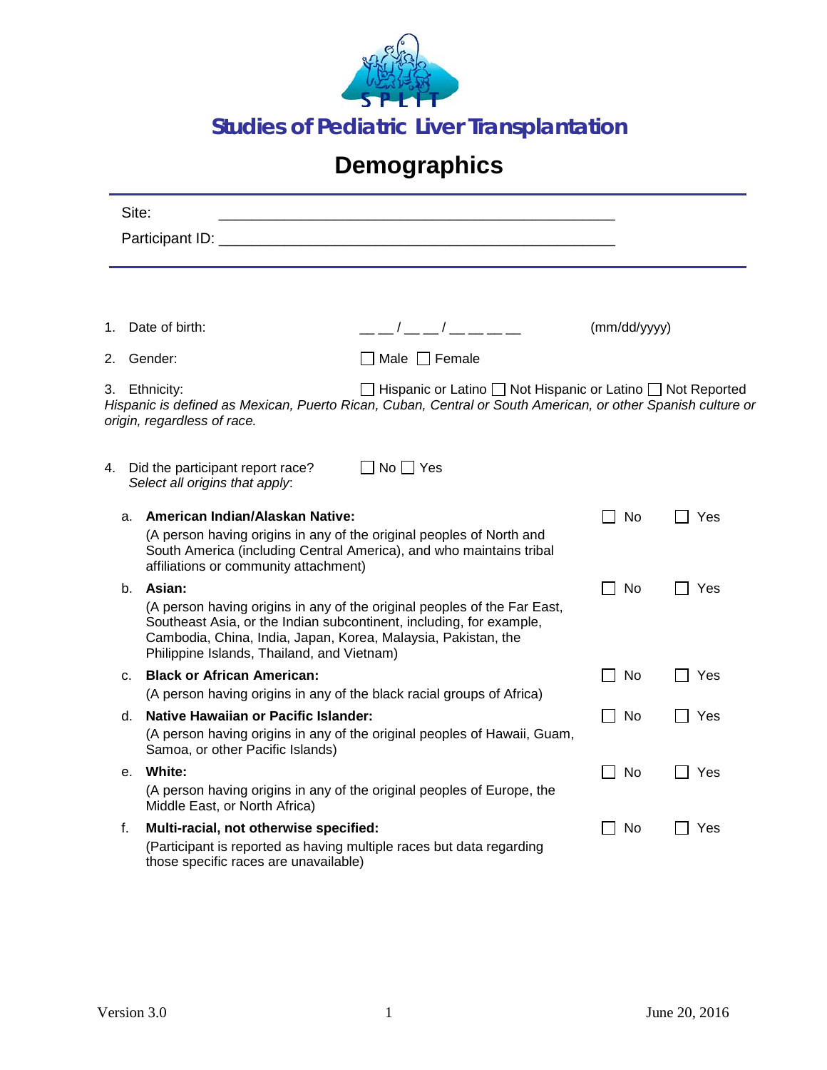# Studies of Pediatric Liver Transplantation

## Demographics

Site: \_\_\_\_\_\_\_\_\_\_\_\_\_\_\_\_\_\_\_\_\_\_\_\_\_\_\_\_\_\_\_\_\_\_\_\_\_\_\_\_\_\_\_\_\_\_

Participant ID: \_\_\_\_\_\_\_\_\_\_\_\_\_\_\_\_\_\_\_\_\_\_\_\_\_\_\_\_\_\_\_\_\_\_\_\_\_\_\_\_\_\_\_\_\_\_

1. Date of birth: \_\_ \_\_ / \_\_ \_\_ / \_\_ \_\_ \_\_ \_\_ (mm/dd/yyyy)

2. Gender: ☐ Male ☐ Female

3. Ethnicity: ☐ Hispanic or Latino ☐ Not Hispanic or Latino ☐ Not Reported

*Hispanic is defined as Mexican, Puerto Rican, Cuban, Central or South American, or other Spanish culture or origin, regardless of race.*

4. Did the participant report race? ☐ No ☐ Yes
   *Select all origins that apply*:

| | | | |
|---|---|---|---|
| a. | **American Indian/Alaskan Native:** (A person having origins in any of the original peoples of North and South America (including Central America), and who maintains tribal affiliations or community attachment) | ☐ No | ☐ Yes |
| b. | **Asian:** (A person having origins in any of the original peoples of the Far East, Southeast Asia, or the Indian subcontinent, including, for example, Cambodia, China, India, Japan, Korea, Malaysia, Pakistan, the Philippine Islands, Thailand, and Vietnam) | ☐ No | ☐ Yes |
| c. | **Black or African American:** (A person having origins in any of the black racial groups of Africa) | ☐ No | ☐ Yes |
| d. | **Native Hawaiian or Pacific Islander:** (A person having origins in any of the original peoples of Hawaii, Guam, Samoa, or other Pacific Islands) | ☐ No | ☐ Yes |
| e. | **White:** (A person having origins in any of the original peoples of Europe, the Middle East, or North Africa) | ☐ No | ☐ Yes |
| f. | **Multi-racial, not otherwise specified:** (Participant is reported as having multiple races but data regarding those specific races are unavailable) | ☐ No | ☐ Yes |

Version 3.0 June 20, 2016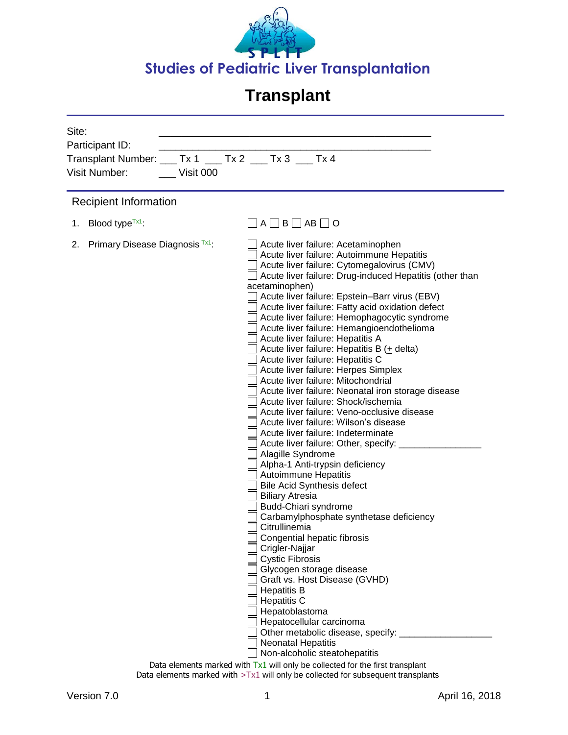# Studies of Pediatric Liver Transplantation

# Transplant

Site: ______________________________________________

Participant ID: ______________________________________________

Transplant Number: ___ Tx 1 ___ Tx 2 ___ Tx 3 ___ Tx 4

Visit Number: ___ Visit 000

## Recipient Information

1. Blood type[Tx1]: ☐ A ☐ B ☐ AB ☐ O

2. Primary Disease Diagnosis [Tx1]:
   - ☐ Acute liver failure: Acetaminophen
   - ☐ Acute liver failure: Autoimmune Hepatitis
   - ☐ Acute liver failure: Cytomegalovirus (CMV)
   - ☐ Acute liver failure: Drug-induced Hepatitis (other than acetaminophen)
   - ☐ Acute liver failure: Epstein–Barr virus (EBV)
   - ☐ Acute liver failure: Fatty acid oxidation defect
   - ☐ Acute liver failure: Hemophagocytic syndrome
   - ☐ Acute liver failure: Hemangioendothelioma
   - ☐ Acute liver failure: Hepatitis A
   - ☐ Acute liver failure: Hepatitis B (± delta)
   - ☐ Acute liver failure: Hepatitis C
   - ☐ Acute liver failure: Herpes Simplex
   - ☐ Acute liver failure: Mitochondrial
   - ☐ Acute liver failure: Neonatal iron storage disease
   - ☐ Acute liver failure: Shock/ischemia
   - ☐ Acute liver failure: Veno-occlusive disease
   - ☐ Acute liver failure: Wilson's disease
   - ☐ Acute liver failure: Indeterminate
   - ☐ Acute liver failure: Other, specify: ________________
   - ☐ Alagille Syndrome
   - ☐ Alpha-1 Anti-trypsin deficiency
   - ☐ Autoimmune Hepatitis
   - ☐ Bile Acid Synthesis defect
   - ☐ Biliary Atresia
   - ☐ Budd-Chiari syndrome
   - ☐ Carbamylphosphate synthetase deficiency
   - ☐ Citrullinemia
   - ☐ Congential hepatic fibrosis
   - ☐ Crigler-Najjar
   - ☐ Cystic Fibrosis
   - ☐ Glycogen storage disease
   - ☐ Graft vs. Host Disease (GVHD)
   - ☐ Hepatitis B
   - ☐ Hepatitis C
   - ☐ Hepatoblastoma
   - ☐ Hepatocellular carcinoma
   - ☐ Other metabolic disease, specify: __________________
   - ☐ Neonatal Hepatitis
   - ☐ Non-alcoholic steatohepatitis

Data elements marked with Tx1 will only be collected for the first transplant
Data elements marked with >Tx1 will only be collected for subsequent transplants

Version 7.0 April 16, 2018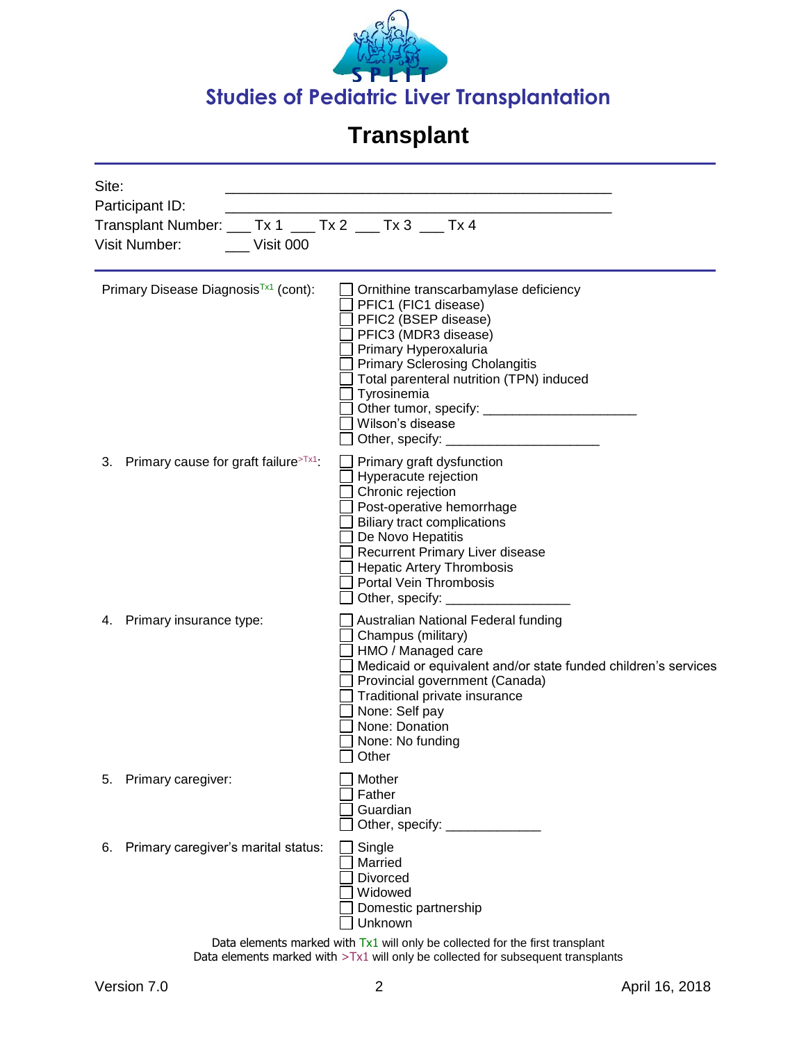# Studies of Pediatric Liver Transplantation

## Transplant

Site: ______________________________________________

Participant ID: ______________________________________________

Transplant Number: ___ Tx 1 ___ Tx 2 ___ Tx 3 ___ Tx 4

Visit Number: ___ Visit 000

---

Primary Disease Diagnosis[Tx1] (cont):

- ☐ Ornithine transcarbamylase deficiency
- ☐ PFIC1 (FIC1 disease)
- ☐ PFIC2 (BSEP disease)
- ☐ PFIC3 (MDR3 disease)
- ☐ Primary Hyperoxaluria
- ☐ Primary Sclerosing Cholangitis
- ☐ Total parenteral nutrition (TPN) induced
- ☐ Tyrosinemia
- ☐ Other tumor, specify: ____________________
- ☐ Wilson's disease
- ☐ Other, specify: ____________________

3. Primary cause for graft failure[>Tx1]:

- ☐ Primary graft dysfunction
- ☐ Hyperacute rejection
- ☐ Chronic rejection
- ☐ Post-operative hemorrhage
- ☐ Biliary tract complications
- ☐ De Novo Hepatitis
- ☐ Recurrent Primary Liver disease
- ☐ Hepatic Artery Thrombosis
- ☐ Portal Vein Thrombosis
- ☐ Other, specify: ________________

4. Primary insurance type:

- ☐ Australian National Federal funding
- ☐ Champus (military)
- ☐ HMO / Managed care
- ☐ Medicaid or equivalent and/or state funded children's services
- ☐ Provincial government (Canada)
- ☐ Traditional private insurance
- ☐ None: Self pay
- ☐ None: Donation
- ☐ None: No funding
- ☐ Other

5. Primary caregiver:

- ☐ Mother
- ☐ Father
- ☐ Guardian
- ☐ Other, specify: ____________

6. Primary caregiver's marital status:

- ☐ Single
- ☐ Married
- ☐ Divorced
- ☐ Widowed
- ☐ Domestic partnership
- ☐ Unknown

Data elements marked with Tx1 will only be collected for the first transplant
Data elements marked with >Tx1 will only be collected for subsequent transplants

Version 7.0 April 16, 2018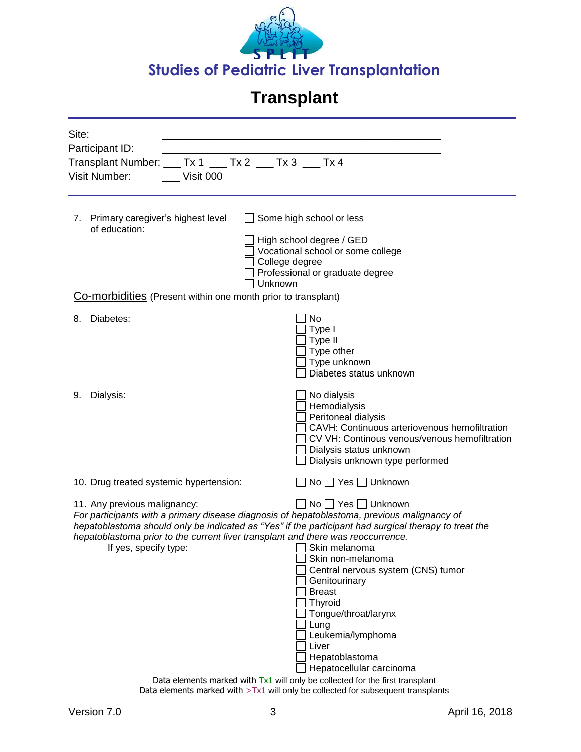Studies of Pediatric Liver Transplantation

# Transplant

Site: \_\_\_\_\_\_\_\_\_\_\_\_\_\_\_\_\_\_\_\_\_\_\_\_\_\_\_\_\_\_\_\_\_\_\_\_\_\_\_\_\_\_\_\_

Participant ID: \_\_\_\_\_\_\_\_\_\_\_\_\_\_\_\_\_\_\_\_\_\_\_\_\_\_\_\_\_\_\_\_\_\_\_\_\_\_\_\_\_\_\_\_

Transplant Number: \_\_\_ Tx 1 \_\_\_ Tx 2 \_\_\_ Tx 3 \_\_\_ Tx 4

Visit Number: \_\_\_ Visit 000

---

7. Primary caregiver's highest level of education:
   - ☐ Some high school or less
   - ☐ High school degree / GED
   - ☐ Vocational school or some college
   - ☐ College degree
   - ☐ Professional or graduate degree
   - ☐ Unknown

## Co-morbidities (Present within one month prior to transplant)

8. Diabetes:
   - ☐ No
   - ☐ Type I
   - ☐ Type II
   - ☐ Type other
   - ☐ Type unknown
   - ☐ Diabetes status unknown

9. Dialysis:
   - ☐ No dialysis
   - ☐ Hemodialysis
   - ☐ Peritoneal dialysis
   - ☐ CAVH: Continuous arteriovenous hemofiltration
   - ☐ CV VH: Continous venous/venous hemofiltration
   - ☐ Dialysis status unknown
   - ☐ Dialysis unknown type performed

10. Drug treated systemic hypertension: ☐ No ☐ Yes ☐ Unknown

11. Any previous malignancy: ☐ No ☐ Yes ☐ Unknown

*For participants with a primary disease diagnosis of hepatoblastoma, previous malignancy of hepatoblastoma should only be indicated as "Yes" if the participant had surgical therapy to treat the hepatoblastoma prior to the current liver transplant and there was reoccurrence.*

If yes, specify type:
   - ☐ Skin melanoma
   - ☐ Skin non-melanoma
   - ☐ Central nervous system (CNS) tumor
   - ☐ Genitourinary
   - ☐ Breast
   - ☐ Thyroid
   - ☐ Tongue/throat/larynx
   - ☐ Lung
   - ☐ Leukemia/lymphoma
   - ☐ Liver
   - ☐ Hepatoblastoma
   - ☐ Hepatocellular carcinoma

Data elements marked with Tx1 will only be collected for the first transplant
Data elements marked with >Tx1 will only be collected for subsequent transplants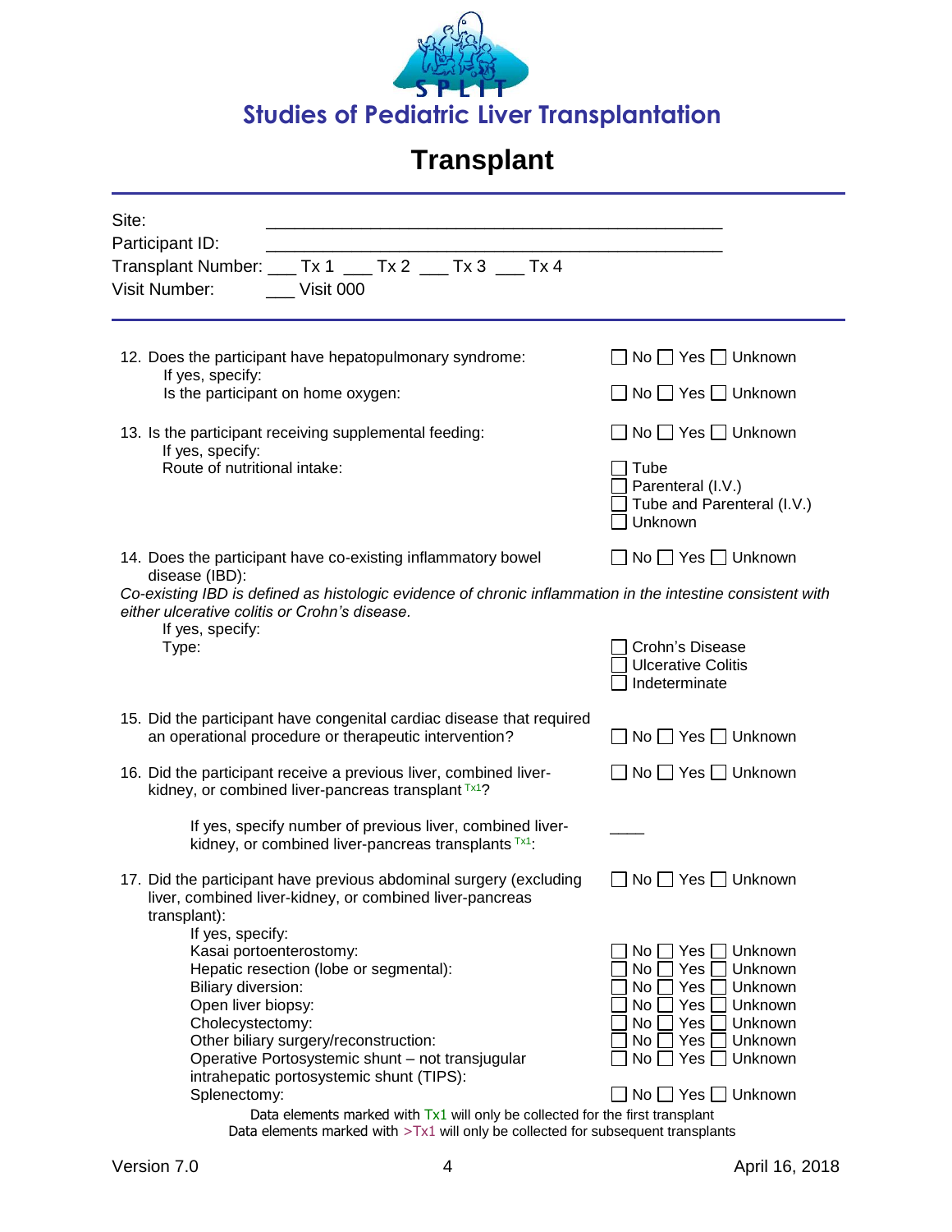# Studies of Pediatric Liver Transplantation

# Transplant

Site: ______________________________________________

Participant ID: ______________________________________________

Transplant Number: ___ Tx 1 ___ Tx 2 ___ Tx 3 ___ Tx 4

Visit Number: ___ Visit 000

---

12. Does the participant have hepatopulmonary syndrome: ☐ No ☐ Yes ☐ Unknown

    If yes, specify:

    Is the participant on home oxygen: ☐ No ☐ Yes ☐ Unknown

13. Is the participant receiving supplemental feeding: ☐ No ☐ Yes ☐ Unknown

    If yes, specify:

    Route of nutritional intake:
    - ☐ Tube
    - ☐ Parenteral (I.V.)
    - ☐ Tube and Parenteral (I.V.)
    - ☐ Unknown

14. Does the participant have co-existing inflammatory bowel disease (IBD): ☐ No ☐ Yes ☐ Unknown

    *Co-existing IBD is defined as histologic evidence of chronic inflammation in the intestine consistent with either ulcerative colitis or Crohn's disease.*

    If yes, specify:

    Type:
    - ☐ Crohn's Disease
    - ☐ Ulcerative Colitis
    - ☐ Indeterminate

15. Did the participant have congenital cardiac disease that required an operational procedure or therapeutic intervention? ☐ No ☐ Yes ☐ Unknown

16. Did the participant receive a previous liver, combined liver-kidney, or combined liver-pancreas transplant [Tx1]? ☐ No ☐ Yes ☐ Unknown

    If yes, specify number of previous liver, combined liver-kidney, or combined liver-pancreas transplants [Tx1]: ____

17. Did the participant have previous abdominal surgery (excluding liver, combined liver-kidney, or combined liver-pancreas transplant): ☐ No ☐ Yes ☐ Unknown

    If yes, specify:

    Kasai portoenterostomy: ☐ No ☐ Yes ☐ Unknown

    Hepatic resection (lobe or segmental): ☐ No ☐ Yes ☐ Unknown

    Biliary diversion: ☐ No ☐ Yes ☐ Unknown

    Open liver biopsy: ☐ No ☐ Yes ☐ Unknown

    Cholecystectomy: ☐ No ☐ Yes ☐ Unknown

    Other biliary surgery/reconstruction: ☐ No ☐ Yes ☐ Unknown

    Operative Portosystemic shunt – not transjugular intrahepatic portosystemic shunt (TIPS): ☐ No ☐ Yes ☐ Unknown

    Splenectomy: ☐ No ☐ Yes ☐ Unknown

Data elements marked with Tx1 will only be collected for the first transplant
Data elements marked with >Tx1 will only be collected for subsequent transplants

Version 7.0 April 16, 2018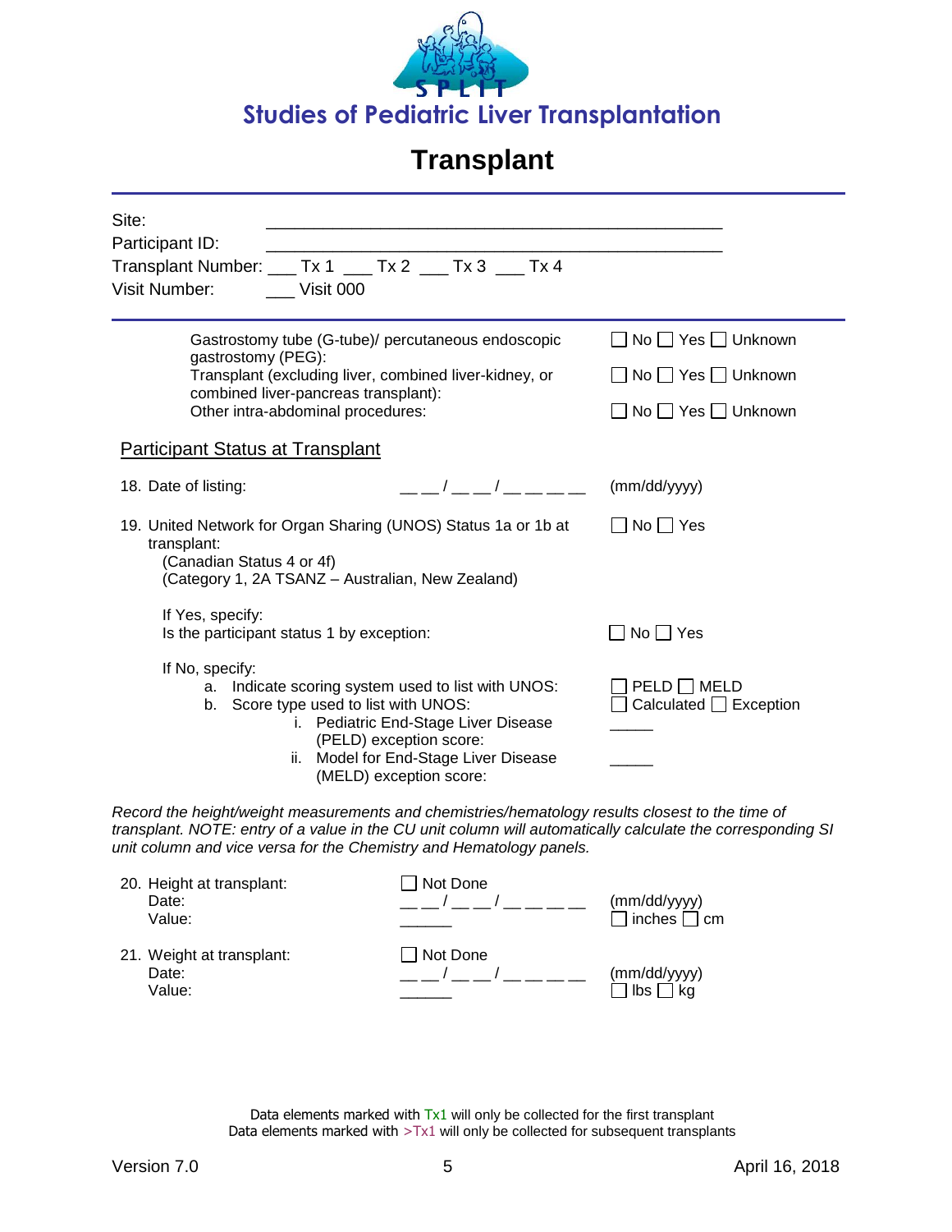Studies of Pediatric Liver Transplantation

# Transplant

Site: ______________________________________________

Participant ID: ______________________________________________

Transplant Number: ___ Tx 1 ___ Tx 2 ___ Tx 3 ___ Tx 4

Visit Number: ___ Visit 000

---

| | |
|---|---|
| Gastrostomy tube (G-tube)/ percutaneous endoscopic gastrostomy (PEG): | ☐ No ☐ Yes ☐ Unknown |
| Transplant (excluding liver, combined liver-kidney, or combined liver-pancreas transplant): | ☐ No ☐ Yes ☐ Unknown |
| Other intra-abdominal procedures: | ☐ No ☐ Yes ☐ Unknown |

## Participant Status at Transplant

18. Date of listing: __ __ / __ __ / __ __ __ __ (mm/dd/yyyy)

19. United Network for Organ Sharing (UNOS) Status 1a or 1b at transplant: ☐ No ☐ Yes
    (Canadian Status 4 or 4f)
    (Category 1, 2A TSANZ – Australian, New Zealand)

    If Yes, specify:
    Is the participant status 1 by exception: ☐ No ☐ Yes

    If No, specify:
    a. Indicate scoring system used to list with UNOS: ☐ PELD ☐ MELD
    b. Score type used to list with UNOS: ☐ Calculated ☐ Exception
       i. Pediatric End-Stage Liver Disease (PELD) exception score: _____
       ii. Model for End-Stage Liver Disease (MELD) exception score: _____

*Record the height/weight measurements and chemistries/hematology results closest to the time of transplant. NOTE: entry of a value in the CU unit column will automatically calculate the corresponding SI unit column and vice versa for the Chemistry and Hematology panels.*

20. Height at transplant: ☐ Not Done
    Date: __ __ / __ __ / __ __ __ __ (mm/dd/yyyy)
    Value: ______ ☐ inches ☐ cm

21. Weight at transplant: ☐ Not Done
    Date: __ __ / __ __ / __ __ __ __ (mm/dd/yyyy)
    Value: ______ ☐ lbs ☐ kg

Data elements marked with Tx1 will only be collected for the first transplant
Data elements marked with >Tx1 will only be collected for subsequent transplants

Version 7.0 April 16, 2018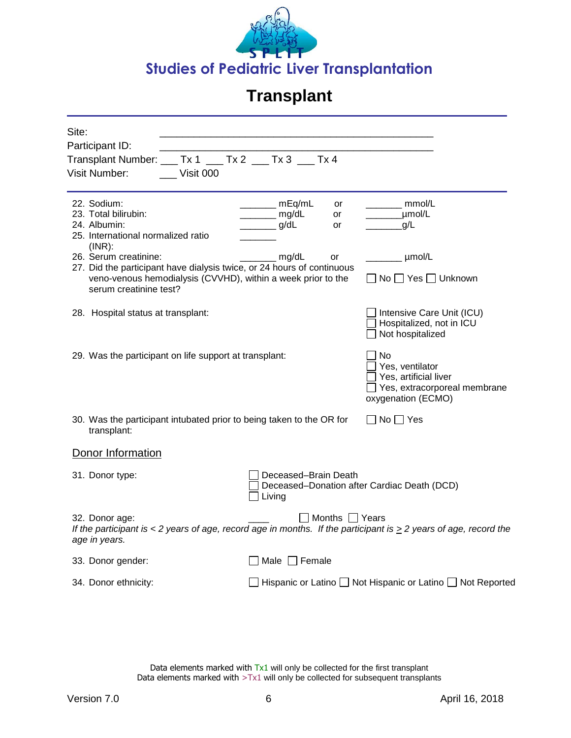**Studies of Pediatric Liver Transplantation**

# Transplant

Site: ___________________________________________

Participant ID: ___________________________________________

Transplant Number: ___ Tx 1 ___ Tx 2 ___ Tx 3 ___ Tx 4

Visit Number: ___ Visit 000

---

22. Sodium: _______ mEq/mL or _______ mmol/L
23. Total bilirubin: _______ mg/dL or _______µmol/L
24. Albumin: _______ g/dL or _______g/L
25. International normalized ratio (INR): _______
26. Serum creatinine: _______ mg/dL or _______ µmol/L
27. Did the participant have dialysis twice, or 24 hours of continuous veno-venous hemodialysis (CVVHD), within a week prior to the serum creatinine test? ☐ No ☐ Yes ☐ Unknown
28. Hospital status at transplant:
    - ☐ Intensive Care Unit (ICU)
    - ☐ Hospitalized, not in ICU
    - ☐ Not hospitalized
29. Was the participant on life support at transplant:
    - ☐ No
    - ☐ Yes, ventilator
    - ☐ Yes, artificial liver
    - ☐ Yes, extracorporeal membrane oxygenation (ECMO)
30. Was the participant intubated prior to being taken to the OR for transplant: ☐ No ☐ Yes

## Donor Information

31. Donor type:
    - ☐ Deceased–Brain Death
    - ☐ Deceased–Donation after Cardiac Death (DCD)
    - ☐ Living
32. Donor age: ____ ☐ Months ☐ Years

*If the participant is < 2 years of age, record age in months. If the participant is ≥ 2 years of age, record the age in years.*

33. Donor gender: ☐ Male ☐ Female
34. Donor ethnicity: ☐ Hispanic or Latino ☐ Not Hispanic or Latino ☐ Not Reported

Data elements marked with Tx1 will only be collected for the first transplant
Data elements marked with >Tx1 will only be collected for subsequent transplants

Version 7.0 April 16, 2018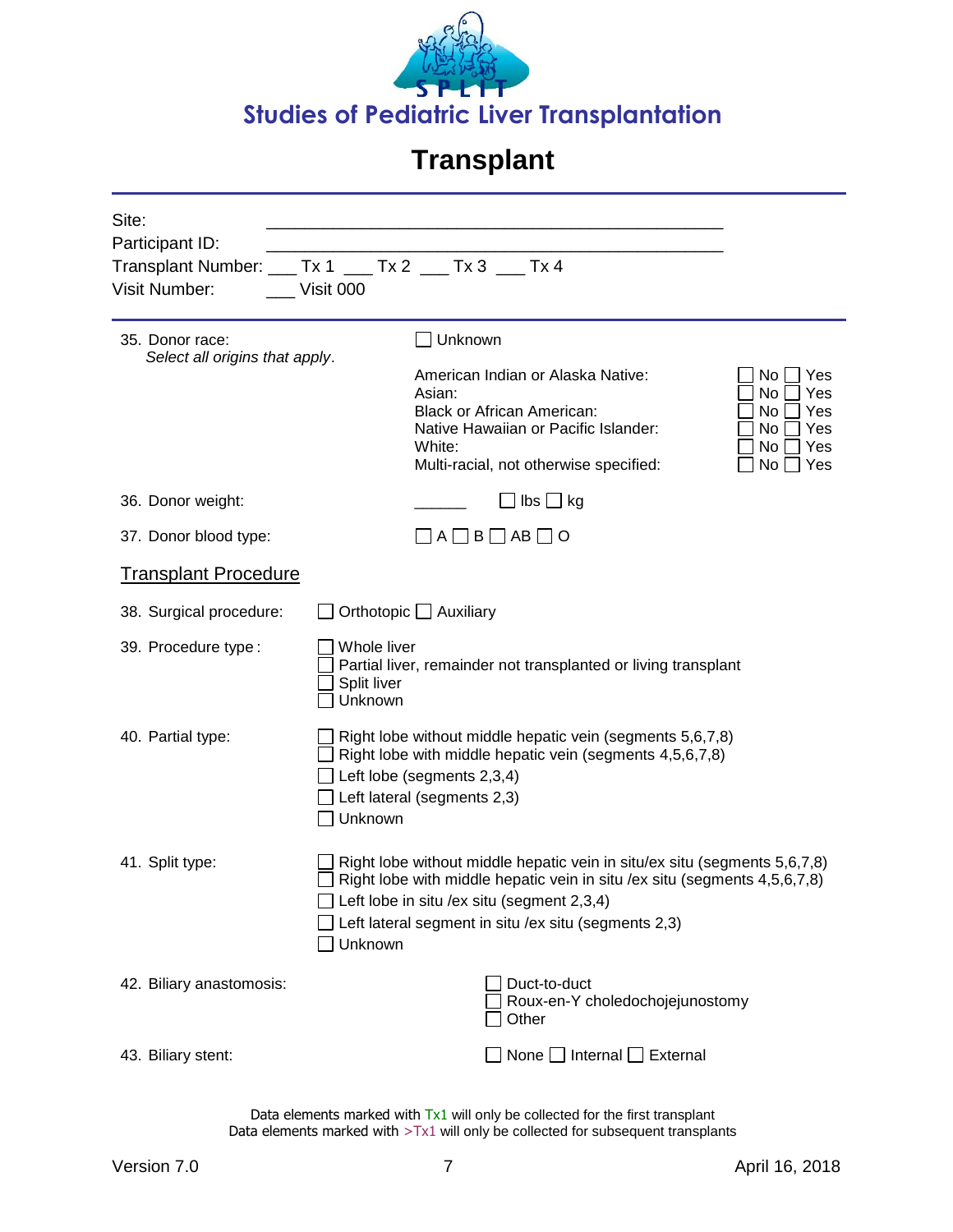**Studies of Pediatric Liver Transplantation**

# Transplant

Site: ____________________________________________

Participant ID: ____________________________________________

Transplant Number: ___ Tx 1 ___ Tx 2 ___ Tx 3 ___ Tx 4

Visit Number: ___ Visit 000

---

35. Donor race:
*Select all origins that apply*.

☐ Unknown

| | |
|---|---|
| American Indian or Alaska Native: | ☐ No ☐ Yes |
| Asian: | ☐ No ☐ Yes |
| Black or African American: | ☐ No ☐ Yes |
| Native Hawaiian or Pacific Islander: | ☐ No ☐ Yes |
| White: | ☐ No ☐ Yes |
| Multi-racial, not otherwise specified: | ☐ No ☐ Yes |

36. Donor weight: ______ ☐ lbs ☐ kg

37. Donor blood type: ☐ A ☐ B ☐ AB ☐ O

## Transplant Procedure

38. Surgical procedure: ☐ Orthotopic ☐ Auxiliary

39. Procedure type:
- ☐ Whole liver
- ☐ Partial liver, remainder not transplanted or living transplant
- ☐ Split liver
- ☐ Unknown

40. Partial type:
- ☐ Right lobe without middle hepatic vein (segments 5,6,7,8)
- ☐ Right lobe with middle hepatic vein (segments 4,5,6,7,8)
- ☐ Left lobe (segments 2,3,4)
- ☐ Left lateral (segments 2,3)
- ☐ Unknown

41. Split type:
- ☐ Right lobe without middle hepatic vein in situ/ex situ (segments 5,6,7,8)
- ☐ Right lobe with middle hepatic vein in situ /ex situ (segments 4,5,6,7,8)
- ☐ Left lobe in situ /ex situ (segment 2,3,4)
- ☐ Left lateral segment in situ /ex situ (segments 2,3)
- ☐ Unknown

42. Biliary anastomosis:
- ☐ Duct-to-duct
- ☐ Roux-en-Y choledochojejunostomy
- ☐ Other

43. Biliary stent: ☐ None ☐ Internal ☐ External

Data elements marked with Tx1 will only be collected for the first transplant
Data elements marked with >Tx1 will only be collected for subsequent transplants

Version 7.0 April 16, 2018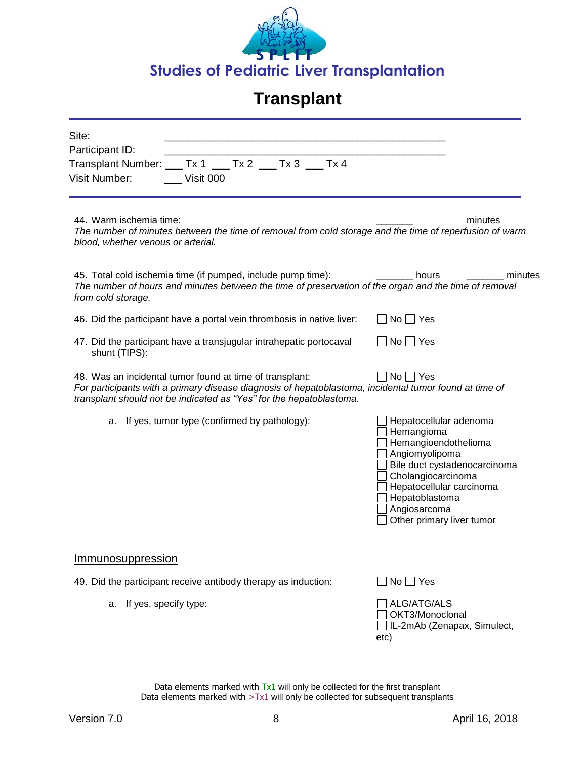# Studies of Pediatric Liver Transplantation

# Transplant

Site: ____________________________________________

Participant ID: ____________________________________________

Transplant Number: ___ Tx 1 ___ Tx 2 ___ Tx 3 ___ Tx 4

Visit Number: ___ Visit 000

---

44. Warm ischemia time: _______ minutes

*The number of minutes between the time of removal from cold storage and the time of reperfusion of warm blood, whether venous or arterial.*

45. Total cold ischemia time (if pumped, include pump time): _______ hours _______ minutes

*The number of hours and minutes between the time of preservation of the organ and the time of removal from cold storage.*

46. Did the participant have a portal vein thrombosis in native liver: ☐ No ☐ Yes

47. Did the participant have a transjugular intrahepatic portocaval shunt (TIPS): ☐ No ☐ Yes

48. Was an incidental tumor found at time of transplant: ☐ No ☐ Yes

*For participants with a primary disease diagnosis of hepatoblastoma, incidental tumor found at time of transplant should not be indicated as "Yes" for the hepatoblastoma.*

   a. If yes, tumor type (confirmed by pathology):
   - ☐ Hepatocellular adenoma
   - ☐ Hemangioma
   - ☐ Hemangioendothelioma
   - ☐ Angiomyolipoma
   - ☐ Bile duct cystadenocarcinoma
   - ☐ Cholangiocarcinoma
   - ☐ Hepatocellular carcinoma
   - ☐ Hepatoblastoma
   - ☐ Angiosarcoma
   - ☐ Other primary liver tumor

## Immunosuppression

49. Did the participant receive antibody therapy as induction: ☐ No ☐ Yes

   a. If yes, specify type:
   - ☐ ALG/ATG/ALS
   - ☐ OKT3/Monoclonal
   - ☐ IL-2mAb (Zenapax, Simulect, etc)

Data elements marked with Tx1 will only be collected for the first transplant
Data elements marked with >Tx1 will only be collected for subsequent transplants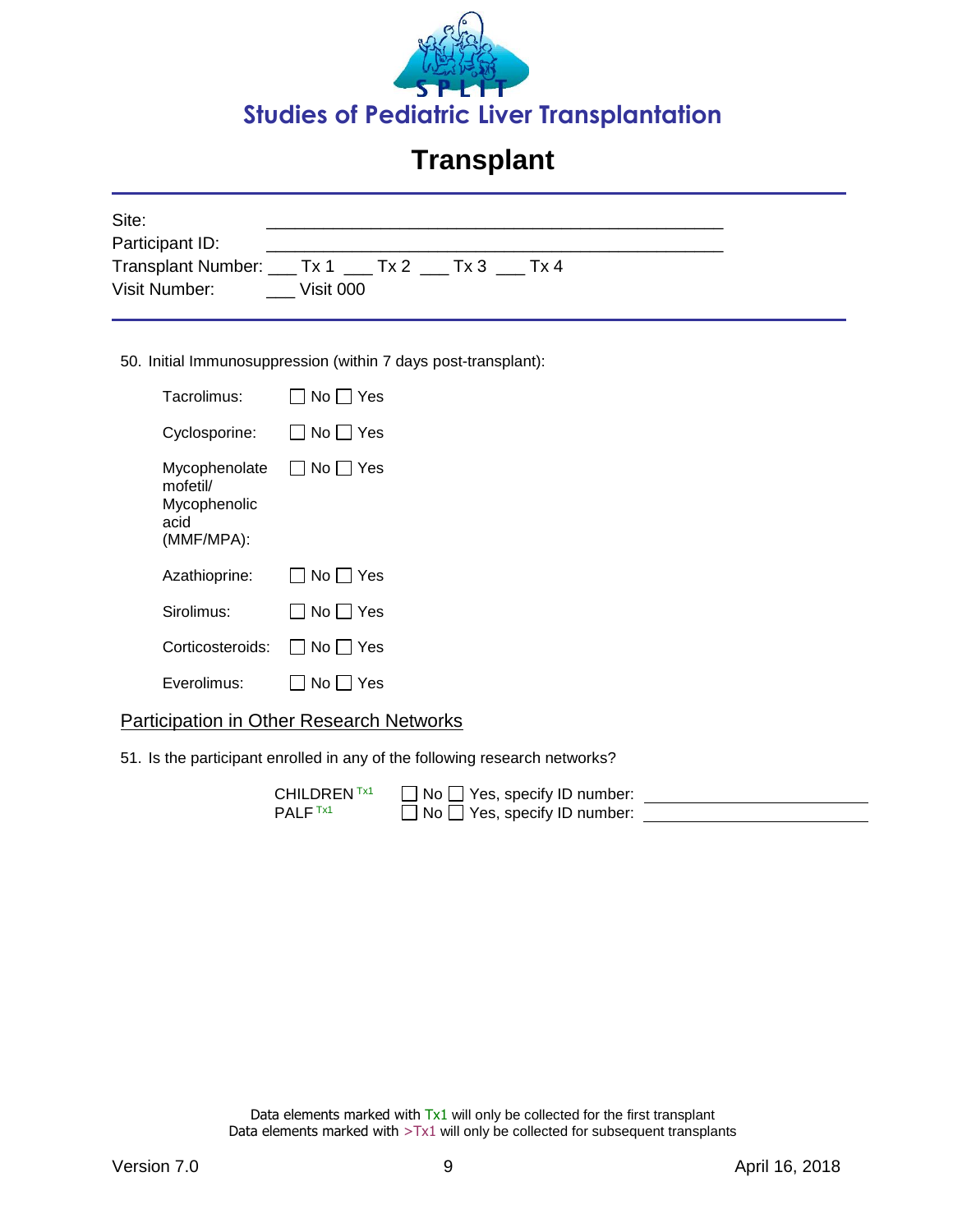# Studies of Pediatric Liver Transplantation

# Transplant

Site: ______________________________________________

Participant ID: ______________________________________________

Transplant Number: ___ Tx 1 ___ Tx 2 ___ Tx 3 ___ Tx 4

Visit Number: ___ Visit 000

50. Initial Immunosuppression (within 7 days post-transplant):

| | |
|---|---|
| Tacrolimus: | ☐ No ☐ Yes |
| Cyclosporine: | ☐ No ☐ Yes |
| Mycophenolate mofetil/ Mycophenolic acid (MMF/MPA): | ☐ No ☐ Yes |
| Azathioprine: | ☐ No ☐ Yes |
| Sirolimus: | ☐ No ☐ Yes |
| Corticosteroids: | ☐ No ☐ Yes |
| Everolimus: | ☐ No ☐ Yes |

## Participation in Other Research Networks

51. Is the participant enrolled in any of the following research networks?

| | |
|---|---|
| CHILDREN Tx1 | ☐ No ☐ Yes, specify ID number: ____________________ |
| PALF Tx1 | ☐ No ☐ Yes, specify ID number: ____________________ |

Data elements marked with Tx1 will only be collected for the first transplant
Data elements marked with >Tx1 will only be collected for subsequent transplants

Version 7.0 April 16, 2018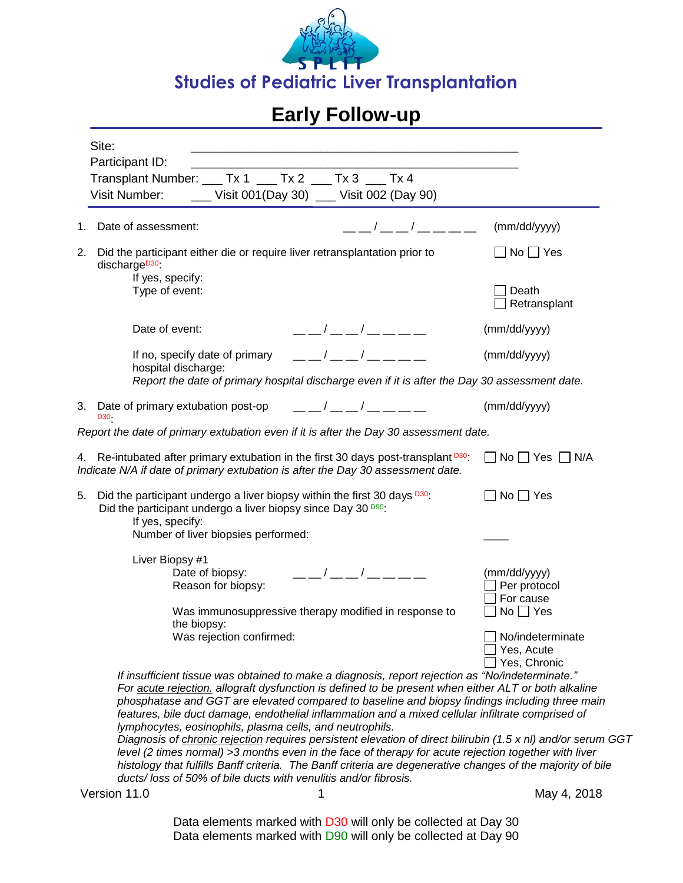# Studies of Pediatric Liver Transplantation

## Early Follow-up

Site: ________________________________________________

Participant ID: ________________________________________________

Transplant Number: ___ Tx 1 ___ Tx 2 ___ Tx 3 ___ Tx 4

Visit Number: ___ Visit 001(Day 30) ___ Visit 002 (Day 90)

1. Date of assessment: __ __ / __ __ / __ __ __ __ (mm/dd/yyyy)

2. Did the participant either die or require liver retransplantation prior to discharge[D30]: ☐ No ☐ Yes

   If yes, specify:

   Type of event: ☐ Death ☐ Retransplant

   Date of event: __ __ / __ __ / __ __ __ __ (mm/dd/yyyy)

   If no, specify date of primary hospital discharge: __ __ / __ __ / __ __ __ __ (mm/dd/yyyy)

   *Report the date of primary hospital discharge even if it is after the Day 30 assessment date.*

3. Date of primary extubation post-op[D30]: __ __ / __ __ / __ __ __ __ (mm/dd/yyyy)

*Report the date of primary extubation even if it is after the Day 30 assessment date.*

4. Re-intubated after primary extubation in the first 30 days post-transplant[D30]: ☐ No ☐ Yes ☐ N/A

*Indicate N/A if date of primary extubation is after the Day 30 assessment date.*

5. Did the participant undergo a liver biopsy within the first 30 days[D30]: ☐ No ☐ Yes

   Did the participant undergo a liver biopsy since Day 30[D90]:

   If yes, specify:

   Number of liver biopsies performed: ____

   Liver Biopsy #1

   Date of biopsy: __ __ / __ __ / __ __ __ __ (mm/dd/yyyy)

   Reason for biopsy: ☐ Per protocol ☐ For cause

   Was immunosuppressive therapy modified in response to the biopsy: ☐ No ☐ Yes

   Was rejection confirmed: ☐ No/indeterminate ☐ Yes, Acute ☐ Yes, Chronic

   *If insufficient tissue was obtained to make a diagnosis, report rejection as "No/indeterminate."*
   *For acute rejection, allograft dysfunction is defined to be present when either ALT or both alkaline phosphatase and GGT are elevated compared to baseline and biopsy findings including three main features, bile duct damage, endothelial inflammation and a mixed cellular infiltrate comprised of lymphocytes, eosinophils, plasma cells, and neutrophils.*
   *Diagnosis of chronic rejection requires persistent elevation of direct bilirubin (1.5 x nl) and/or serum GGT level (2 times normal) >3 months even in the face of therapy for acute rejection together with liver histology that fulfills Banff criteria. The Banff criteria are degenerative changes of the majority of bile ducts/ loss of 50% of bile ducts with venulitis and/or fibrosis.*

Version 11.0 May 4, 2018

Data elements marked with D30 will only be collected at Day 30
Data elements marked with D90 will only be collected at Day 90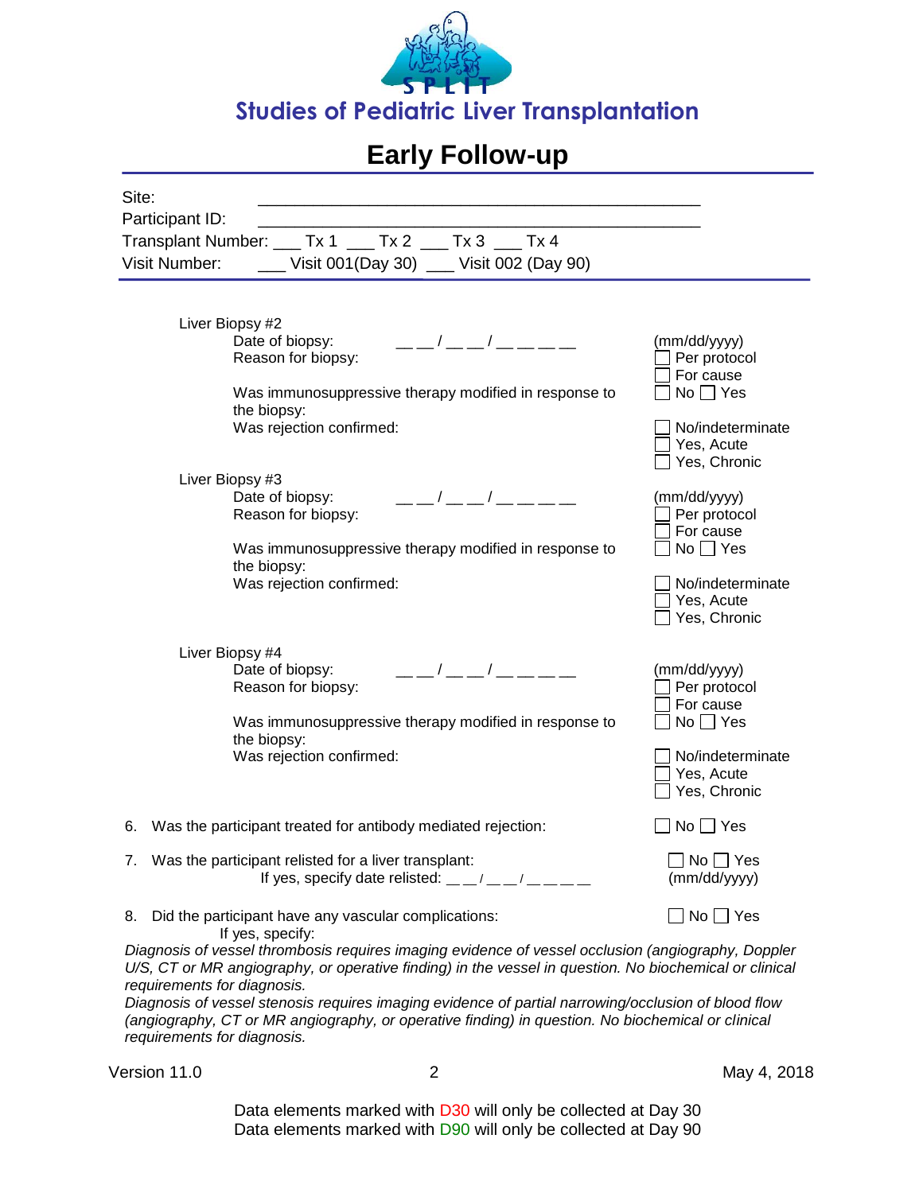# Studies of Pediatric Liver Transplantation

## Early Follow-up

Site: ____________________________________________

Participant ID: ____________________________________________

Transplant Number: ___ Tx 1 ___ Tx 2 ___ Tx 3 ___ Tx 4

Visit Number: ___ Visit 001(Day 30) ___ Visit 002 (Day 90)

---

Liver Biopsy #2

- Date of biopsy: __ __ / __ __ / __ __ __ __ (mm/dd/yyyy)
- Reason for biopsy: ☐ Per protocol ☐ For cause
- Was immunosuppressive therapy modified in response to the biopsy: ☐ No ☐ Yes
- Was rejection confirmed: ☐ No/indeterminate ☐ Yes, Acute ☐ Yes, Chronic

Liver Biopsy #3

- Date of biopsy: __ __ / __ __ / __ __ __ __ (mm/dd/yyyy)
- Reason for biopsy: ☐ Per protocol ☐ For cause
- Was immunosuppressive therapy modified in response to the biopsy: ☐ No ☐ Yes
- Was rejection confirmed: ☐ No/indeterminate ☐ Yes, Acute ☐ Yes, Chronic

Liver Biopsy #4

- Date of biopsy: __ __ / __ __ / __ __ __ __ (mm/dd/yyyy)
- Reason for biopsy: ☐ Per protocol ☐ For cause
- Was immunosuppressive therapy modified in response to the biopsy: ☐ No ☐ Yes
- Was rejection confirmed: ☐ No/indeterminate ☐ Yes, Acute ☐ Yes, Chronic

6. Was the participant treated for antibody mediated rejection: ☐ No ☐ Yes

7. Was the participant relisted for a liver transplant: ☐ No ☐ Yes

   If yes, specify date relisted: __ __ / __ __ / __ __ __ __ (mm/dd/yyyy)

8. Did the participant have any vascular complications: ☐ No ☐ Yes

   If yes, specify:

*Diagnosis of vessel thrombosis requires imaging evidence of vessel occlusion (angiography, Doppler U/S, CT or MR angiography, or operative finding) in the vessel in question. No biochemical or clinical requirements for diagnosis.*

*Diagnosis of vessel stenosis requires imaging evidence of partial narrowing/occlusion of blood flow (angiography, CT or MR angiography, or operative finding) in question. No biochemical or clinical requirements for diagnosis.*

Version 11.0 May 4, 2018

Data elements marked with D30 will only be collected at Day 30
Data elements marked with D90 will only be collected at Day 90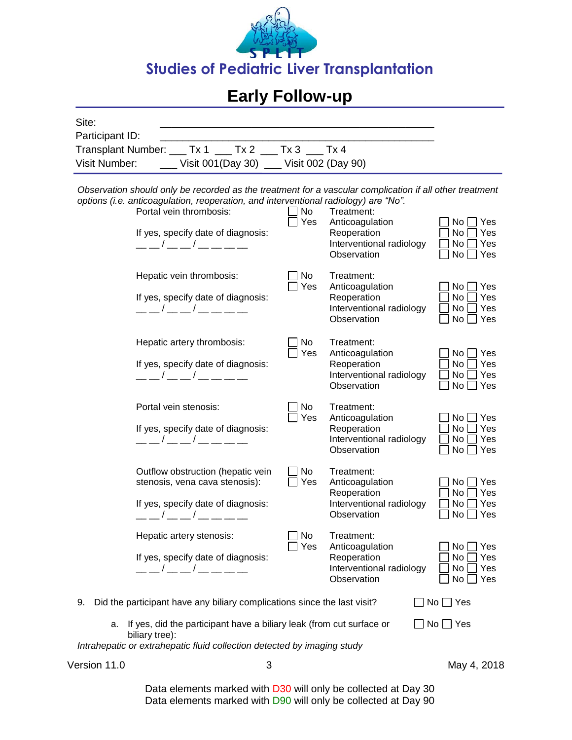# Studies of Pediatric Liver Transplantation

## Early Follow-up

Site: ____________________________________________

Participant ID: ____________________________________________

Transplant Number: ___ Tx 1 ___ Tx 2 ___ Tx 3 ___ Tx 4

Visit Number: ___ Visit 001(Day 30) ___ Visit 002 (Day 90)

*Observation should only be recorded as the treatment for a vascular complication if all other treatment options (i.e. anticoagulation, reoperation, and interventional radiology) are "No".*

| Complication | | Treatment | |
|---|---|---|---|
| Portal vein thrombosis:<br><br>If yes, specify date of diagnosis:<br>__ __ / __ __ / __ __ __ __ | ☐ No<br>☐ Yes | Treatment:<br>Anticoagulation<br>Reoperation<br>Interventional radiology<br>Observation | <br>☐ No ☐ Yes<br>☐ No ☐ Yes<br>☐ No ☐ Yes<br>☐ No ☐ Yes |
| Hepatic vein thrombosis:<br><br>If yes, specify date of diagnosis:<br>__ __ / __ __ / __ __ __ __ | ☐ No<br>☐ Yes | Treatment:<br>Anticoagulation<br>Reoperation<br>Interventional radiology<br>Observation | <br>☐ No ☐ Yes<br>☐ No ☐ Yes<br>☐ No ☐ Yes<br>☐ No ☐ Yes |
| Hepatic artery thrombosis:<br><br>If yes, specify date of diagnosis:<br>__ __ / __ __ / __ __ __ __ | ☐ No<br>☐ Yes | Treatment:<br>Anticoagulation<br>Reoperation<br>Interventional radiology<br>Observation | <br>☐ No ☐ Yes<br>☐ No ☐ Yes<br>☐ No ☐ Yes<br>☐ No ☐ Yes |
| Portal vein stenosis:<br><br>If yes, specify date of diagnosis:<br>__ __ / __ __ / __ __ __ __ | ☐ No<br>☐ Yes | Treatment:<br>Anticoagulation<br>Reoperation<br>Interventional radiology<br>Observation | <br>☐ No ☐ Yes<br>☐ No ☐ Yes<br>☐ No ☐ Yes<br>☐ No ☐ Yes |
| Outflow obstruction (hepatic vein stenosis, vena cava stenosis):<br><br>If yes, specify date of diagnosis:<br>__ __ / __ __ / __ __ __ __ | ☐ No<br>☐ Yes | Treatment:<br>Anticoagulation<br>Reoperation<br>Interventional radiology<br>Observation | <br>☐ No ☐ Yes<br>☐ No ☐ Yes<br>☐ No ☐ Yes<br>☐ No ☐ Yes |
| Hepatic artery stenosis:<br><br>If yes, specify date of diagnosis:<br>__ __ / __ __ / __ __ __ __ | ☐ No<br>☐ Yes | Treatment:<br>Anticoagulation<br>Reoperation<br>Interventional radiology<br>Observation | <br>☐ No ☐ Yes<br>☐ No ☐ Yes<br>☐ No ☐ Yes<br>☐ No ☐ Yes |

9. Did the participant have any biliary complications since the last visit? ☐ No ☐ Yes

   a. If yes, did the participant have a biliary leak (from cut surface or biliary tree): ☐ No ☐ Yes

*Intrahepatic or extrahepatic fluid collection detected by imaging study*

Version 11.0 May 4, 2018

Data elements marked with D30 will only be collected at Day 30
Data elements marked with D90 will only be collected at Day 90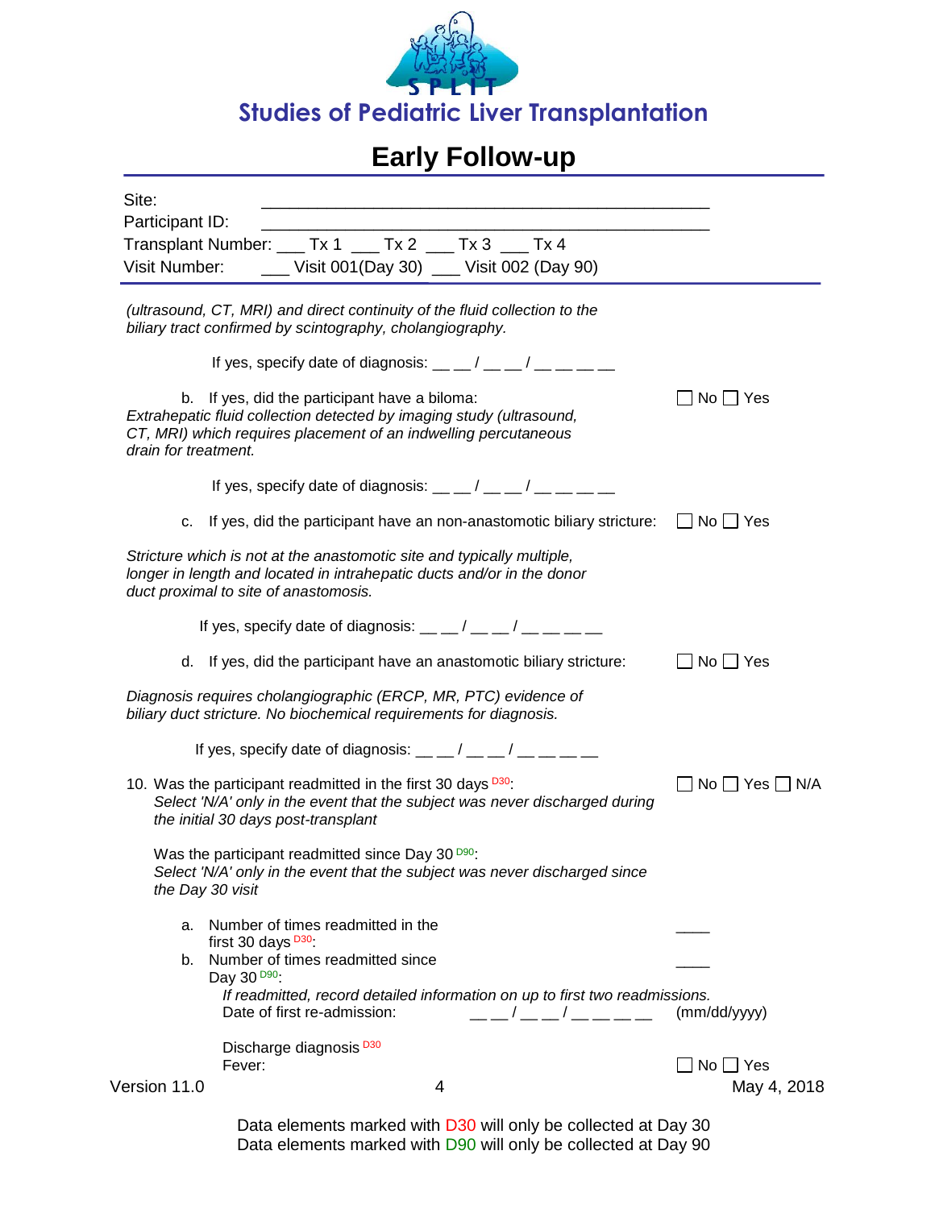# Studies of Pediatric Liver Transplantation

# Early Follow-up

Site: ____________________________________________

Participant ID: ____________________________________________

Transplant Number: ___ Tx 1 ___ Tx 2 ___ Tx 3 ___ Tx 4

Visit Number: ___ Visit 001(Day 30) ___ Visit 002 (Day 90)

*(ultrasound, CT, MRI) and direct continuity of the fluid collection to the biliary tract confirmed by scintography, cholangiography.*

If yes, specify date of diagnosis: __ __ / __ __ / __ __ __ __

b. If yes, did the participant have a biloma: ☐ No ☐ Yes

*Extrahepatic fluid collection detected by imaging study (ultrasound, CT, MRI) which requires placement of an indwelling percutaneous drain for treatment.*

If yes, specify date of diagnosis: __ __ / __ __ / __ __ __ __

c. If yes, did the participant have an non-anastomotic biliary stricture: ☐ No ☐ Yes

*Stricture which is not at the anastomotic site and typically multiple, longer in length and located in intrahepatic ducts and/or in the donor duct proximal to site of anastomosis.*

If yes, specify date of diagnosis: __ __ / __ __ / __ __ __ __

d. If yes, did the participant have an anastomotic biliary stricture: ☐ No ☐ Yes

*Diagnosis requires cholangiographic (ERCP, MR, PTC) evidence of biliary duct stricture. No biochemical requirements for diagnosis.*

If yes, specify date of diagnosis: __ __ / __ __ / __ __ __ __

10. Was the participant readmitted in the first 30 days [D30]: ☐ No ☐ Yes ☐ N/A
*Select 'N/A' only in the event that the subject was never discharged during the initial 30 days post-transplant*

Was the participant readmitted since Day 30 [D90]:
*Select 'N/A' only in the event that the subject was never discharged since the Day 30 visit*

a. Number of times readmitted in the first 30 days [D30]: ____

b. Number of times readmitted since Day 30 [D90]: ____

*If readmitted, record detailed information on up to first two readmissions.*

Date of first re-admission: __ __ / __ __ / __ __ __ __ (mm/dd/yyyy)

Discharge diagnosis [D30]

Fever: ☐ No ☐ Yes

Data elements marked with D30 will only be collected at Day 30
Data elements marked with D90 will only be collected at Day 90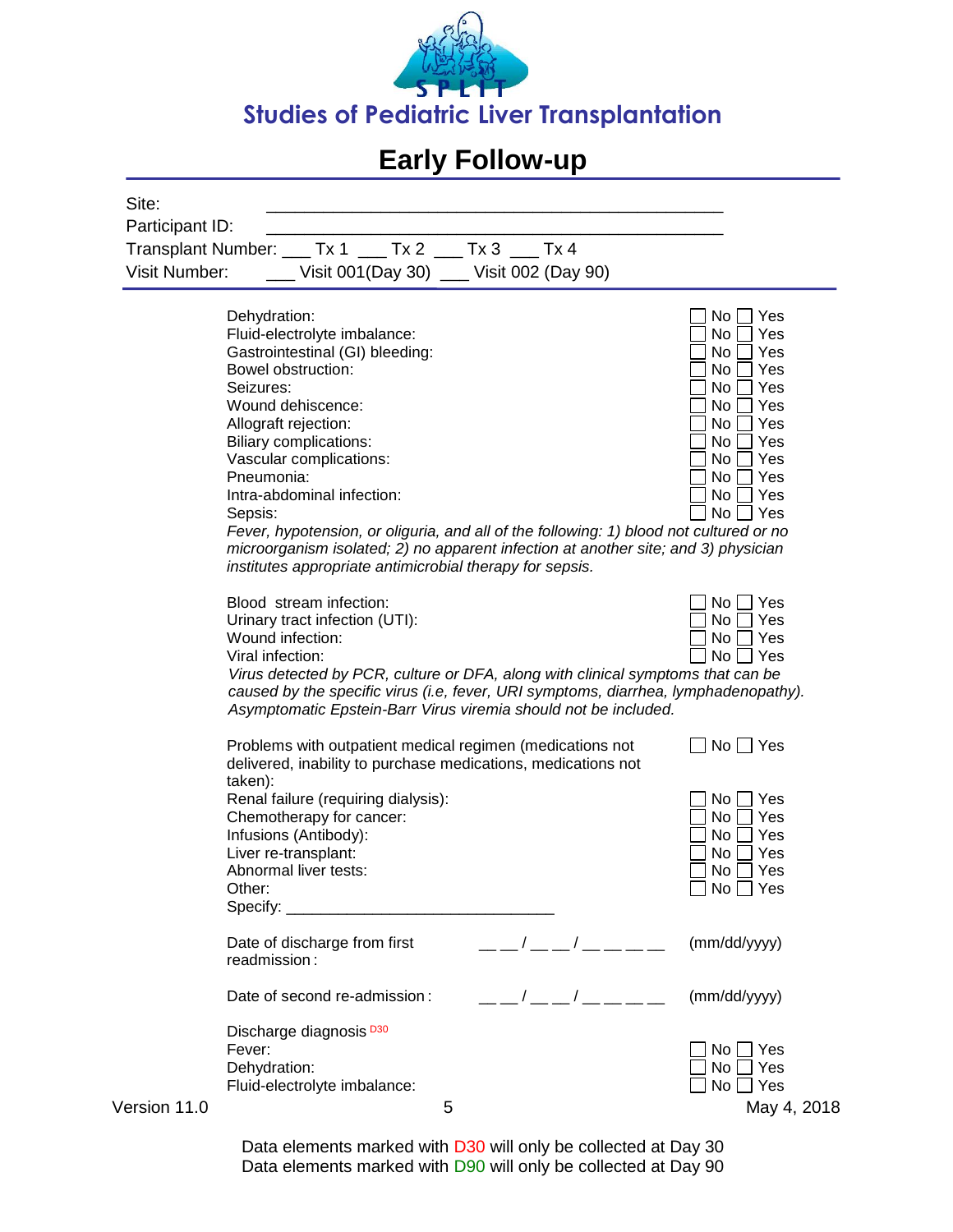Studies of Pediatric Liver Transplantation

# Early Follow-up

Site: ____________________________________________

Participant ID: ____________________________________________

Transplant Number: ___ Tx 1 ___ Tx 2 ___ Tx 3 ___ Tx 4

Visit Number: ___ Visit 001(Day 30) ___ Visit 002 (Day 90)

| | |
|---|---|
| Dehydration: | ☐ No ☐ Yes |
| Fluid-electrolyte imbalance: | ☐ No ☐ Yes |
| Gastrointestinal (GI) bleeding: | ☐ No ☐ Yes |
| Bowel obstruction: | ☐ No ☐ Yes |
| Seizures: | ☐ No ☐ Yes |
| Wound dehiscence: | ☐ No ☐ Yes |
| Allograft rejection: | ☐ No ☐ Yes |
| Biliary complications: | ☐ No ☐ Yes |
| Vascular complications: | ☐ No ☐ Yes |
| Pneumonia: | ☐ No ☐ Yes |
| Intra-abdominal infection: | ☐ No ☐ Yes |
| Sepsis: | ☐ No ☐ Yes |

*Fever, hypotension, or oliguria, and all of the following: 1) blood not cultured or no microorganism isolated; 2) no apparent infection at another site; and 3) physician institutes appropriate antimicrobial therapy for sepsis.*

| | |
|---|---|
| Blood stream infection: | ☐ No ☐ Yes |
| Urinary tract infection (UTI): | ☐ No ☐ Yes |
| Wound infection: | ☐ No ☐ Yes |
| Viral infection: | ☐ No ☐ Yes |

*Virus detected by PCR, culture or DFA, along with clinical symptoms that can be caused by the specific virus (i.e, fever, URI symptoms, diarrhea, lymphadenopathy). Asymptomatic Epstein-Barr Virus viremia should not be included.*

| | |
|---|---|
| Problems with outpatient medical regimen (medications not delivered, inability to purchase medications, medications not taken): | ☐ No ☐ Yes |
| Renal failure (requiring dialysis): | ☐ No ☐ Yes |
| Chemotherapy for cancer: | ☐ No ☐ Yes |
| Infusions (Antibody): | ☐ No ☐ Yes |
| Liver re-transplant: | ☐ No ☐ Yes |
| Abnormal liver tests: | ☐ No ☐ Yes |
| Other: | ☐ No ☐ Yes |

Specify: ______________________________

Date of discharge from first readmission: __ __ / __ __ / __ __ __ __ (mm/dd/yyyy)

Date of second re-admission: __ __ / __ __ / __ __ __ __ (mm/dd/yyyy)

Discharge diagnosis D30

| | |
|---|---|
| Fever: | ☐ No ☐ Yes |
| Dehydration: | ☐ No ☐ Yes |
| Fluid-electrolyte imbalance: | ☐ No ☐ Yes |

Version 11.0 — May 4, 2018

Data elements marked with D30 will only be collected at Day 30
Data elements marked with D90 will only be collected at Day 90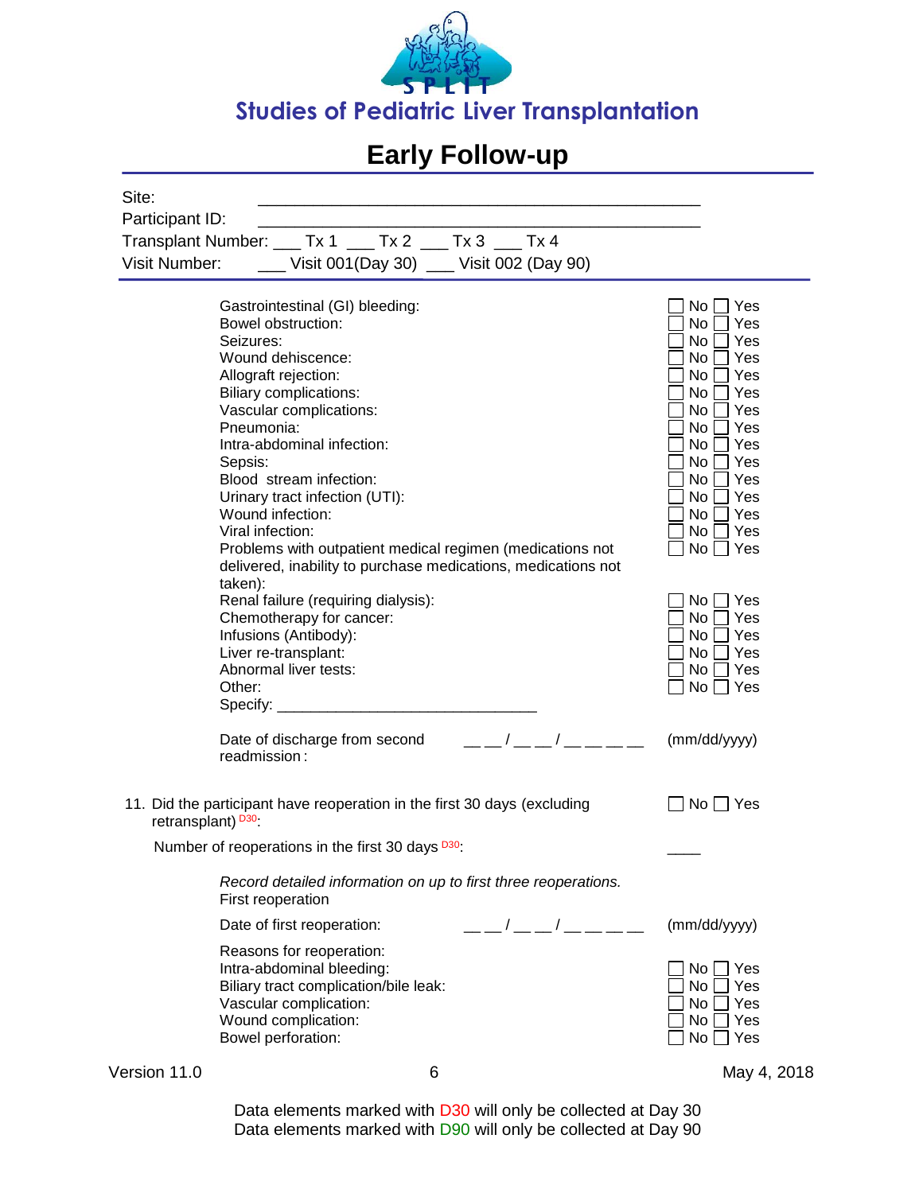Studies of Pediatric Liver Transplantation

# Early Follow-up

Site: ___________________________________________

Participant ID: ___________________________________________

Transplant Number: ___ Tx 1 ___ Tx 2 ___ Tx 3 ___ Tx 4

Visit Number: ___ Visit 001(Day 30) ___ Visit 002 (Day 90)

| | |
|---|---|
| Gastrointestinal (GI) bleeding: | ☐ No ☐ Yes |
| Bowel obstruction: | ☐ No ☐ Yes |
| Seizures: | ☐ No ☐ Yes |
| Wound dehiscence: | ☐ No ☐ Yes |
| Allograft rejection: | ☐ No ☐ Yes |
| Biliary complications: | ☐ No ☐ Yes |
| Vascular complications: | ☐ No ☐ Yes |
| Pneumonia: | ☐ No ☐ Yes |
| Intra-abdominal infection: | ☐ No ☐ Yes |
| Sepsis: | ☐ No ☐ Yes |
| Blood stream infection: | ☐ No ☐ Yes |
| Urinary tract infection (UTI): | ☐ No ☐ Yes |
| Wound infection: | ☐ No ☐ Yes |
| Viral infection: | ☐ No ☐ Yes |
| Problems with outpatient medical regimen (medications not delivered, inability to purchase medications, medications not taken): | ☐ No ☐ Yes |
| Renal failure (requiring dialysis): | ☐ No ☐ Yes |
| Chemotherapy for cancer: | ☐ No ☐ Yes |
| Infusions (Antibody): | ☐ No ☐ Yes |
| Liver re-transplant: | ☐ No ☐ Yes |
| Abnormal liver tests: | ☐ No ☐ Yes |
| Other: | ☐ No ☐ Yes |

Specify: _______________________________

Date of discharge from second readmission: __ __ / __ __ / __ __ __ __ (mm/dd/yyyy)

11. Did the participant have reoperation in the first 30 days (excluding retransplant) D30: ☐ No ☐ Yes

Number of reoperations in the first 30 days D30: ____

*Record detailed information on up to first three reoperations.*

First reoperation

Date of first reoperation: __ __ / __ __ / __ __ __ __ (mm/dd/yyyy)

Reasons for reoperation:

| | |
|---|---|
| Intra-abdominal bleeding: | ☐ No ☐ Yes |
| Biliary tract complication/bile leak: | ☐ No ☐ Yes |
| Vascular complication: | ☐ No ☐ Yes |
| Wound complication: | ☐ No ☐ Yes |
| Bowel perforation: | ☐ No ☐ Yes |

Version 11.0 May 4, 2018

Data elements marked with D30 will only be collected at Day 30
Data elements marked with D90 will only be collected at Day 90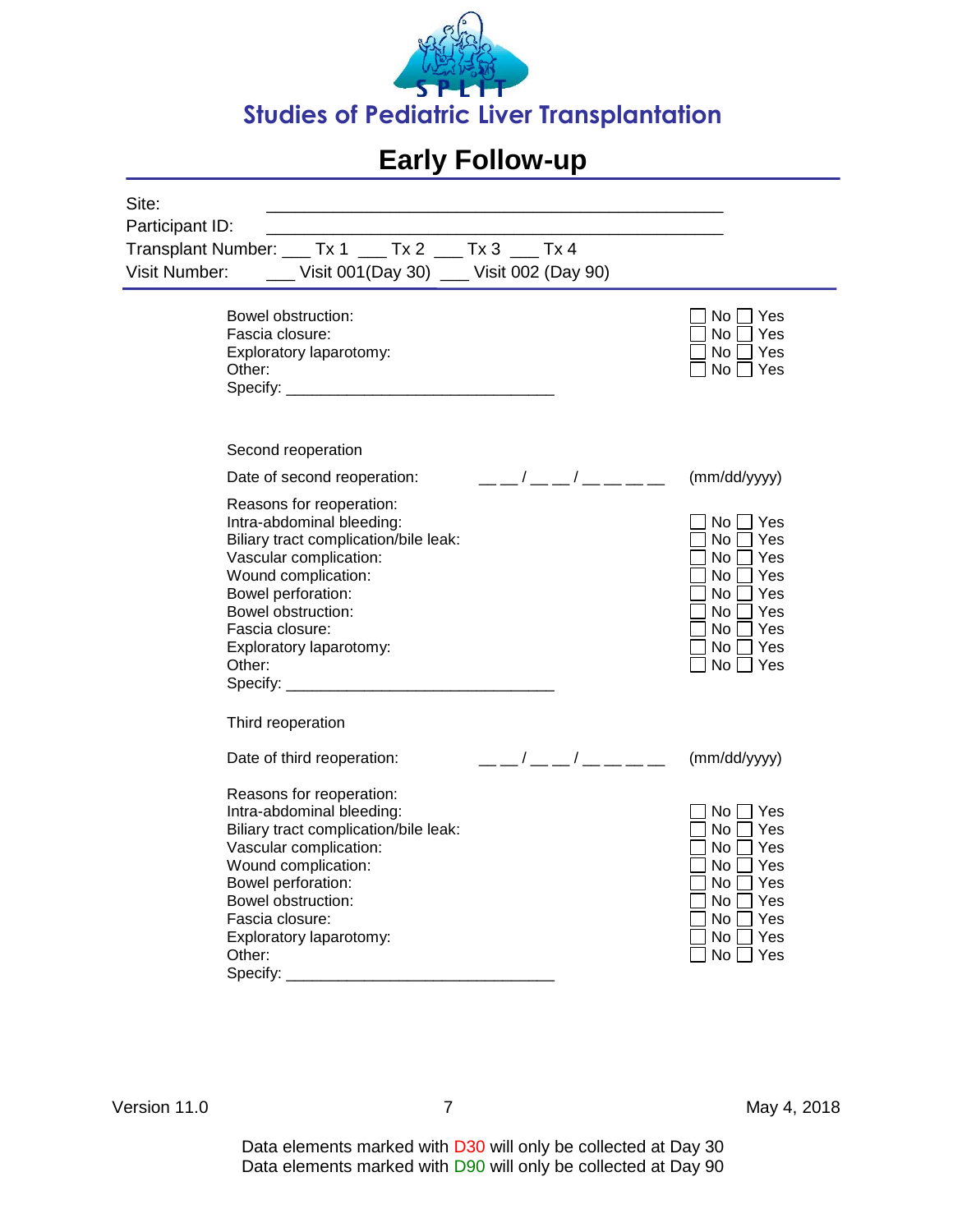Studies of Pediatric Liver Transplantation

# Early Follow-up

Site: ___________________________________________

Participant ID: ___________________________________________

Transplant Number: ___ Tx 1 ___ Tx 2 ___ Tx 3 ___ Tx 4

Visit Number: ___ Visit 001(Day 30) ___ Visit 002 (Day 90)

| | |
|---|---|
| Bowel obstruction: | ☐ No ☐ Yes |
| Fascia closure: | ☐ No ☐ Yes |
| Exploratory laparotomy: | ☐ No ☐ Yes |
| Other: | ☐ No ☐ Yes |

Specify: ______________________________

Second reoperation

Date of second reoperation: __ __ / __ __ / __ __ __ __ (mm/dd/yyyy)

Reasons for reoperation:

| | |
|---|---|
| Intra-abdominal bleeding: | ☐ No ☐ Yes |
| Biliary tract complication/bile leak: | ☐ No ☐ Yes |
| Vascular complication: | ☐ No ☐ Yes |
| Wound complication: | ☐ No ☐ Yes |
| Bowel perforation: | ☐ No ☐ Yes |
| Bowel obstruction: | ☐ No ☐ Yes |
| Fascia closure: | ☐ No ☐ Yes |
| Exploratory laparotomy: | ☐ No ☐ Yes |
| Other: | ☐ No ☐ Yes |

Specify: ______________________________

Third reoperation

Date of third reoperation: __ __ / __ __ / __ __ __ __ (mm/dd/yyyy)

Reasons for reoperation:

| | |
|---|---|
| Intra-abdominal bleeding: | ☐ No ☐ Yes |
| Biliary tract complication/bile leak: | ☐ No ☐ Yes |
| Vascular complication: | ☐ No ☐ Yes |
| Wound complication: | ☐ No ☐ Yes |
| Bowel perforation: | ☐ No ☐ Yes |
| Bowel obstruction: | ☐ No ☐ Yes |
| Fascia closure: | ☐ No ☐ Yes |
| Exploratory laparotomy: | ☐ No ☐ Yes |
| Other: | ☐ No ☐ Yes |

Specify: ______________________________

Data elements marked with D30 will only be collected at Day 30
Data elements marked with D90 will only be collected at Day 90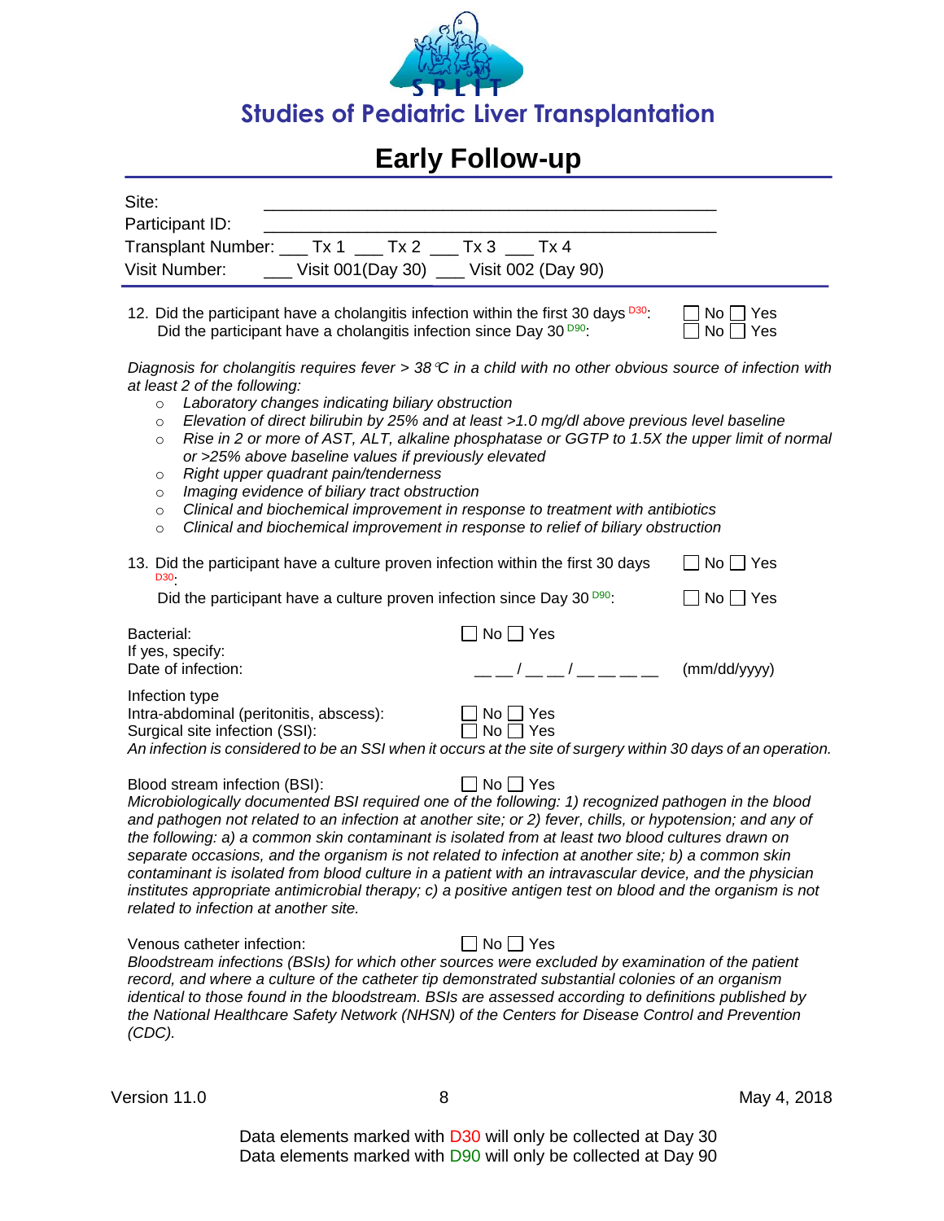## Studies of Pediatric Liver Transplantation

# Early Follow-up

Site: ____________________________________________

Participant ID: ____________________________________________

Transplant Number: ___ Tx 1 ___ Tx 2 ___ Tx 3 ___ Tx 4

Visit Number: ___ Visit 001(Day 30) ___ Visit 002 (Day 90)

12. Did the participant have a cholangitis infection within the first 30 days D30: ☐ No ☐ Yes
    Did the participant have a cholangitis infection since Day 30 D90: ☐ No ☐ Yes

*Diagnosis for cholangitis requires fever > 38℃ in a child with no other obvious source of infection with at least 2 of the following:*

- *Laboratory changes indicating biliary obstruction*
- *Elevation of direct bilirubin by 25% and at least >1.0 mg/dl above previous level baseline*
- *Rise in 2 or more of AST, ALT, alkaline phosphatase or GGTP to 1.5X the upper limit of normal or >25% above baseline values if previously elevated*
- *Right upper quadrant pain/tenderness*
- *Imaging evidence of biliary tract obstruction*
- *Clinical and biochemical improvement in response to treatment with antibiotics*
- *Clinical and biochemical improvement in response to relief of biliary obstruction*

13. Did the participant have a culture proven infection within the first 30 days D30: ☐ No ☐ Yes
    Did the participant have a culture proven infection since Day 30 D90: ☐ No ☐ Yes

Bacterial: ☐ No ☐ Yes

If yes, specify:

Date of infection: __ __ / __ __ / __ __ __ __ (mm/dd/yyyy)

Infection type

Intra-abdominal (peritonitis, abscess): ☐ No ☐ Yes

Surgical site infection (SSI): ☐ No ☐ Yes

*An infection is considered to be an SSI when it occurs at the site of surgery within 30 days of an operation.*

Blood stream infection (BSI): ☐ No ☐ Yes

*Microbiologically documented BSI required one of the following: 1) recognized pathogen in the blood and pathogen not related to an infection at another site; or 2) fever, chills, or hypotension; and any of the following: a) a common skin contaminant is isolated from at least two blood cultures drawn on separate occasions, and the organism is not related to infection at another site; b) a common skin contaminant is isolated from blood culture in a patient with an intravascular device, and the physician institutes appropriate antimicrobial therapy; c) a positive antigen test on blood and the organism is not related to infection at another site.*

Venous catheter infection: ☐ No ☐ Yes

*Bloodstream infections (BSIs) for which other sources were excluded by examination of the patient record, and where a culture of the catheter tip demonstrated substantial colonies of an organism identical to those found in the bloodstream. BSIs are assessed according to definitions published by the National Healthcare Safety Network (NHSN) of the Centers for Disease Control and Prevention (CDC).*

Version 11.0 May 4, 2018

Data elements marked with D30 will only be collected at Day 30
Data elements marked with D90 will only be collected at Day 90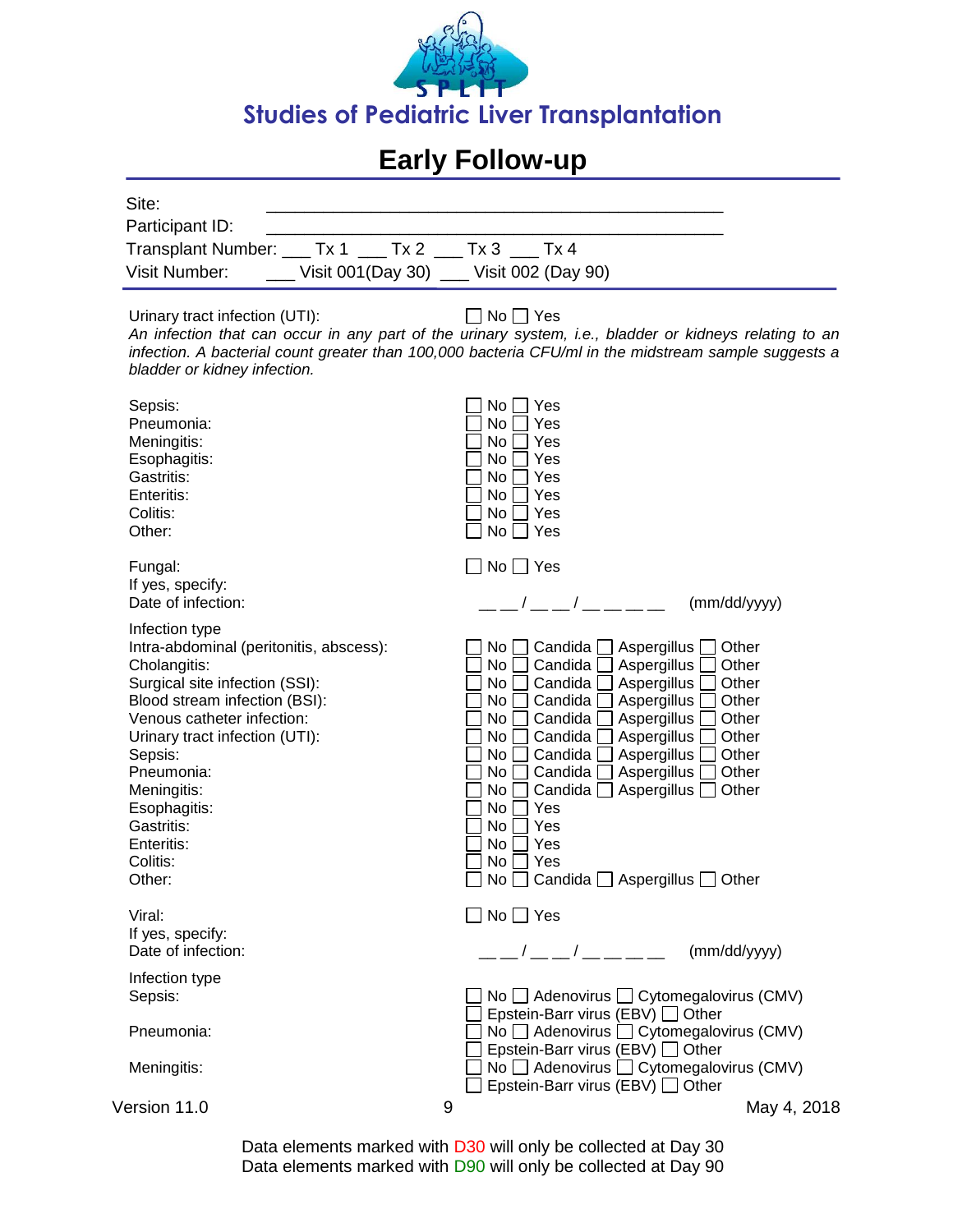Studies of Pediatric Liver Transplantation

# Early Follow-up

Site: ___________________________________________

Participant ID: ___________________________________________

Transplant Number: ___ Tx 1 ___ Tx 2 ___ Tx 3 ___ Tx 4

Visit Number: ___ Visit 001(Day 30) ___ Visit 002 (Day 90)

Urinary tract infection (UTI): ☐ No ☐ Yes

*An infection that can occur in any part of the urinary system, i.e., bladder or kidneys relating to an infection. A bacterial count greater than 100,000 bacteria CFU/ml in the midstream sample suggests a bladder or kidney infection.*

| | |
|---|---|
| Sepsis: | ☐ No ☐ Yes |
| Pneumonia: | ☐ No ☐ Yes |
| Meningitis: | ☐ No ☐ Yes |
| Esophagitis: | ☐ No ☐ Yes |
| Gastritis: | ☐ No ☐ Yes |
| Enteritis: | ☐ No ☐ Yes |
| Colitis: | ☐ No ☐ Yes |
| Other: | ☐ No ☐ Yes |

Fungal: ☐ No ☐ Yes

If yes, specify:

Date of infection: __ __ / __ __ / __ __ __ __ (mm/dd/yyyy)

| Infection type | |
|---|---|
| Intra-abdominal (peritonitis, abscess): | ☐ No ☐ Candida ☐ Aspergillus ☐ Other |
| Cholangitis: | ☐ No ☐ Candida ☐ Aspergillus ☐ Other |
| Surgical site infection (SSI): | ☐ No ☐ Candida ☐ Aspergillus ☐ Other |
| Blood stream infection (BSI): | ☐ No ☐ Candida ☐ Aspergillus ☐ Other |
| Venous catheter infection: | ☐ No ☐ Candida ☐ Aspergillus ☐ Other |
| Urinary tract infection (UTI): | ☐ No ☐ Candida ☐ Aspergillus ☐ Other |
| Sepsis: | ☐ No ☐ Candida ☐ Aspergillus ☐ Other |
| Pneumonia: | ☐ No ☐ Candida ☐ Aspergillus ☐ Other |
| Meningitis: | ☐ No ☐ Candida ☐ Aspergillus ☐ Other |
| Esophagitis: | ☐ No ☐ Yes |
| Gastritis: | ☐ No ☐ Yes |
| Enteritis: | ☐ No ☐ Yes |
| Colitis: | ☐ No ☐ Yes |
| Other: | ☐ No ☐ Candida ☐ Aspergillus ☐ Other |

Viral: ☐ No ☐ Yes

If yes, specify:

Date of infection: __ __ / __ __ / __ __ __ __ (mm/dd/yyyy)

| Infection type | |
|---|---|
| Sepsis: | ☐ No ☐ Adenovirus ☐ Cytomegalovirus (CMV) ☐ Epstein-Barr virus (EBV) ☐ Other |
| Pneumonia: | ☐ No ☐ Adenovirus ☐ Cytomegalovirus (CMV) ☐ Epstein-Barr virus (EBV) ☐ Other |
| Meningitis: | ☐ No ☐ Adenovirus ☐ Cytomegalovirus (CMV) ☐ Epstein-Barr virus (EBV) ☐ Other |

Version 11.0 May 4, 2018

Data elements marked with D30 will only be collected at Day 30
Data elements marked with D90 will only be collected at Day 90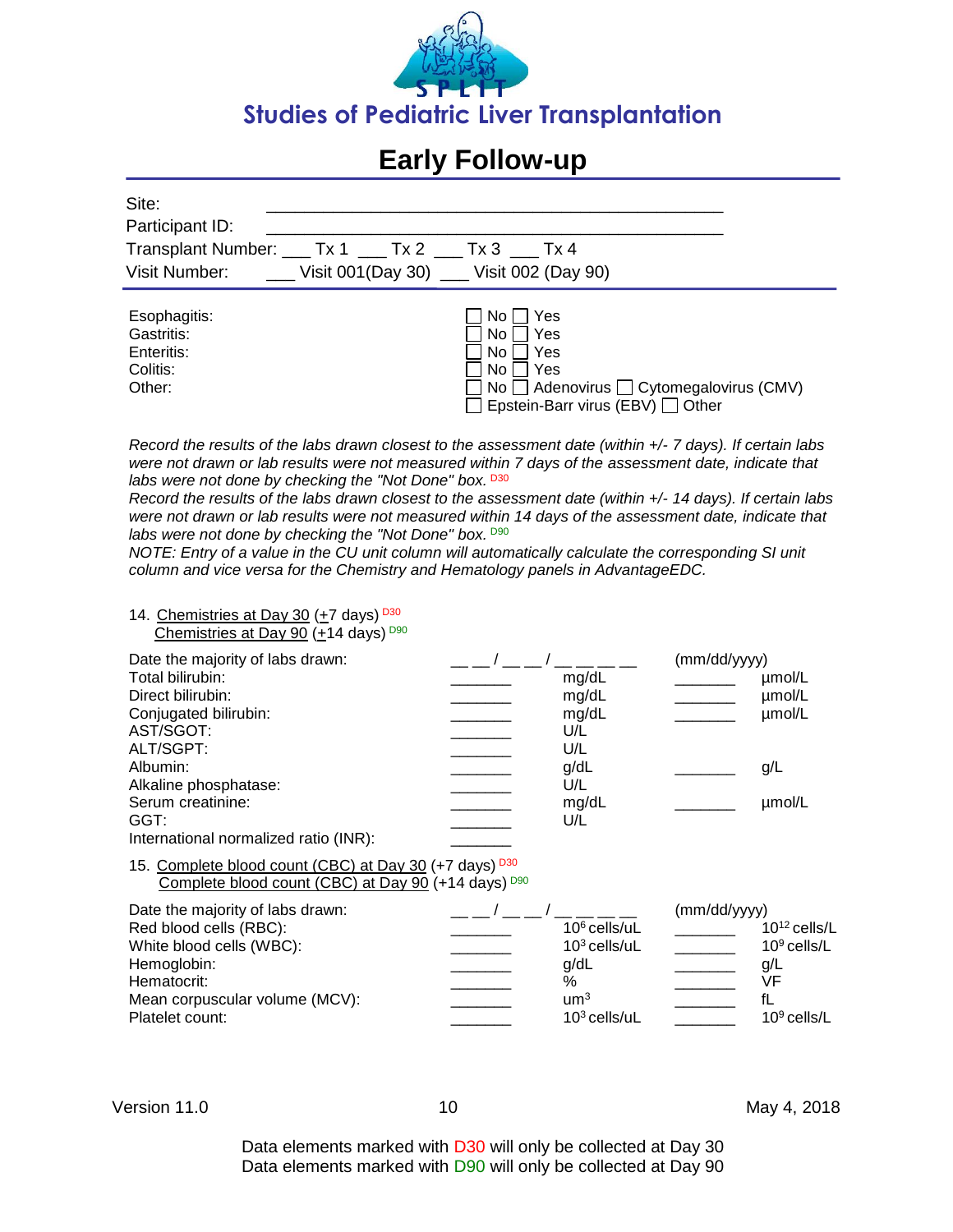# Studies of Pediatric Liver Transplantation

## Early Follow-up

Site: ___________________________________________

Participant ID: ___________________________________________

Transplant Number: ___ Tx 1 ___ Tx 2 ___ Tx 3 ___ Tx 4

Visit Number: ___ Visit 001(Day 30) ___ Visit 002 (Day 90)

| | |
|---|---|
| Esophagitis: | ☐ No ☐ Yes |
| Gastritis: | ☐ No ☐ Yes |
| Enteritis: | ☐ No ☐ Yes |
| Colitis: | ☐ No ☐ Yes |
| Other: | ☐ No ☐ Adenovirus ☐ Cytomegalovirus (CMV) ☐ Epstein-Barr virus (EBV) ☐ Other |

*Record the results of the labs drawn closest to the assessment date (within +/- 7 days). If certain labs were not drawn or lab results were not measured within 7 days of the assessment date, indicate that labs were not done by checking the "Not Done" box.* D30

*Record the results of the labs drawn closest to the assessment date (within +/- 14 days). If certain labs were not drawn or lab results were not measured within 14 days of the assessment date, indicate that labs were not done by checking the "Not Done" box.* D90

*NOTE: Entry of a value in the CU unit column will automatically calculate the corresponding SI unit column and vice versa for the Chemistry and Hematology panels in AdvantageEDC.*

14. Chemistries at Day 30 (+7 days) D30
    Chemistries at Day 90 (+14 days) D90

| | | | | |
|---|---|---|---|---|
| Date the majority of labs drawn: | __ __ / __ __ / __ __ __ __ | | (mm/dd/yyyy) | |
| Total bilirubin: | _______ | mg/dL | _______ | µmol/L |
| Direct bilirubin: | _______ | mg/dL | _______ | µmol/L |
| Conjugated bilirubin: | _______ | mg/dL | _______ | µmol/L |
| AST/SGOT: | _______ | U/L | | |
| ALT/SGPT: | _______ | U/L | | |
| Albumin: | _______ | g/dL | _______ | g/L |
| Alkaline phosphatase: | _______ | U/L | | |
| Serum creatinine: | _______ | mg/dL | _______ | µmol/L |
| GGT: | _______ | U/L | | |
| International normalized ratio (INR): | _______ | | | |

15. Complete blood count (CBC) at Day 30 (+7 days) D30
    Complete blood count (CBC) at Day 90 (+14 days) D90

| | | | | |
|---|---|---|---|---|
| Date the majority of labs drawn: | __ __ / __ __ / __ __ __ __ | | (mm/dd/yyyy) | |
| Red blood cells (RBC): | _______ | $10^6$ cells/uL | _______ | $10^{12}$ cells/L |
| White blood cells (WBC): | _______ | $10^3$ cells/uL | _______ | $10^9$ cells/L |
| Hemoglobin: | _______ | g/dL | _______ | g/L |
| Hematocrit: | _______ | % | _______ | VF |
| Mean corpuscular volume (MCV): | _______ | $um^3$ | _______ | fL |
| Platelet count: | _______ | $10^3$ cells/uL | _______ | $10^9$ cells/L |

Version 11.0 | May 4, 2018

Data elements marked with D30 will only be collected at Day 30
Data elements marked with D90 will only be collected at Day 90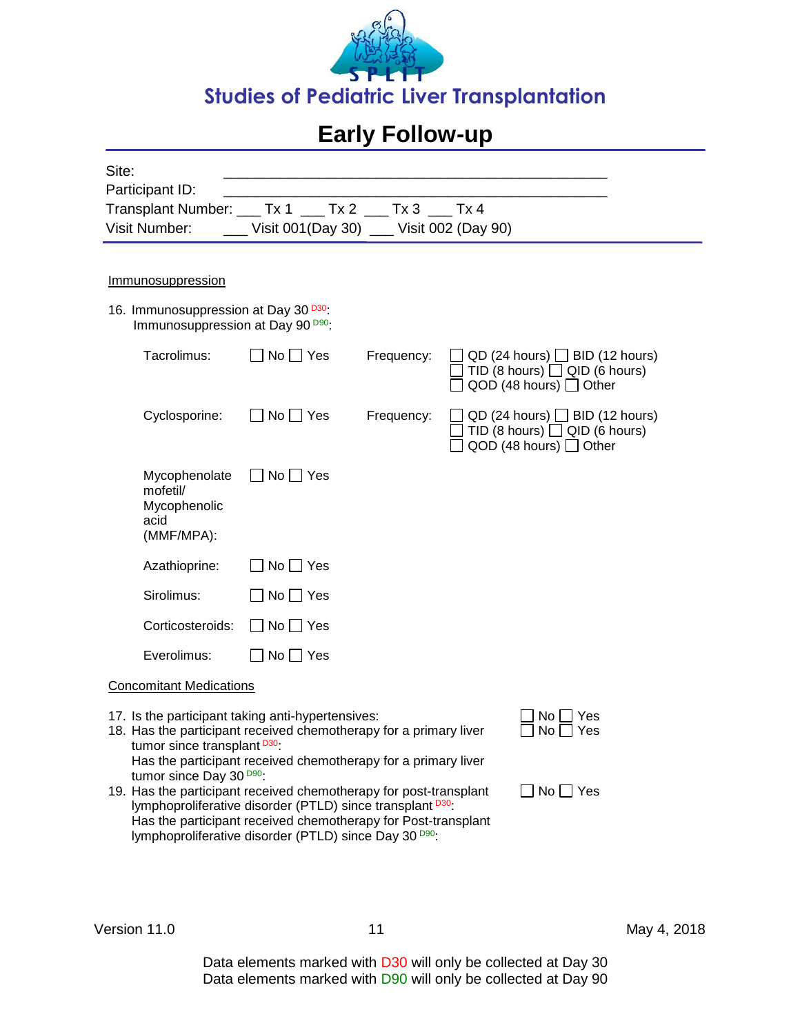Studies of Pediatric Liver Transplantation

# Early Follow-up

Site: ____________________________________________

Participant ID: ____________________________________________

Transplant Number: ___ Tx 1 ___ Tx 2 ___ Tx 3 ___ Tx 4

Visit Number: ___ Visit 001(Day 30) ___ Visit 002 (Day 90)

## Immunosuppression

16. Immunosuppression at Day 30 [D30]:
    Immunosuppression at Day 90 [D90]:

| | | | |
|---|---|---|---|
| Tacrolimus: | ☐ No ☐ Yes | Frequency: | ☐ QD (24 hours) ☐ BID (12 hours) ☐ TID (8 hours) ☐ QID (6 hours) ☐ QOD (48 hours) ☐ Other |
| Cyclosporine: | ☐ No ☐ Yes | Frequency: | ☐ QD (24 hours) ☐ BID (12 hours) ☐ TID (8 hours) ☐ QID (6 hours) ☐ QOD (48 hours) ☐ Other |
| Mycophenolate mofetil/ Mycophenolic acid (MMF/MPA): | ☐ No ☐ Yes | | |
| Azathioprine: | ☐ No ☐ Yes | | |
| Sirolimus: | ☐ No ☐ Yes | | |
| Corticosteroids: | ☐ No ☐ Yes | | |
| Everolimus: | ☐ No ☐ Yes | | |

## Concomitant Medications

17. Is the participant taking anti-hypertensives: ☐ No ☐ Yes
18. Has the participant received chemotherapy for a primary liver tumor since transplant [D30]: ☐ No ☐ Yes
    Has the participant received chemotherapy for a primary liver tumor since Day 30 [D90]:
19. Has the participant received chemotherapy for post-transplant lymphoproliferative disorder (PTLD) since transplant [D30]: ☐ No ☐ Yes
    Has the participant received chemotherapy for Post-transplant lymphoproliferative disorder (PTLD) since Day 30 [D90]:

Version 11.0 May 4, 2018

Data elements marked with D30 will only be collected at Day 30
Data elements marked with D90 will only be collected at Day 90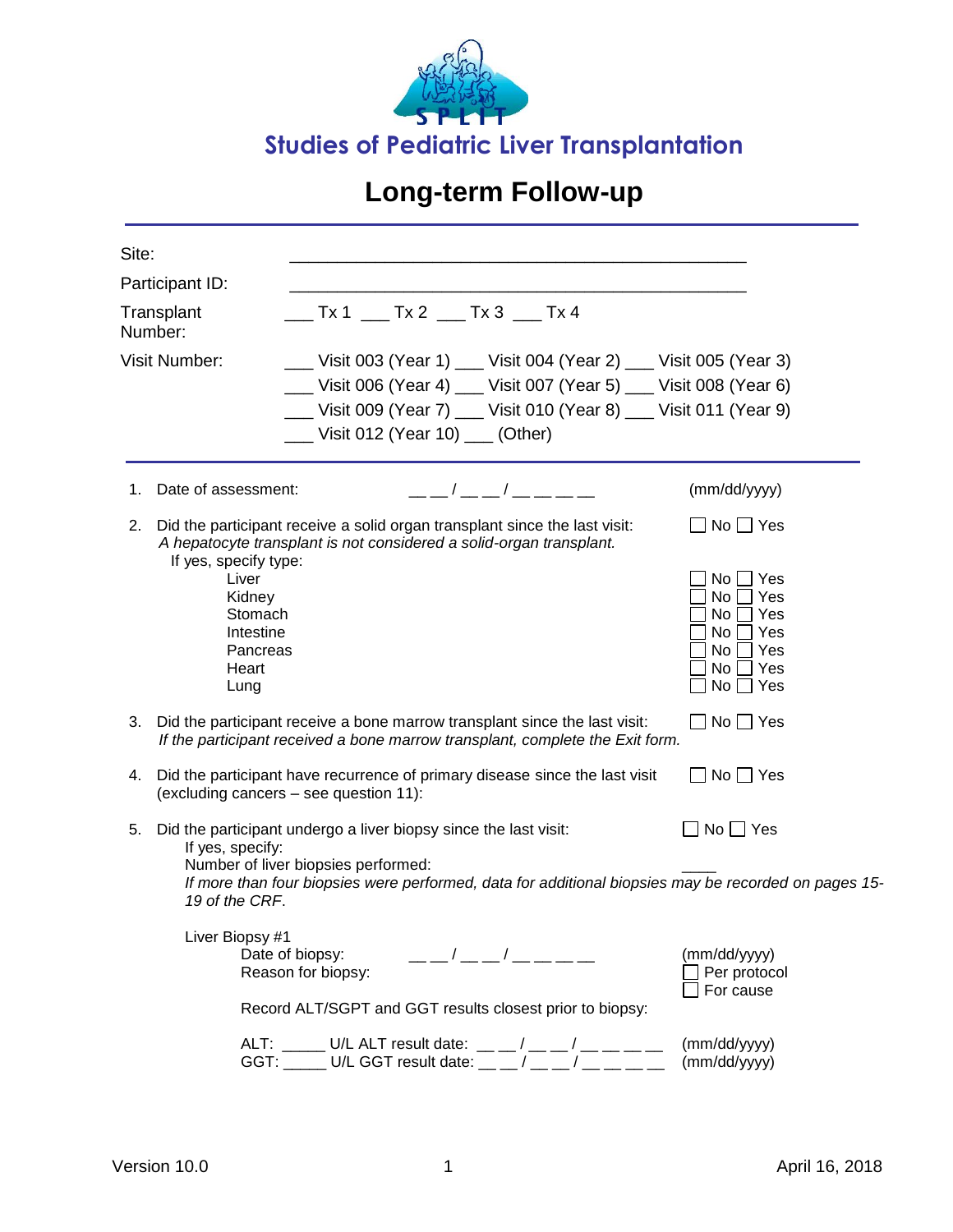SPLIT

# Studies of Pediatric Liver Transplantation

## Long-term Follow-up

| | |
|---|---|
| Site: | ___________________________________________ |
| Participant ID: | ___________________________________________ |
| Transplant Number: | ___ Tx 1 ___ Tx 2 ___ Tx 3 ___ Tx 4 |
| Visit Number: | ___ Visit 003 (Year 1) ___ Visit 004 (Year 2) ___ Visit 005 (Year 3)<br>___ Visit 006 (Year 4) ___ Visit 007 (Year 5) ___ Visit 008 (Year 6)<br>___ Visit 009 (Year 7) ___ Visit 010 (Year 8) ___ Visit 011 (Year 9)<br>___ Visit 012 (Year 10) ___ (Other) |

1. Date of assessment: __ __ / __ __ / __ __ __ __ (mm/dd/yyyy)

2. Did the participant receive a solid organ transplant since the last visit: ☐ No ☐ Yes
   *A hepatocyte transplant is not considered a solid-organ transplant.*
   If yes, specify type:
   - Liver ☐ No ☐ Yes
   - Kidney ☐ No ☐ Yes
   - Stomach ☐ No ☐ Yes
   - Intestine ☐ No ☐ Yes
   - Pancreas ☐ No ☐ Yes
   - Heart ☐ No ☐ Yes
   - Lung ☐ No ☐ Yes

3. Did the participant receive a bone marrow transplant since the last visit: ☐ No ☐ Yes
   *If the participant received a bone marrow transplant, complete the Exit form.*

4. Did the participant have recurrence of primary disease since the last visit (excluding cancers – see question 11): ☐ No ☐ Yes

5. Did the participant undergo a liver biopsy since the last visit: ☐ No ☐ Yes
   If yes, specify:
   Number of liver biopsies performed: ____
   *If more than four biopsies were performed, data for additional biopsies may be recorded on pages 15-19 of the CRF.*

   Liver Biopsy #1
   - Date of biopsy: __ __ / __ __ / __ __ __ __ (mm/dd/yyyy)
   - Reason for biopsy: ☐ Per protocol ☐ For cause

   Record ALT/SGPT and GGT results closest prior to biopsy:

   ALT: _____ U/L ALT result date: __ __ / __ __ / __ __ __ __ (mm/dd/yyyy)
   GGT: _____ U/L GGT result date: __ __ / __ __ / __ __ __ __ (mm/dd/yyyy)

Version 10.0 April 16, 2018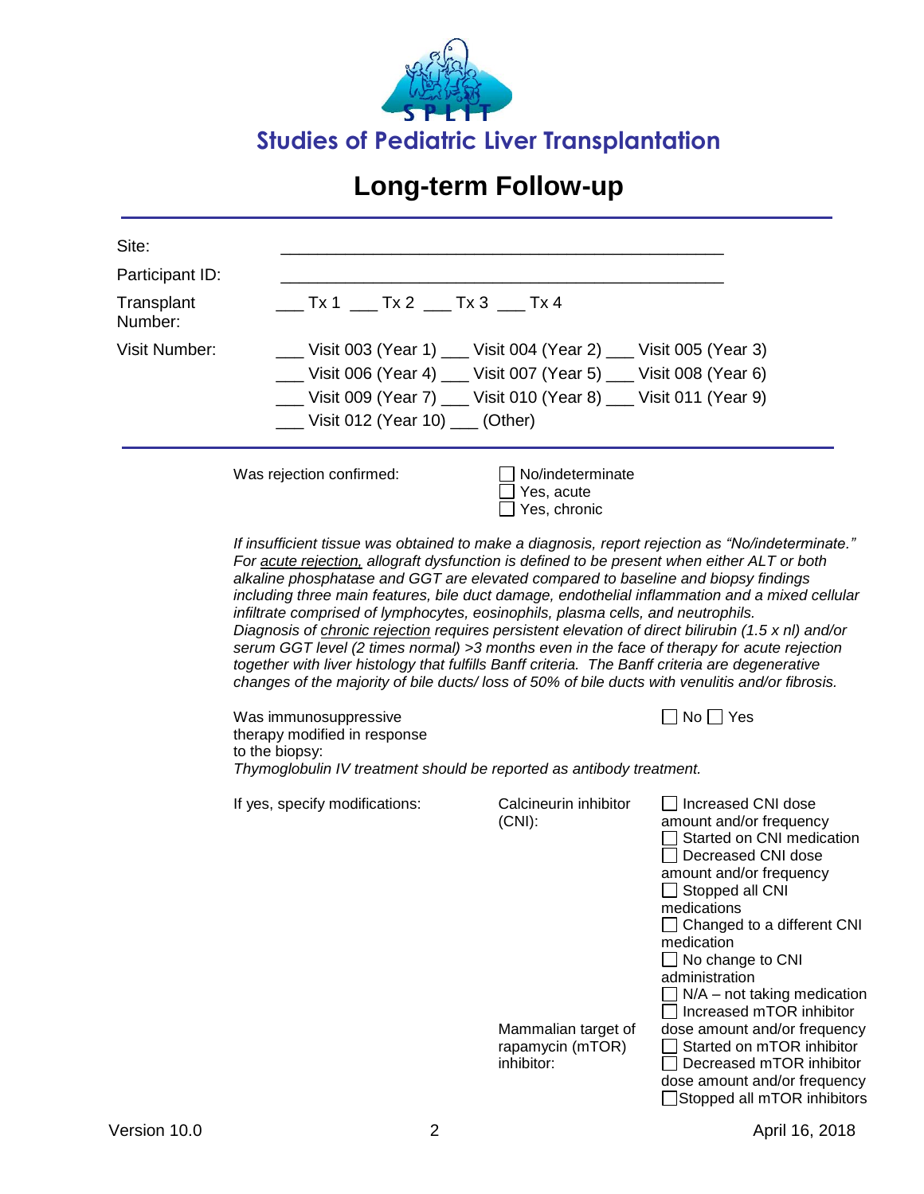# Studies of Pediatric Liver Transplantation

## Long-term Follow-up

Site: ______________________________________________

Participant ID: ______________________________________________

Transplant Number: ___ Tx 1 ___ Tx 2 ___ Tx 3 ___ Tx 4

Visit Number:
___ Visit 003 (Year 1) ___ Visit 004 (Year 2) ___ Visit 005 (Year 3)
___ Visit 006 (Year 4) ___ Visit 007 (Year 5) ___ Visit 008 (Year 6)
___ Visit 009 (Year 7) ___ Visit 010 (Year 8) ___ Visit 011 (Year 9)
___ Visit 012 (Year 10) ___ (Other)

---

Was rejection confirmed:
- ☐ No/indeterminate
- ☐ Yes, acute
- ☐ Yes, chronic

*If insufficient tissue was obtained to make a diagnosis, report rejection as "No/indeterminate." For acute rejection, allograft dysfunction is defined to be present when either ALT or both alkaline phosphatase and GGT are elevated compared to baseline and biopsy findings including three main features, bile duct damage, endothelial inflammation and a mixed cellular infiltrate comprised of lymphocytes, eosinophils, plasma cells, and neutrophils. Diagnosis of chronic rejection requires persistent elevation of direct bilirubin (1.5 x nl) and/or serum GGT level (2 times normal) >3 months even in the face of therapy for acute rejection together with liver histology that fulfills Banff criteria. The Banff criteria are degenerative changes of the majority of bile ducts/ loss of 50% of bile ducts with venulitis and/or fibrosis.*

Was immunosuppressive therapy modified in response to the biopsy: ☐ No ☐ Yes

*Thymoglobulin IV treatment should be reported as antibody treatment.*

If yes, specify modifications:

Calcineurin inhibitor (CNI):
- ☐ Increased CNI dose amount and/or frequency
- ☐ Started on CNI medication
- ☐ Decreased CNI dose amount and/or frequency
- ☐ Stopped all CNI medications
- ☐ Changed to a different CNI medication
- ☐ No change to CNI administration
- ☐ N/A – not taking medication

Mammalian target of rapamycin (mTOR) inhibitor:
- ☐ Increased mTOR inhibitor dose amount and/or frequency
- ☐ Started on mTOR inhibitor
- ☐ Decreased mTOR inhibitor dose amount and/or frequency
- ☐ Stopped all mTOR inhibitors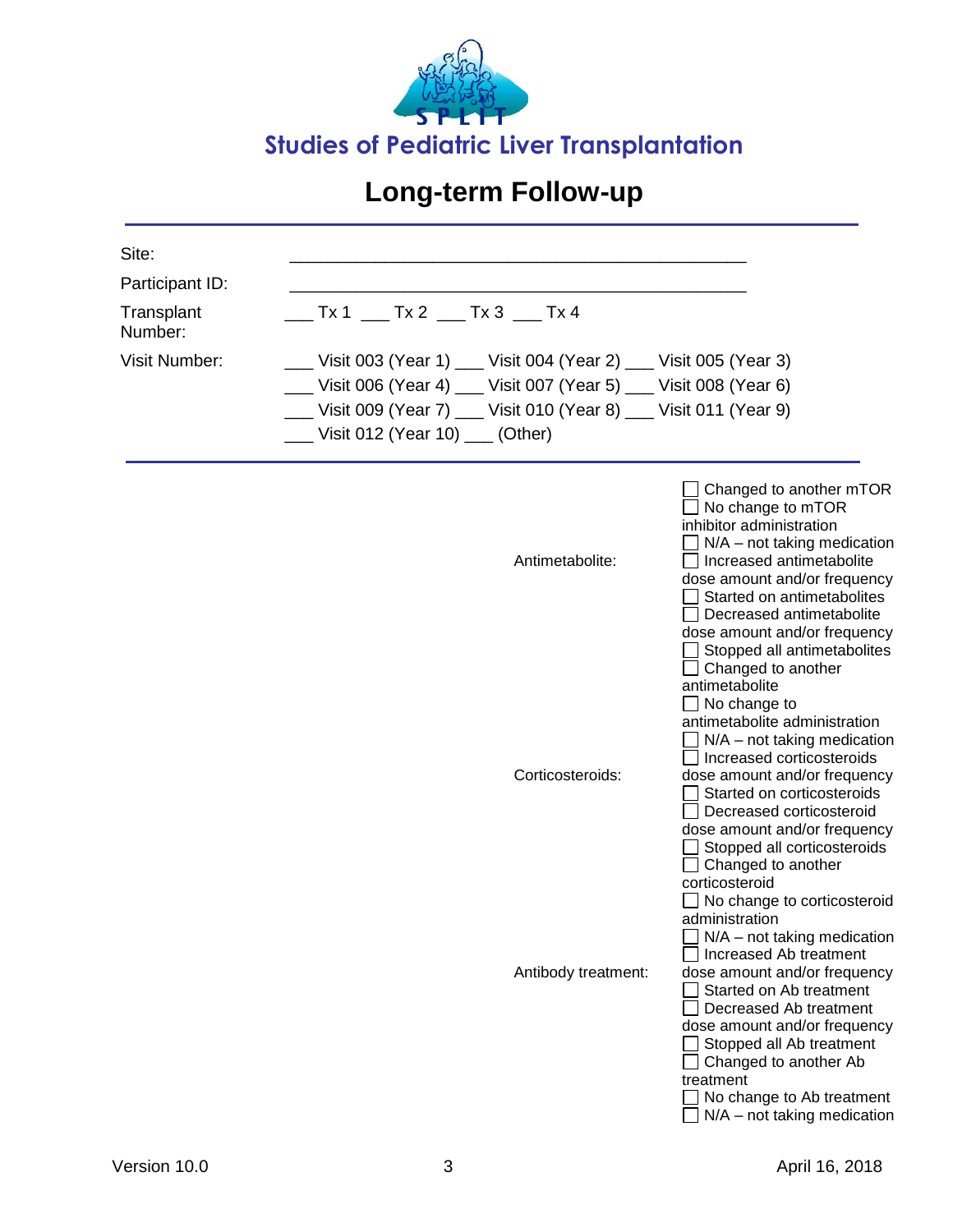## Studies of Pediatric Liver Transplantation

# Long-term Follow-up

| | |
|---|---|
| Site: | ______________________________________________ |
| Participant ID: | ______________________________________________ |
| Transplant Number: | ___ Tx 1 ___ Tx 2 ___ Tx 3 ___ Tx 4 |
| Visit Number: | ___ Visit 003 (Year 1) ___ Visit 004 (Year 2) ___ Visit 005 (Year 3)<br>___ Visit 006 (Year 4) ___ Visit 007 (Year 5) ___ Visit 008 (Year 6)<br>___ Visit 009 (Year 7) ___ Visit 010 (Year 8) ___ Visit 011 (Year 9)<br>___ Visit 012 (Year 10) ___ (Other) |

| | |
|---|---|
| | ☐ Changed to another mTOR<br>☐ No change to mTOR inhibitor administration<br>☐ N/A – not taking medication |
| Antimetabolite: | ☐ Increased antimetabolite dose amount and/or frequency<br>☐ Started on antimetabolites<br>☐ Decreased antimetabolite dose amount and/or frequency<br>☐ Stopped all antimetabolites<br>☐ Changed to another antimetabolite<br>☐ No change to antimetabolite administration<br>☐ N/A – not taking medication |
| Corticosteroids: | ☐ Increased corticosteroids dose amount and/or frequency<br>☐ Started on corticosteroids<br>☐ Decreased corticosteroid dose amount and/or frequency<br>☐ Stopped all corticosteroids<br>☐ Changed to another corticosteroid<br>☐ No change to corticosteroid administration<br>☐ N/A – not taking medication |
| Antibody treatment: | ☐ Increased Ab treatment dose amount and/or frequency<br>☐ Started on Ab treatment<br>☐ Decreased Ab treatment dose amount and/or frequency<br>☐ Stopped all Ab treatment<br>☐ Changed to another Ab treatment<br>☐ No change to Ab treatment<br>☐ N/A – not taking medication |

Version 10.0 April 16, 2018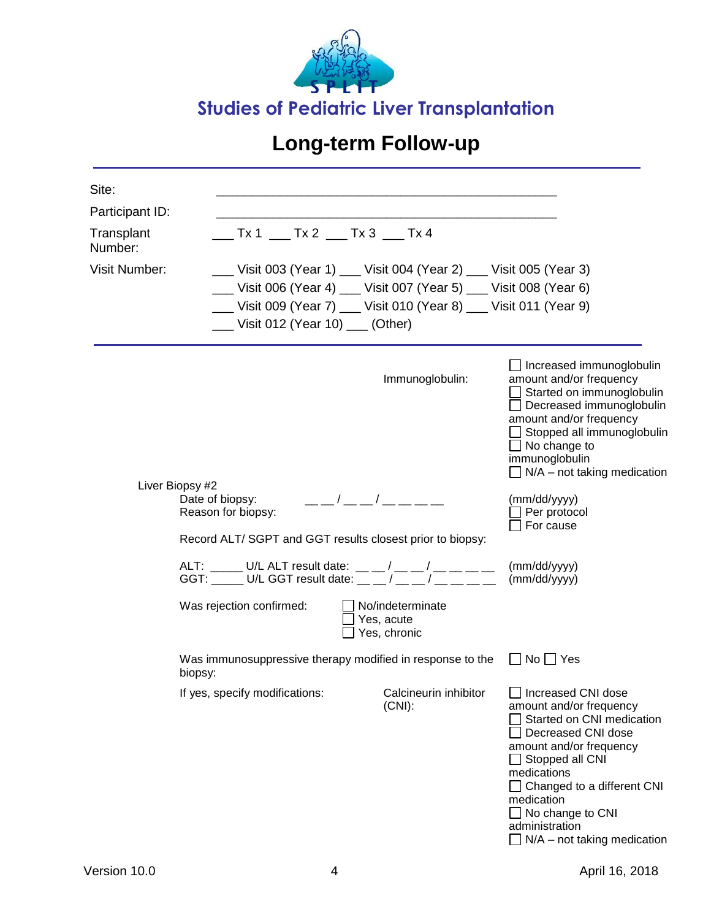# Studies of Pediatric Liver Transplantation

## Long-term Follow-up

Site: ___________________________________________

Participant ID: ___________________________________________

Transplant Number: ___ Tx 1 ___ Tx 2 ___ Tx 3 ___ Tx 4

Visit Number: ___ Visit 003 (Year 1) ___ Visit 004 (Year 2) ___ Visit 005 (Year 3)
___ Visit 006 (Year 4) ___ Visit 007 (Year 5) ___ Visit 008 (Year 6)
___ Visit 009 (Year 7) ___ Visit 010 (Year 8) ___ Visit 011 (Year 9)
___ Visit 012 (Year 10) ___ (Other)

---

Immunoglobulin:
- ☐ Increased immunoglobulin amount and/or frequency
- ☐ Started on immunoglobulin
- ☐ Decreased immunoglobulin amount and/or frequency
- ☐ Stopped all immunoglobulin
- ☐ No change to immunoglobulin
- ☐ N/A – not taking medication

Liver Biopsy #2

Date of biopsy: __ __ / __ __ / __ __ __ __ (mm/dd/yyyy)

Reason for biopsy:
- ☐ Per protocol
- ☐ For cause

Record ALT/ SGPT and GGT results closest prior to biopsy:

ALT: _____ U/L ALT result date: __ __ / __ __ / __ __ __ __ (mm/dd/yyyy)
GGT: _____ U/L GGT result date: __ __ / __ __ / __ __ __ __ (mm/dd/yyyy)

Was rejection confirmed:
- ☐ No/indeterminate
- ☐ Yes, acute
- ☐ Yes, chronic

Was immunosuppressive therapy modified in response to the biopsy: ☐ No ☐ Yes

If yes, specify modifications:

Calcineurin inhibitor (CNI):
- ☐ Increased CNI dose amount and/or frequency
- ☐ Started on CNI medication
- ☐ Decreased CNI dose amount and/or frequency
- ☐ Stopped all CNI medications
- ☐ Changed to a different CNI medication
- ☐ No change to CNI administration
- ☐ N/A – not taking medication

Version 10.0 April 16, 2018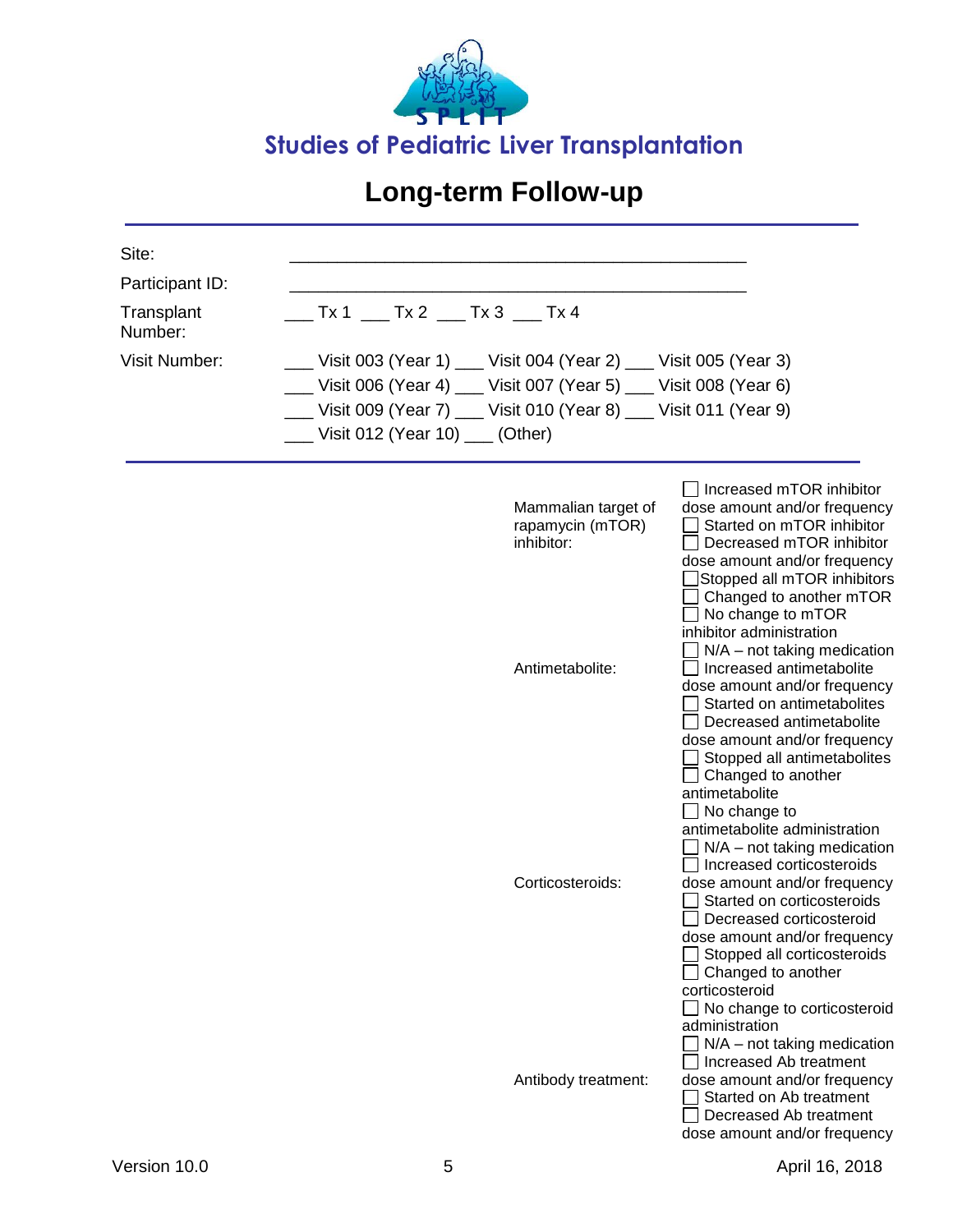Studies of Pediatric Liver Transplantation

# Long-term Follow-up

Site: _______________________________________________

Participant ID: _______________________________________________

Transplant Number: ___ Tx 1 ___ Tx 2 ___ Tx 3 ___ Tx 4

Visit Number: ___ Visit 003 (Year 1) ___ Visit 004 (Year 2) ___ Visit 005 (Year 3)
___ Visit 006 (Year 4) ___ Visit 007 (Year 5) ___ Visit 008 (Year 6)
___ Visit 009 (Year 7) ___ Visit 010 (Year 8) ___ Visit 011 (Year 9)
___ Visit 012 (Year 10) ___ (Other)

---

| | |
|---|---|
| Mammalian target of rapamycin (mTOR) inhibitor: | ☐ Increased mTOR inhibitor dose amount and/or frequency<br>☐ Started on mTOR inhibitor<br>☐ Decreased mTOR inhibitor dose amount and/or frequency<br>☐ Stopped all mTOR inhibitors<br>☐ Changed to another mTOR<br>☐ No change to mTOR inhibitor administration<br>☐ N/A – not taking medication |
| Antimetabolite: | ☐ Increased antimetabolite dose amount and/or frequency<br>☐ Started on antimetabolites<br>☐ Decreased antimetabolite dose amount and/or frequency<br>☐ Stopped all antimetabolites<br>☐ Changed to another antimetabolite<br>☐ No change to antimetabolite administration<br>☐ N/A – not taking medication |
| Corticosteroids: | ☐ Increased corticosteroids dose amount and/or frequency<br>☐ Started on corticosteroids<br>☐ Decreased corticosteroid dose amount and/or frequency<br>☐ Stopped all corticosteroids<br>☐ Changed to another corticosteroid<br>☐ No change to corticosteroid administration<br>☐ N/A – not taking medication |
| Antibody treatment: | ☐ Increased Ab treatment dose amount and/or frequency<br>☐ Started on Ab treatment<br>☐ Decreased Ab treatment dose amount and/or frequency |

Version 10.0 April 16, 2018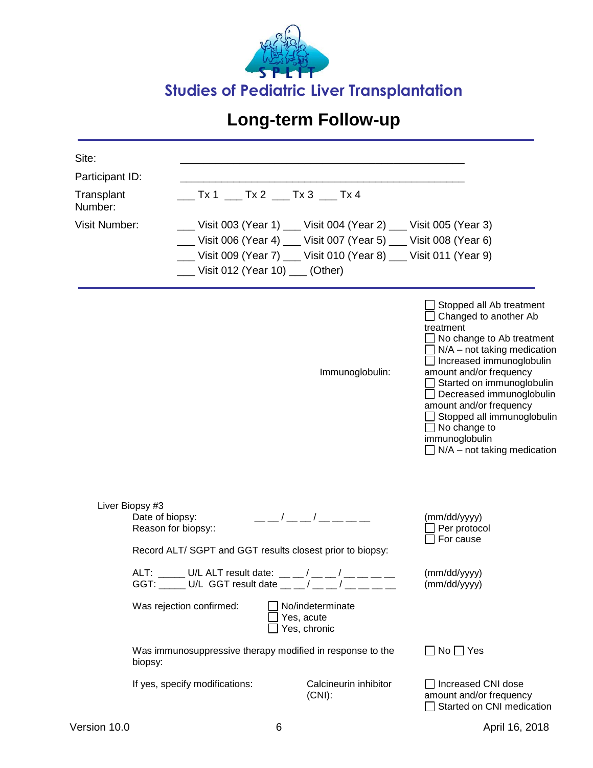# Studies of Pediatric Liver Transplantation

## Long-term Follow-up

Site: \_\_\_\_\_\_\_\_\_\_\_\_\_\_\_\_\_\_\_\_\_\_\_\_\_\_\_\_\_\_\_\_\_\_\_\_\_\_\_\_\_\_\_\_\_\_\_\_

Participant ID: \_\_\_\_\_\_\_\_\_\_\_\_\_\_\_\_\_\_\_\_\_\_\_\_\_\_\_\_\_\_\_\_\_\_\_\_\_\_\_\_\_\_\_\_\_\_\_\_

Transplant Number: \_\_\_ Tx 1 \_\_\_ Tx 2 \_\_\_ Tx 3 \_\_\_ Tx 4

Visit Number: \_\_\_ Visit 003 (Year 1) \_\_\_ Visit 004 (Year 2) \_\_\_ Visit 005 (Year 3)
\_\_\_ Visit 006 (Year 4) \_\_\_ Visit 007 (Year 5) \_\_\_ Visit 008 (Year 6)
\_\_\_ Visit 009 (Year 7) \_\_\_ Visit 010 (Year 8) \_\_\_ Visit 011 (Year 9)
\_\_\_ Visit 012 (Year 10) \_\_\_ (Other)

---

- ☐ Stopped all Ab treatment
- ☐ Changed to another Ab treatment
- ☐ No change to Ab treatment
- ☐ N/A – not taking medication

Immunoglobulin:
- ☐ Increased immunoglobulin amount and/or frequency
- ☐ Started on immunoglobulin
- ☐ Decreased immunoglobulin amount and/or frequency
- ☐ Stopped all immunoglobulin
- ☐ No change to immunoglobulin
- ☐ N/A – not taking medication

Liver Biopsy #3

Date of biopsy: \_\_ \_\_ / \_\_ \_\_ / \_\_ \_\_ \_\_ \_\_ (mm/dd/yyyy)

Reason for biopsy::
- ☐ Per protocol
- ☐ For cause

Record ALT/ SGPT and GGT results closest prior to biopsy:

ALT: \_\_\_\_\_ U/L ALT result date: \_\_ \_\_ / \_\_ \_\_ / \_\_ \_\_ \_\_ \_\_ (mm/dd/yyyy)
GGT: \_\_\_\_\_ U/L GGT result date \_\_ \_\_ / \_\_ \_\_ / \_\_ \_\_ \_\_ \_\_ (mm/dd/yyyy)

Was rejection confirmed:
- ☐ No/indeterminate
- ☐ Yes, acute
- ☐ Yes, chronic

Was immunosuppressive therapy modified in response to the biopsy: ☐ No ☐ Yes

If yes, specify modifications:

Calcineurin inhibitor (CNI):
- ☐ Increased CNI dose amount and/or frequency
- ☐ Started on CNI medication

Version 10.0 April 16, 2018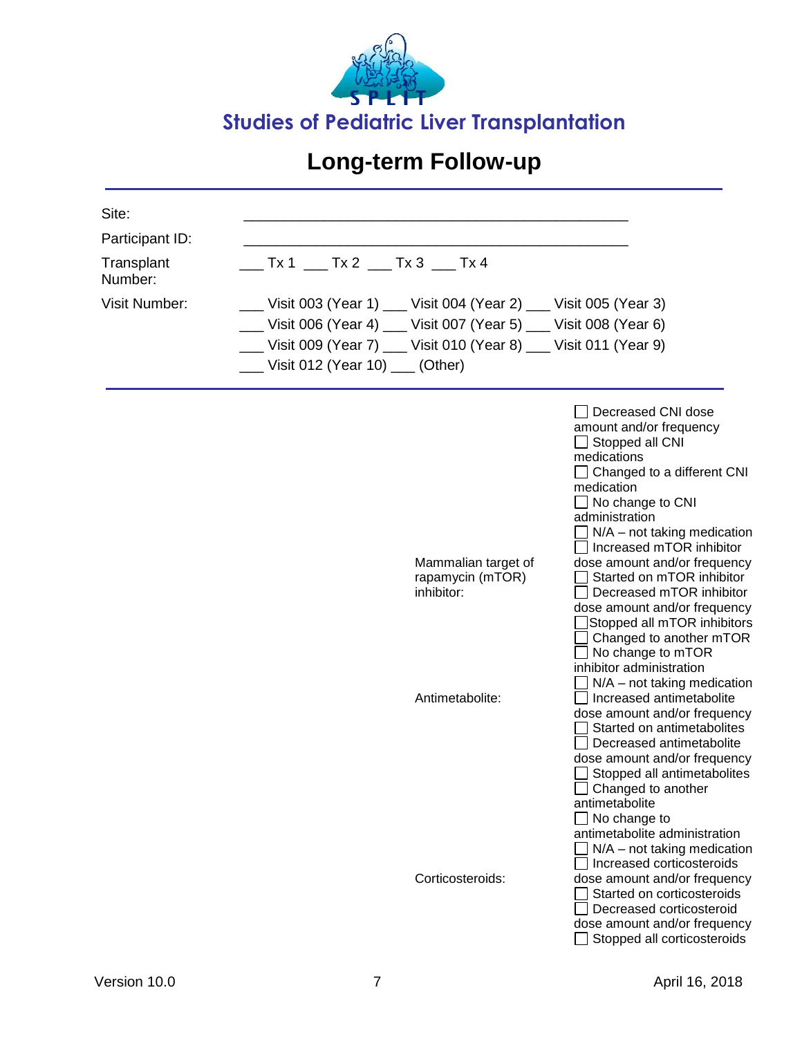# Studies of Pediatric Liver Transplantation

## Long-term Follow-up

Site: ___________________________________________

Participant ID: ___________________________________________

Transplant Number: ___ Tx 1 ___ Tx 2 ___ Tx 3 ___ Tx 4

Visit Number: ___ Visit 003 (Year 1) ___ Visit 004 (Year 2) ___ Visit 005 (Year 3) ___ Visit 006 (Year 4) ___ Visit 007 (Year 5) ___ Visit 008 (Year 6) ___ Visit 009 (Year 7) ___ Visit 010 (Year 8) ___ Visit 011 (Year 9) ___ Visit 012 (Year 10) ___ (Other)

---

| | |
|---|---|
| | ☐ Decreased CNI dose amount and/or frequency<br>☐ Stopped all CNI medications<br>☐ Changed to a different CNI medication<br>☐ No change to CNI administration<br>☐ N/A – not taking medication |
| Mammalian target of rapamycin (mTOR) inhibitor: | ☐ Increased mTOR inhibitor dose amount and/or frequency<br>☐ Started on mTOR inhibitor<br>☐ Decreased mTOR inhibitor dose amount and/or frequency<br>☐ Stopped all mTOR inhibitors<br>☐ Changed to another mTOR<br>☐ No change to mTOR inhibitor administration<br>☐ N/A – not taking medication |
| Antimetabolite: | ☐ Increased antimetabolite dose amount and/or frequency<br>☐ Started on antimetabolites<br>☐ Decreased antimetabolite dose amount and/or frequency<br>☐ Stopped all antimetabolites<br>☐ Changed to another antimetabolite<br>☐ No change to antimetabolite administration<br>☐ N/A – not taking medication |
| Corticosteroids: | ☐ Increased corticosteroids dose amount and/or frequency<br>☐ Started on corticosteroids<br>☐ Decreased corticosteroid dose amount and/or frequency<br>☐ Stopped all corticosteroids |

Version 10.0 April 16, 2018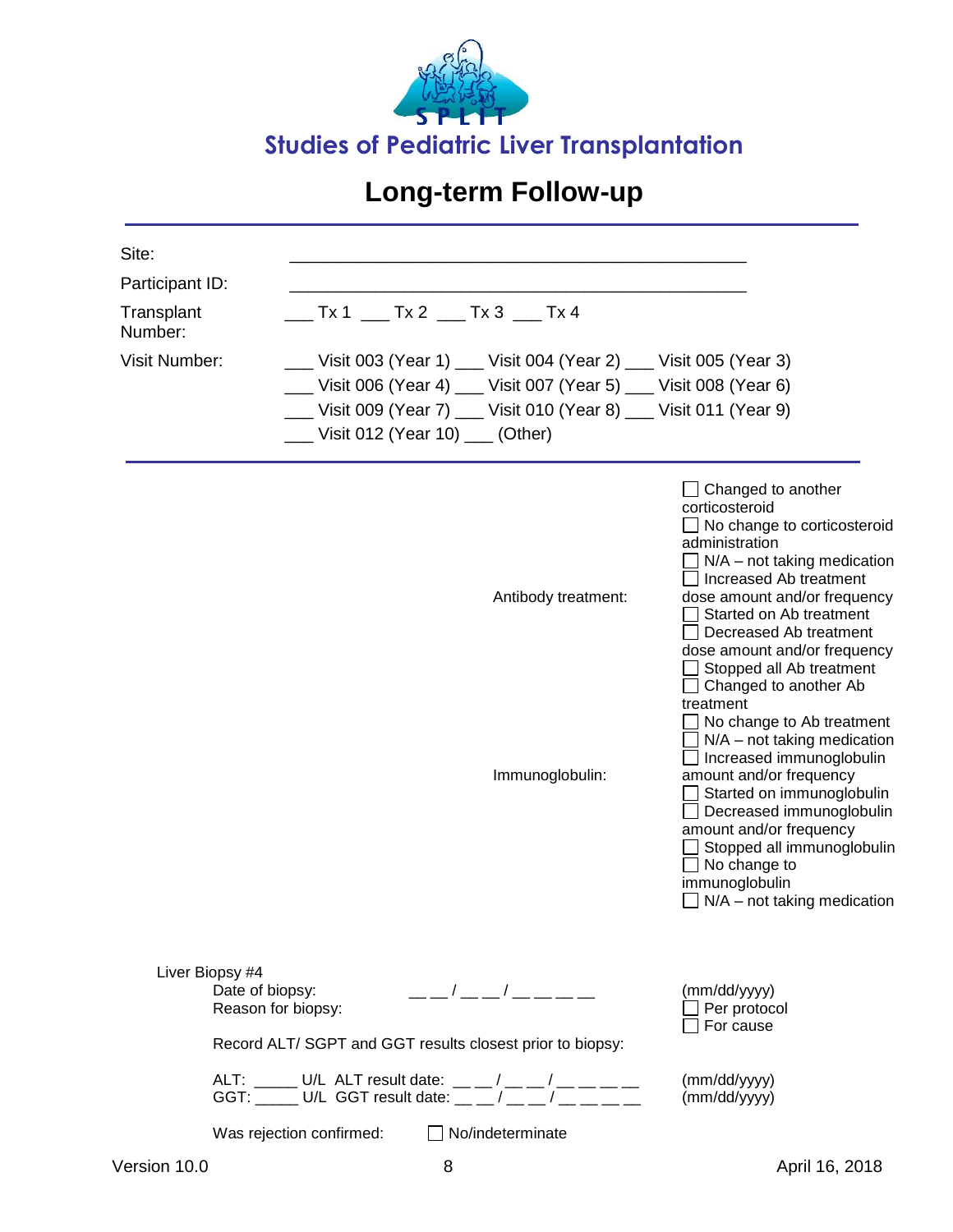Studies of Pediatric Liver Transplantation

# Long-term Follow-up

| | |
|---|---|
| Site: | ___________________________________________ |
| Participant ID: | ___________________________________________ |
| Transplant Number: | ___ Tx 1 ___ Tx 2 ___ Tx 3 ___ Tx 4 |
| Visit Number: | ___ Visit 003 (Year 1) ___ Visit 004 (Year 2) ___ Visit 005 (Year 3) ___ Visit 006 (Year 4) ___ Visit 007 (Year 5) ___ Visit 008 (Year 6) ___ Visit 009 (Year 7) ___ Visit 010 (Year 8) ___ Visit 011 (Year 9) ___ Visit 012 (Year 10) ___ (Other) |

☐ Changed to another corticosteroid
☐ No change to corticosteroid administration
☐ N/A – not taking medication

Antibody treatment:
☐ Increased Ab treatment dose amount and/or frequency
☐ Started on Ab treatment
☐ Decreased Ab treatment dose amount and/or frequency
☐ Stopped all Ab treatment
☐ Changed to another Ab treatment
☐ No change to Ab treatment
☐ N/A – not taking medication

Immunoglobulin:
☐ Increased immunoglobulin amount and/or frequency
☐ Started on immunoglobulin
☐ Decreased immunoglobulin amount and/or frequency
☐ Stopped all immunoglobulin
☐ No change to immunoglobulin
☐ N/A – not taking medication

Liver Biopsy #4

Date of biopsy: __ __ / __ __ / __ __ __ __ (mm/dd/yyyy)

Reason for biopsy:
☐ Per protocol
☐ For cause

Record ALT/ SGPT and GGT results closest prior to biopsy:

ALT: _____ U/L ALT result date: __ __ / __ __ / __ __ __ __ (mm/dd/yyyy)
GGT: _____ U/L GGT result date: __ __ / __ __ / __ __ __ __ (mm/dd/yyyy)

Was rejection confirmed: ☐ No/indeterminate

Version 10.0 April 16, 2018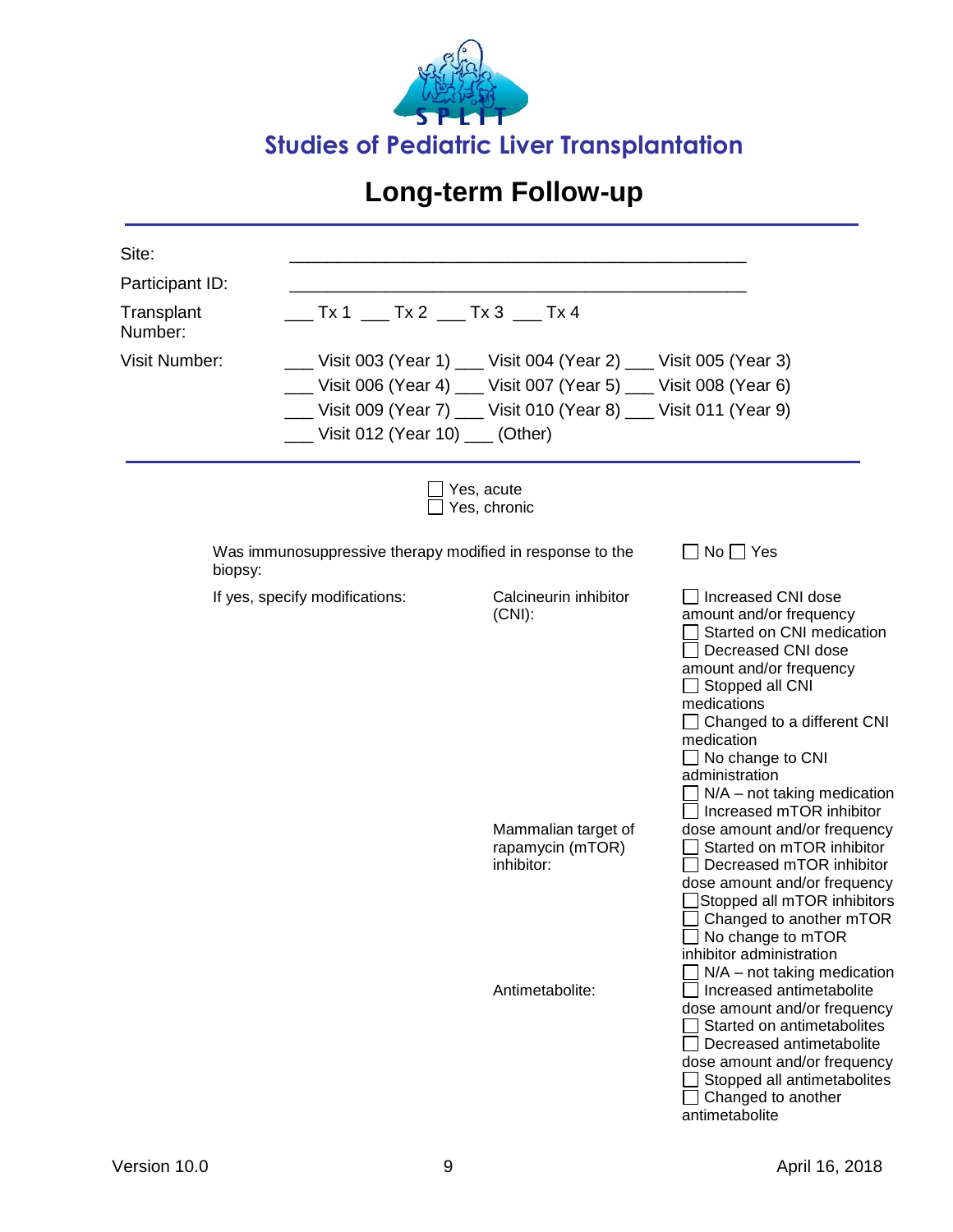# Studies of Pediatric Liver Transplantation

## Long-term Follow-up

| | |
|---|---|
| Site: | ___________________________________________ |
| Participant ID: | ___________________________________________ |
| Transplant Number: | ___ Tx 1 ___ Tx 2 ___ Tx 3 ___ Tx 4 |
| Visit Number: | ___ Visit 003 (Year 1) ___ Visit 004 (Year 2) ___ Visit 005 (Year 3)<br>___ Visit 006 (Year 4) ___ Visit 007 (Year 5) ___ Visit 008 (Year 6)<br>___ Visit 009 (Year 7) ___ Visit 010 (Year 8) ___ Visit 011 (Year 9)<br>___ Visit 012 (Year 10) ___ (Other) |

☐ Yes, acute
☐ Yes, chronic

| | | |
|---|---|---|
| Was immunosuppressive therapy modified in response to the biopsy: | | ☐ No ☐ Yes |
| If yes, specify modifications: | Calcineurin inhibitor (CNI): | ☐ Increased CNI dose amount and/or frequency<br>☐ Started on CNI medication<br>☐ Decreased CNI dose amount and/or frequency<br>☐ Stopped all CNI medications<br>☐ Changed to a different CNI medication<br>☐ No change to CNI administration<br>☐ N/A – not taking medication |
| | Mammalian target of rapamycin (mTOR) inhibitor: | ☐ Increased mTOR inhibitor dose amount and/or frequency<br>☐ Started on mTOR inhibitor<br>☐ Decreased mTOR inhibitor dose amount and/or frequency<br>☐ Stopped all mTOR inhibitors<br>☐ Changed to another mTOR<br>☐ No change to mTOR inhibitor administration<br>☐ N/A – not taking medication |
| | Antimetabolite: | ☐ Increased antimetabolite dose amount and/or frequency<br>☐ Started on antimetabolites<br>☐ Decreased antimetabolite dose amount and/or frequency<br>☐ Stopped all antimetabolites<br>☐ Changed to another antimetabolite |

Version 10.0 April 16, 2018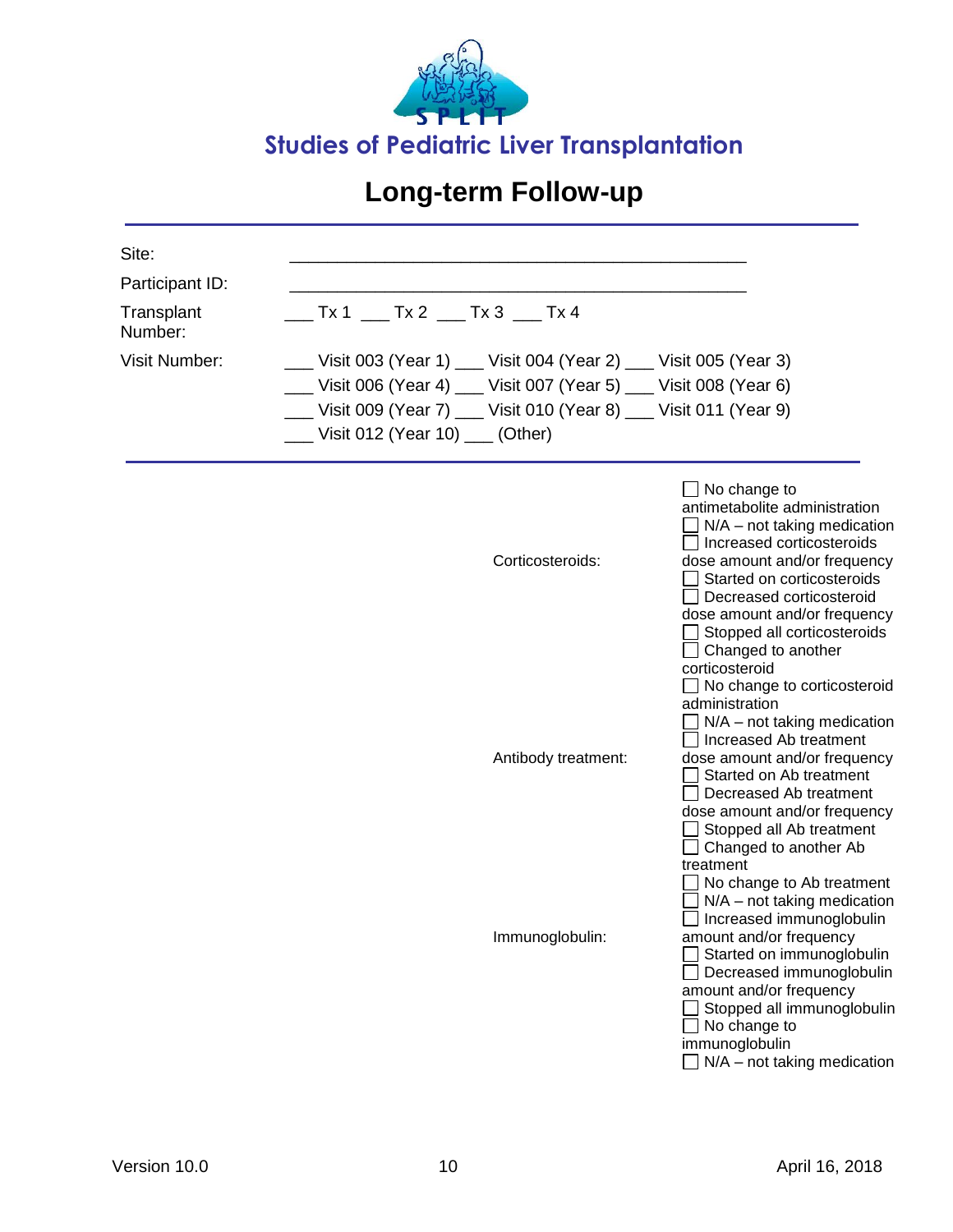# Studies of Pediatric Liver Transplantation

## Long-term Follow-up

| | |
|---|---|
| Site: | _______________________________________________ |
| Participant ID: | _______________________________________________ |
| Transplant Number: | ___ Tx 1 ___ Tx 2 ___ Tx 3 ___ Tx 4 |
| Visit Number: | ___ Visit 003 (Year 1) ___ Visit 004 (Year 2) ___ Visit 005 (Year 3)<br>___ Visit 006 (Year 4) ___ Visit 007 (Year 5) ___ Visit 008 (Year 6)<br>___ Visit 009 (Year 7) ___ Visit 010 (Year 8) ___ Visit 011 (Year 9)<br>___ Visit 012 (Year 10) ___ (Other) |

| | |
|---|---|
| | ☐ No change to antimetabolite administration<br>☐ N/A – not taking medication |
| Corticosteroids: | ☐ Increased corticosteroids dose amount and/or frequency<br>☐ Started on corticosteroids<br>☐ Decreased corticosteroid dose amount and/or frequency<br>☐ Stopped all corticosteroids<br>☐ Changed to another corticosteroid<br>☐ No change to corticosteroid administration<br>☐ N/A – not taking medication |
| Antibody treatment: | ☐ Increased Ab treatment dose amount and/or frequency<br>☐ Started on Ab treatment<br>☐ Decreased Ab treatment dose amount and/or frequency<br>☐ Stopped all Ab treatment<br>☐ Changed to another Ab treatment<br>☐ No change to Ab treatment<br>☐ N/A – not taking medication |
| Immunoglobulin: | ☐ Increased immunoglobulin amount and/or frequency<br>☐ Started on immunoglobulin<br>☐ Decreased immunoglobulin amount and/or frequency<br>☐ Stopped all immunoglobulin<br>☐ No change to immunoglobulin<br>☐ N/A – not taking medication |

Version 10.0 April 16, 2018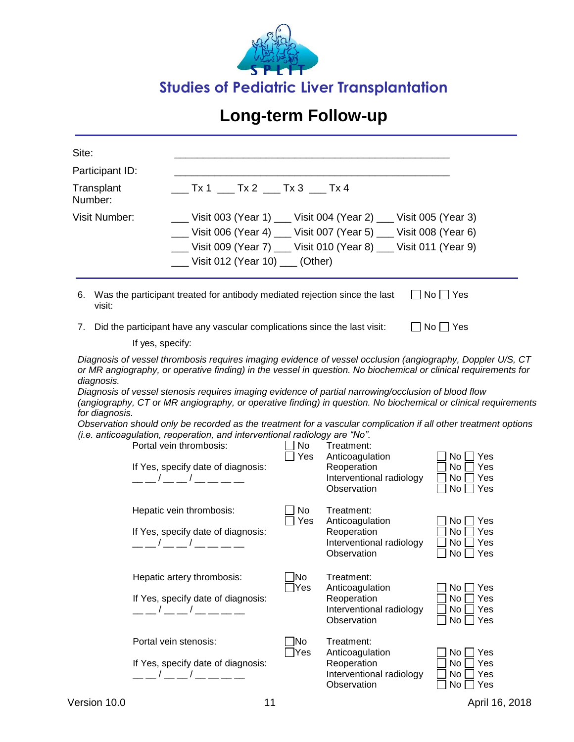# Studies of Pediatric Liver Transplantation

## Long-term Follow-up

| | |
|---|---|
| Site: | _______________________________________________ |
| Participant ID: | _______________________________________________ |
| Transplant Number: | ___ Tx 1 ___ Tx 2 ___ Tx 3 ___ Tx 4 |
| Visit Number: | ___ Visit 003 (Year 1) ___ Visit 004 (Year 2) ___ Visit 005 (Year 3)<br>___ Visit 006 (Year 4) ___ Visit 007 (Year 5) ___ Visit 008 (Year 6)<br>___ Visit 009 (Year 7) ___ Visit 010 (Year 8) ___ Visit 011 (Year 9)<br>___ Visit 012 (Year 10) ___ (Other) |

6. Was the participant treated for antibody mediated rejection since the last visit: ☐ No ☐ Yes

7. Did the participant have any vascular complications since the last visit: ☐ No ☐ Yes

   If yes, specify:

*Diagnosis of vessel thrombosis requires imaging evidence of vessel occlusion (angiography, Doppler U/S, CT or MR angiography, or operative finding) in the vessel in question. No biochemical or clinical requirements for diagnosis.*

*Diagnosis of vessel stenosis requires imaging evidence of partial narrowing/occlusion of blood flow (angiography, CT or MR angiography, or operative finding) in question. No biochemical or clinical requirements for diagnosis.*

*Observation should only be recorded as the treatment for a vascular complication if all other treatment options (i.e. anticoagulation, reoperation, and interventional radiology are "No".*

| Complication | | Treatment: | |
|---|---|---|---|
| Portal vein thrombosis:<br><br>If Yes, specify date of diagnosis:<br>__ __ / __ __ / __ __ __ __ | ☐ No<br>☐ Yes | Anticoagulation<br>Reoperation<br>Interventional radiology<br>Observation | ☐ No ☐ Yes<br>☐ No ☐ Yes<br>☐ No ☐ Yes<br>☐ No ☐ Yes |
| Hepatic vein thrombosis:<br><br>If Yes, specify date of diagnosis:<br>__ __ / __ __ / __ __ __ __ | ☐ No<br>☐ Yes | Anticoagulation<br>Reoperation<br>Interventional radiology<br>Observation | ☐ No ☐ Yes<br>☐ No ☐ Yes<br>☐ No ☐ Yes<br>☐ No ☐ Yes |
| Hepatic artery thrombosis:<br><br>If Yes, specify date of diagnosis:<br>__ __ / __ __ / __ __ __ __ | ☐ No<br>☐ Yes | Anticoagulation<br>Reoperation<br>Interventional radiology<br>Observation | ☐ No ☐ Yes<br>☐ No ☐ Yes<br>☐ No ☐ Yes<br>☐ No ☐ Yes |
| Portal vein stenosis:<br><br>If Yes, specify date of diagnosis:<br>__ __ / __ __ / __ __ __ __ | ☐ No<br>☐ Yes | Anticoagulation<br>Reoperation<br>Interventional radiology<br>Observation | ☐ No ☐ Yes<br>☐ No ☐ Yes<br>☐ No ☐ Yes<br>☐ No ☐ Yes |

Version 10.0 April 16, 2018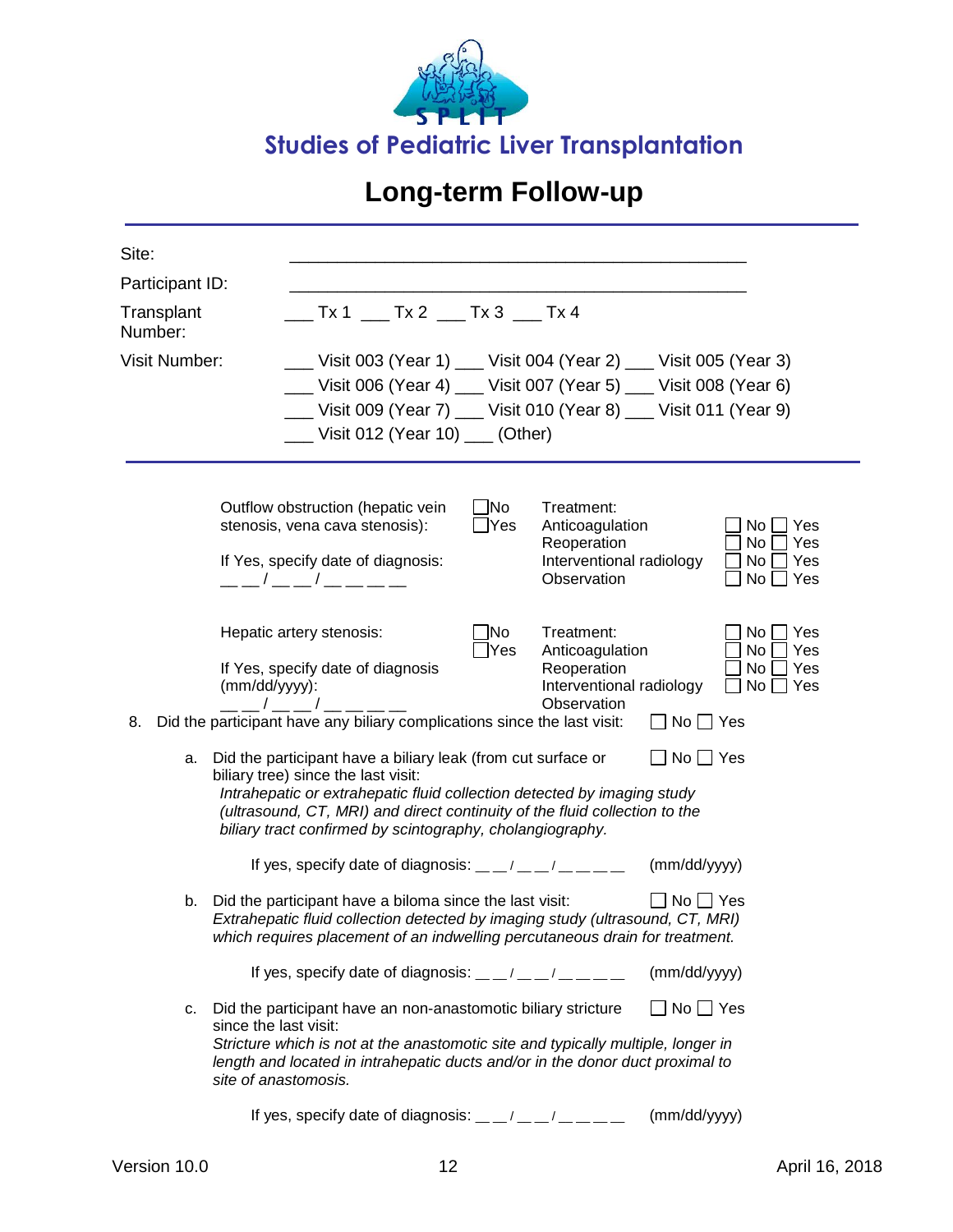**Studies of Pediatric Liver Transplantation**

# Long-term Follow-up

Site: ______________________________________________

Participant ID: ______________________________________________

Transplant Number: ___ Tx 1 ___ Tx 2 ___ Tx 3 ___ Tx 4

Visit Number: ___ Visit 003 (Year 1) ___ Visit 004 (Year 2) ___ Visit 005 (Year 3) ___ Visit 006 (Year 4) ___ Visit 007 (Year 5) ___ Visit 008 (Year 6) ___ Visit 009 (Year 7) ___ Visit 010 (Year 8) ___ Visit 011 (Year 9) ___ Visit 012 (Year 10) ___ (Other)

---

Outflow obstruction (hepatic vein stenosis, vena cava stenosis): ☐ No ☐ Yes

If Yes, specify date of diagnosis: __ __ / __ __ / __ __ __ __

| Treatment: | |
|---|---|
| Anticoagulation | ☐ No ☐ Yes |
| Reoperation | ☐ No ☐ Yes |
| Interventional radiology | ☐ No ☐ Yes |
| Observation | ☐ No ☐ Yes |

Hepatic artery stenosis: ☐ No ☐ Yes

If Yes, specify date of diagnosis (mm/dd/yyyy): __ __ / __ __ / __ __ __ __

| Treatment: | |
|---|---|
| Anticoagulation | ☐ No ☐ Yes |
| Reoperation | ☐ No ☐ Yes |
| Interventional radiology | ☐ No ☐ Yes |
| Observation | ☐ No ☐ Yes |

8. Did the participant have any biliary complications since the last visit: ☐ No ☐ Yes

   a. Did the participant have a biliary leak (from cut surface or biliary tree) since the last visit: ☐ No ☐ Yes
      *Intrahepatic or extrahepatic fluid collection detected by imaging study (ultrasound, CT, MRI) and direct continuity of the fluid collection to the biliary tract confirmed by scintography, cholangiography.*

      If yes, specify date of diagnosis: __ __ / __ __ / __ __ __ __ (mm/dd/yyyy)

   b. Did the participant have a biloma since the last visit: ☐ No ☐ Yes
      *Extrahepatic fluid collection detected by imaging study (ultrasound, CT, MRI) which requires placement of an indwelling percutaneous drain for treatment.*

      If yes, specify date of diagnosis: __ __ / __ __ / __ __ __ __ (mm/dd/yyyy)

   c. Did the participant have an non-anastomotic biliary stricture since the last visit: ☐ No ☐ Yes
      *Stricture which is not at the anastomotic site and typically multiple, longer in length and located in intrahepatic ducts and/or in the donor duct proximal to site of anastomosis.*

      If yes, specify date of diagnosis: __ __ / __ __ / __ __ __ __ (mm/dd/yyyy)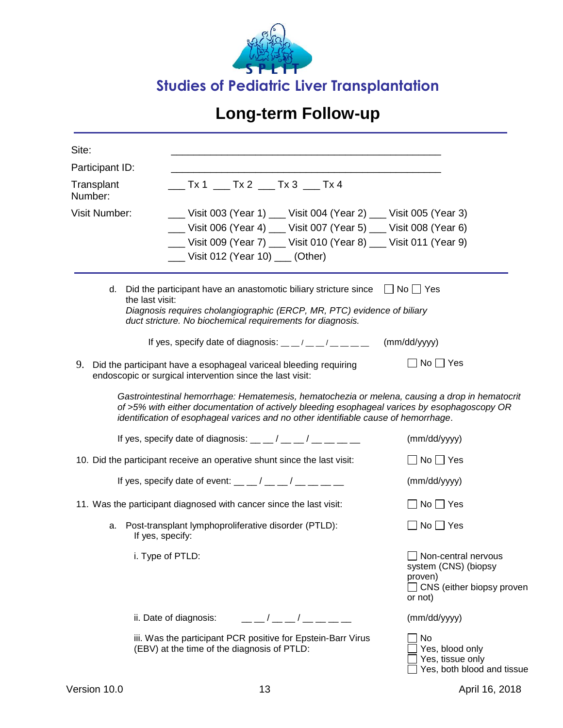# Studies of Pediatric Liver Transplantation

## Long-term Follow-up

---

Site: ______________________________________________

Participant ID: ______________________________________________

Transplant Number: ___ Tx 1 ___ Tx 2 ___ Tx 3 ___ Tx 4

Visit Number: ___ Visit 003 (Year 1) ___ Visit 004 (Year 2) ___ Visit 005 (Year 3)
___ Visit 006 (Year 4) ___ Visit 007 (Year 5) ___ Visit 008 (Year 6)
___ Visit 009 (Year 7) ___ Visit 010 (Year 8) ___ Visit 011 (Year 9)
___ Visit 012 (Year 10) ___ (Other)

---

d. Did the participant have an anastomotic biliary stricture since the last visit: ☐ No ☐ Yes
*Diagnosis requires cholangiographic (ERCP, MR, PTC) evidence of biliary duct stricture. No biochemical requirements for diagnosis.*

If yes, specify date of diagnosis: __ __ / __ __ / __ __ __ __ (mm/dd/yyyy)

9. Did the participant have a esophageal variceal bleeding requiring endoscopic or surgical intervention since the last visit: ☐ No ☐ Yes

*Gastrointestinal hemorrhage: Hematemesis, hematochezia or melena, causing a drop in hematocrit of >5% with either documentation of actively bleeding esophageal varices by esophagoscopy OR identification of esophageal varices and no other identifiable cause of hemorrhage.*

If yes, specify date of diagnosis: __ __ / __ __ / __ __ __ __ (mm/dd/yyyy)

10. Did the participant receive an operative shunt since the last visit: ☐ No ☐ Yes

If yes, specify date of event: __ __ / __ __ / __ __ __ __ (mm/dd/yyyy)

11. Was the participant diagnosed with cancer since the last visit: ☐ No ☐ Yes

a. Post-transplant lymphoproliferative disorder (PTLD): ☐ No ☐ Yes
If yes, specify:

i. Type of PTLD:
☐ Non-central nervous system (CNS) (biopsy proven)
☐ CNS (either biopsy proven or not)

ii. Date of diagnosis: __ __ / __ __ / __ __ __ __ (mm/dd/yyyy)

iii. Was the participant PCR positive for Epstein-Barr Virus (EBV) at the time of the diagnosis of PTLD:
☐ No
☐ Yes, blood only
☐ Yes, tissue only
☐ Yes, both blood and tissue

Version 10.0 April 16, 2018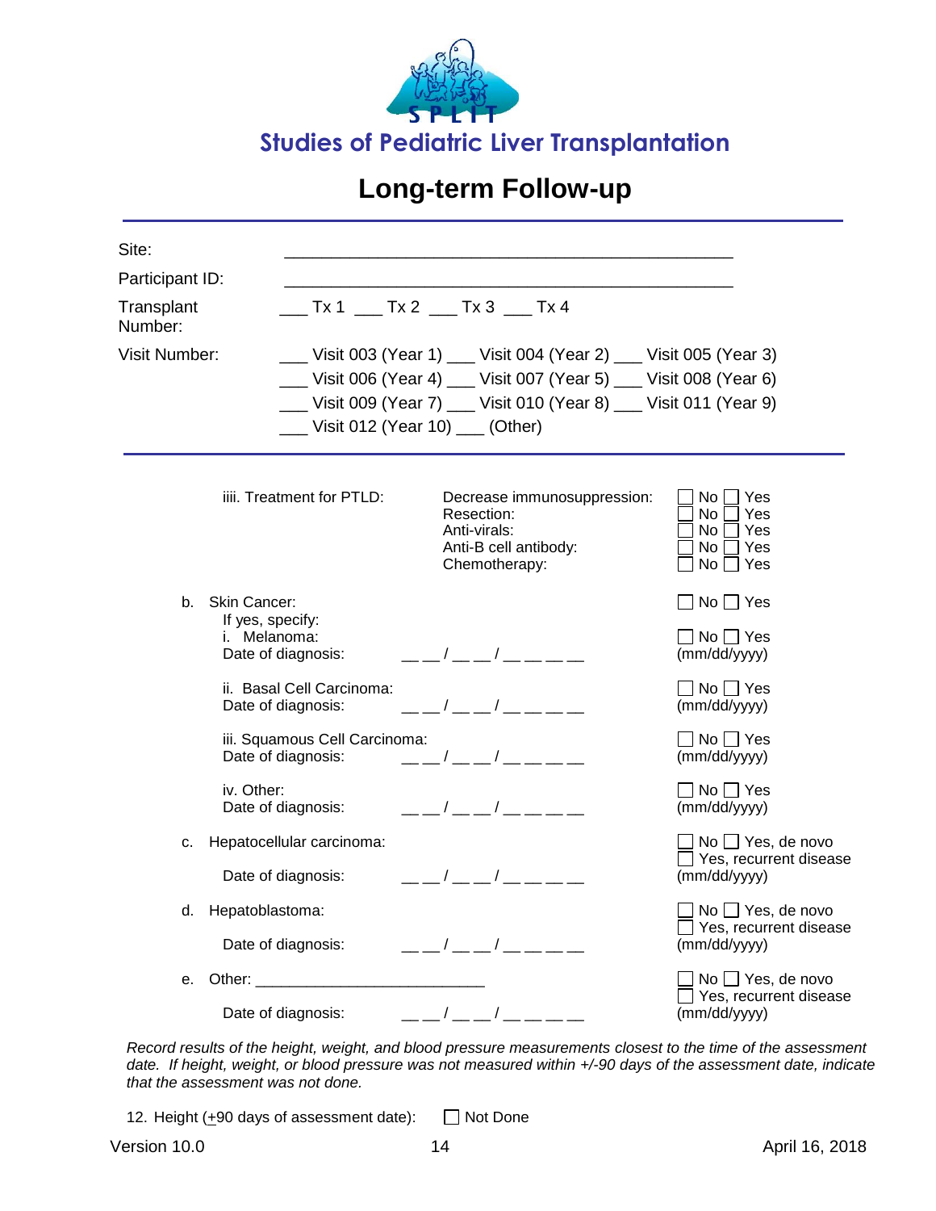**Studies of Pediatric Liver Transplantation**

# Long-term Follow-up

| | |
|---|---|
| Site: | _______________________________________________ |
| Participant ID: | _______________________________________________ |
| Transplant Number: | ___ Tx 1 ___ Tx 2 ___ Tx 3 ___ Tx 4 |
| Visit Number: | ___ Visit 003 (Year 1) ___ Visit 004 (Year 2) ___ Visit 005 (Year 3)<br>___ Visit 006 (Year 4) ___ Visit 007 (Year 5) ___ Visit 008 (Year 6)<br>___ Visit 009 (Year 7) ___ Visit 010 (Year 8) ___ Visit 011 (Year 9)<br>___ Visit 012 (Year 10) ___ (Other) |

iiii. Treatment for PTLD:

| | |
|---|---|
| Decrease immunosuppression: | ☐ No ☐ Yes |
| Resection: | ☐ No ☐ Yes |
| Anti-virals: | ☐ No ☐ Yes |
| Anti-B cell antibody: | ☐ No ☐ Yes |
| Chemotherapy: | ☐ No ☐ Yes |

b. Skin Cancer: ☐ No ☐ Yes

If yes, specify:

i. Melanoma: ☐ No ☐ Yes
Date of diagnosis: __ __ / __ __ / __ __ __ __ (mm/dd/yyyy)

ii. Basal Cell Carcinoma: ☐ No ☐ Yes
Date of diagnosis: __ __ / __ __ / __ __ __ __ (mm/dd/yyyy)

iii. Squamous Cell Carcinoma: ☐ No ☐ Yes
Date of diagnosis: __ __ / __ __ / __ __ __ __ (mm/dd/yyyy)

iv. Other: ☐ No ☐ Yes
Date of diagnosis: __ __ / __ __ / __ __ __ __ (mm/dd/yyyy)

c. Hepatocellular carcinoma: ☐ No ☐ Yes, de novo ☐ Yes, recurrent disease
Date of diagnosis: __ __ / __ __ / __ __ __ __ (mm/dd/yyyy)

d. Hepatoblastoma: ☐ No ☐ Yes, de novo ☐ Yes, recurrent disease
Date of diagnosis: __ __ / __ __ / __ __ __ __ (mm/dd/yyyy)

e. Other: ___________________________ ☐ No ☐ Yes, de novo ☐ Yes, recurrent disease
Date of diagnosis: __ __ / __ __ / __ __ __ __ (mm/dd/yyyy)

*Record results of the height, weight, and blood pressure measurements closest to the time of the assessment date. If height, weight, or blood pressure was not measured within +/-90 days of the assessment date, indicate that the assessment was not done.*

12. Height (±90 days of assessment date): ☐ Not Done

Version 10.0 April 16, 2018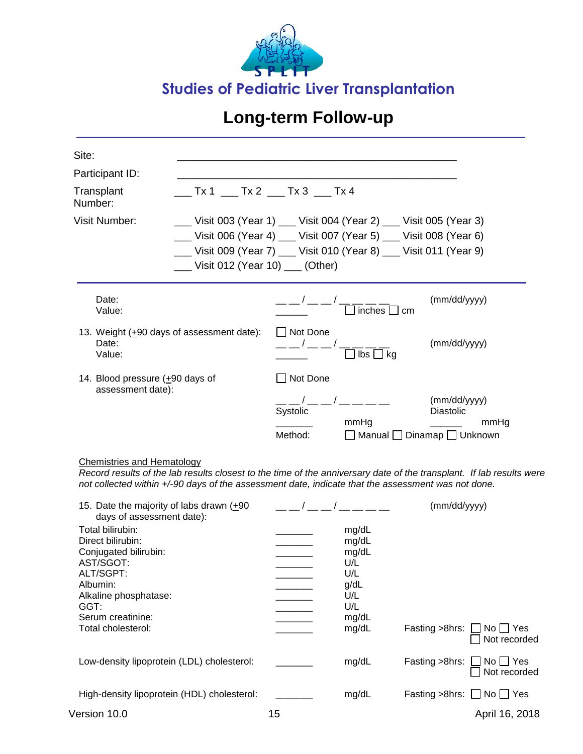# Studies of Pediatric Liver Transplantation

## Long-term Follow-up

Site: ___________________________________________

Participant ID: ___________________________________________

Transplant Number: ___ Tx 1 ___ Tx 2 ___ Tx 3 ___ Tx 4

Visit Number: ___ Visit 003 (Year 1) ___ Visit 004 (Year 2) ___ Visit 005 (Year 3)
___ Visit 006 (Year 4) ___ Visit 007 (Year 5) ___ Visit 008 (Year 6)
___ Visit 009 (Year 7) ___ Visit 010 (Year 8) ___ Visit 011 (Year 9)
___ Visit 012 (Year 10) ___ (Other)

---

Date: __ __ / __ __ / __ __ __ __ (mm/dd/yyyy)
Value: ______ ☐ inches ☐ cm

13. Weight (±90 days of assessment date): ☐ Not Done
    Date: __ __ / __ __ / __ __ __ __ (mm/dd/yyyy)
    Value: ______ ☐ lbs ☐ kg

14. Blood pressure (±90 days of assessment date): ☐ Not Done
    __ __ / __ __ / __ __ __ __ (mm/dd/yyyy)
    Systolic _______ mmHg Diastolic ______ mmHg
    Method: ☐ Manual ☐ Dinamap ☐ Unknown

Chemistries and Hematology

*Record results of the lab results closest to the time of the anniversary date of the transplant. If lab results were not collected within +/-90 days of the assessment date, indicate that the assessment was not done.*

15. Date the majority of labs drawn (±90 days of assessment date): __ __ / __ __ / __ __ __ __ (mm/dd/yyyy)

| | | | |
|---|---|---|---|
| Total bilirubin: | _______ | mg/dL | |
| Direct bilirubin: | _______ | mg/dL | |
| Conjugated bilirubin: | _______ | mg/dL | |
| AST/SGOT: | _______ | U/L | |
| ALT/SGPT: | _______ | U/L | |
| Albumin: | _______ | g/dL | |
| Alkaline phosphatase: | _______ | U/L | |
| GGT: | _______ | U/L | |
| Serum creatinine: | _______ | mg/dL | |
| Total cholesterol: | _______ | mg/dL | Fasting >8hrs: ☐ No ☐ Yes ☐ Not recorded |
| Low-density lipoprotein (LDL) cholesterol: | _______ | mg/dL | Fasting >8hrs: ☐ No ☐ Yes ☐ Not recorded |
| High-density lipoprotein (HDL) cholesterol: | _______ | mg/dL | Fasting >8hrs: ☐ No ☐ Yes |

Version 10.0 April 16, 2018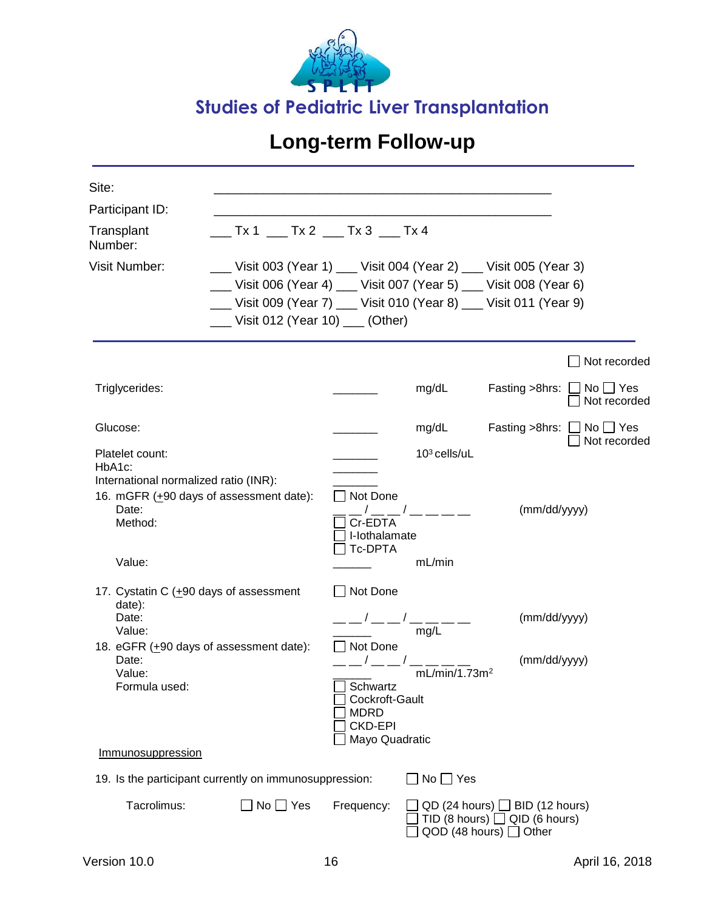# Studies of Pediatric Liver Transplantation

## Long-term Follow-up

---

| | |
|---|---|
| Site: | ________________________________________________ |
| Participant ID: | ________________________________________________ |
| Transplant Number: | ___ Tx 1 ___ Tx 2 ___ Tx 3 ___ Tx 4 |
| Visit Number: | ___ Visit 003 (Year 1) ___ Visit 004 (Year 2) ___ Visit 005 (Year 3)<br>___ Visit 006 (Year 4) ___ Visit 007 (Year 5) ___ Visit 008 (Year 6)<br>___ Visit 009 (Year 7) ___ Visit 010 (Year 8) ___ Visit 011 (Year 9)<br>___ Visit 012 (Year 10) ___ (Other) |

---

☐ Not recorded

| | | | |
|---|---|---|---|
| Triglycerides: | _______ | mg/dL | Fasting >8hrs: ☐ No ☐ Yes ☐ Not recorded |
| Glucose: | _______ | mg/dL | Fasting >8hrs: ☐ No ☐ Yes ☐ Not recorded |
| Platelet count: | _______ | $10^3$ cells/uL | |
| HbA1c: | _______ | | |
| International normalized ratio (INR): | _______ | | |

16. mGFR (+90 days of assessment date): ☐ Not Done
    - Date: __ __ / __ __ / __ __ __ __ (mm/dd/yyyy)
    - Method: ☐ Cr-EDTA ☐ I-Iothalamate ☐ Tc-DPTA
    - Value: ______ mL/min

17. Cystatin C (+90 days of assessment date): ☐ Not Done
    - Date: __ __ / __ __ / __ __ __ __ (mm/dd/yyyy)
    - Value: ______ mg/L

18. eGFR (+90 days of assessment date): ☐ Not Done
    - Date: __ __ / __ __ / __ __ __ __ (mm/dd/yyyy)
    - Value: ______ mL/min/1.73m$^2$
    - Formula used: ☐ Schwartz ☐ Cockroft-Gault ☐ MDRD ☐ CKD-EPI ☐ Mayo Quadratic

<u>Immunosuppression</u>

19. Is the participant currently on immunosuppression: ☐ No ☐ Yes

| | | | |
|---|---|---|---|
| Tacrolimus: | ☐ No ☐ Yes | Frequency: | ☐ QD (24 hours) ☐ BID (12 hours)<br>☐ TID (8 hours) ☐ QID (6 hours)<br>☐ QOD (48 hours) ☐ Other |

Version 10.0 | April 16, 2018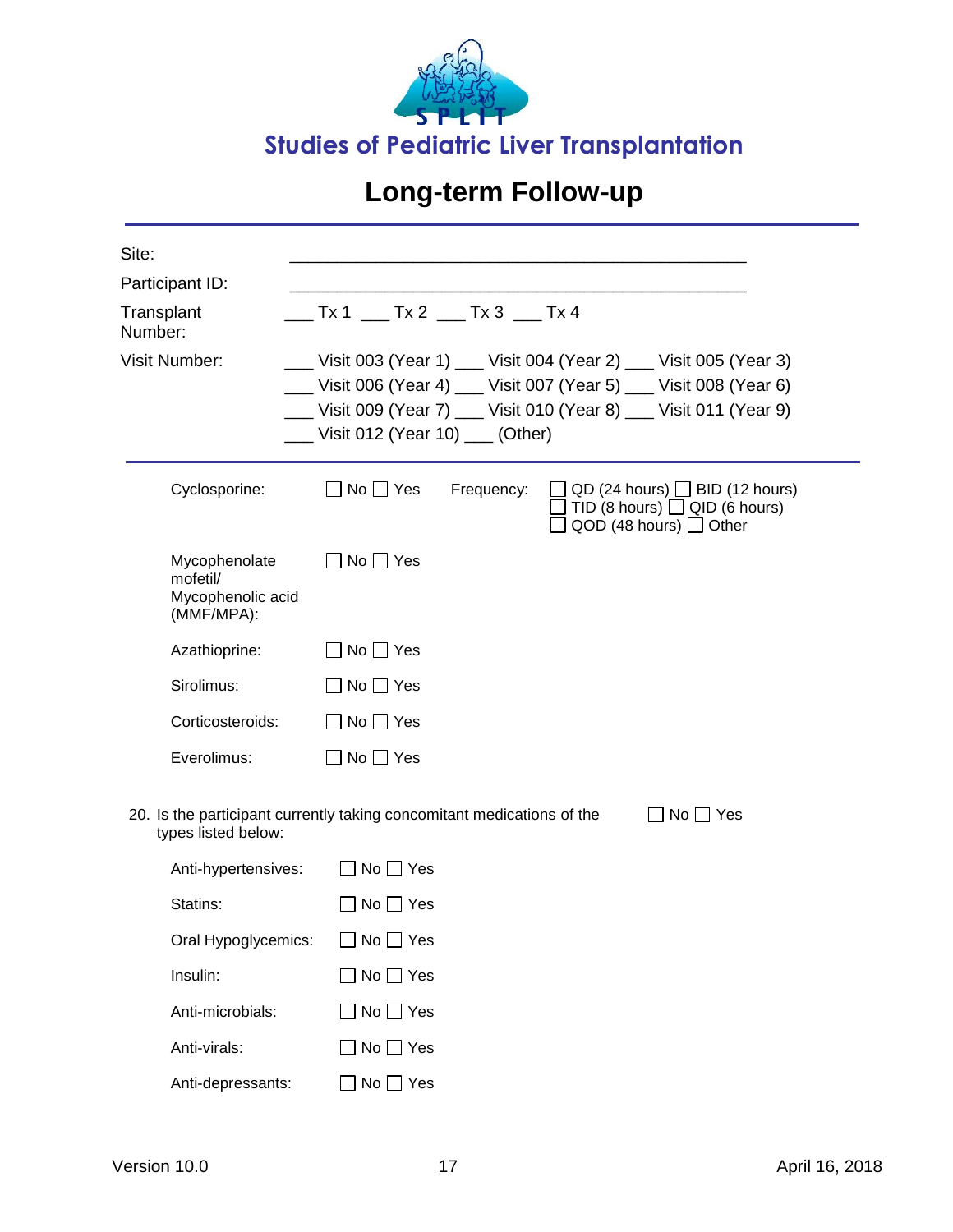# Studies of Pediatric Liver Transplantation

## Long-term Follow-up

Site: _______________________________________________

Participant ID: _______________________________________________

Transplant Number: ___ Tx 1 ___ Tx 2 ___ Tx 3 ___ Tx 4

Visit Number: ___ Visit 003 (Year 1) ___ Visit 004 (Year 2) ___ Visit 005 (Year 3) ___ Visit 006 (Year 4) ___ Visit 007 (Year 5) ___ Visit 008 (Year 6) ___ Visit 009 (Year 7) ___ Visit 010 (Year 8) ___ Visit 011 (Year 9) ___ Visit 012 (Year 10) ___ (Other)

---

Cyclosporine: ☐ No ☐ Yes Frequency: ☐ QD (24 hours) ☐ BID (12 hours) ☐ TID (8 hours) ☐ QID (6 hours) ☐ QOD (48 hours) ☐ Other

Mycophenolate mofetil/ Mycophenolic acid (MMF/MPA): ☐ No ☐ Yes

Azathioprine: ☐ No ☐ Yes

Sirolimus: ☐ No ☐ Yes

Corticosteroids: ☐ No ☐ Yes

Everolimus: ☐ No ☐ Yes

20. Is the participant currently taking concomitant medications of the types listed below: ☐ No ☐ Yes

Anti-hypertensives: ☐ No ☐ Yes

Statins: ☐ No ☐ Yes

Oral Hypoglycemics: ☐ No ☐ Yes

Insulin: ☐ No ☐ Yes

Anti-microbials: ☐ No ☐ Yes

Anti-virals: ☐ No ☐ Yes

Anti-depressants: ☐ No ☐ Yes

Version 10.0 April 16, 2018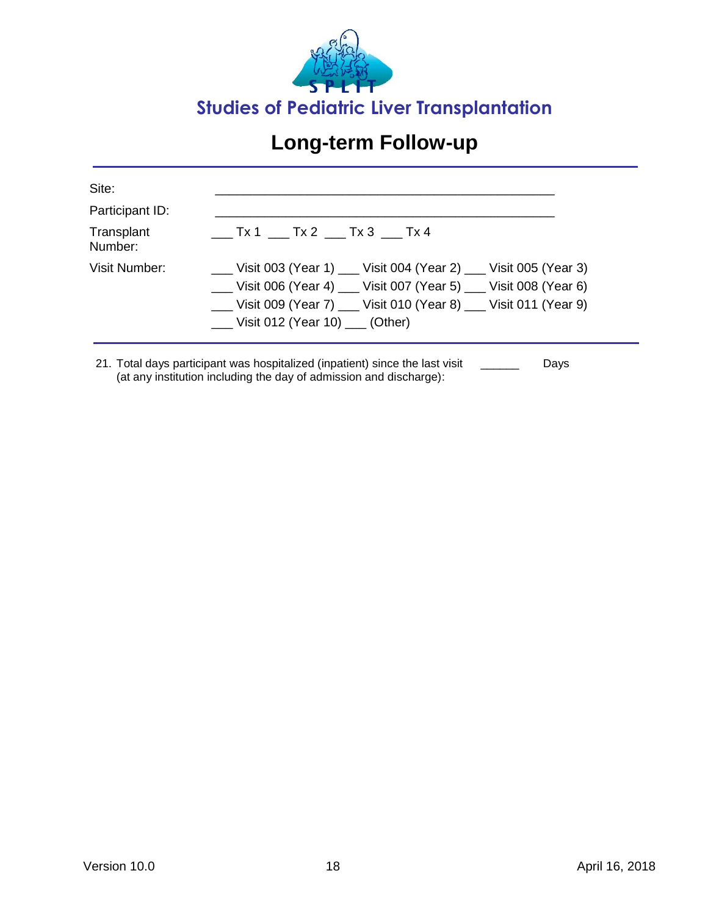# Studies of Pediatric Liver Transplantation

## Long-term Follow-up

---

| | |
|---|---|
| Site: | ______________________________________________ |
| Participant ID: | ______________________________________________ |
| Transplant Number: | ___ Tx 1 ___ Tx 2 ___ Tx 3 ___ Tx 4 |
| Visit Number: | ___ Visit 003 (Year 1) ___ Visit 004 (Year 2) ___ Visit 005 (Year 3)<br>___ Visit 006 (Year 4) ___ Visit 007 (Year 5) ___ Visit 008 (Year 6)<br>___ Visit 009 (Year 7) ___ Visit 010 (Year 8) ___ Visit 011 (Year 9)<br>___ Visit 012 (Year 10) ___ (Other) |

---

21. Total days participant was hospitalized (inpatient) since the last visit (at any institution including the day of admission and discharge): ______ Days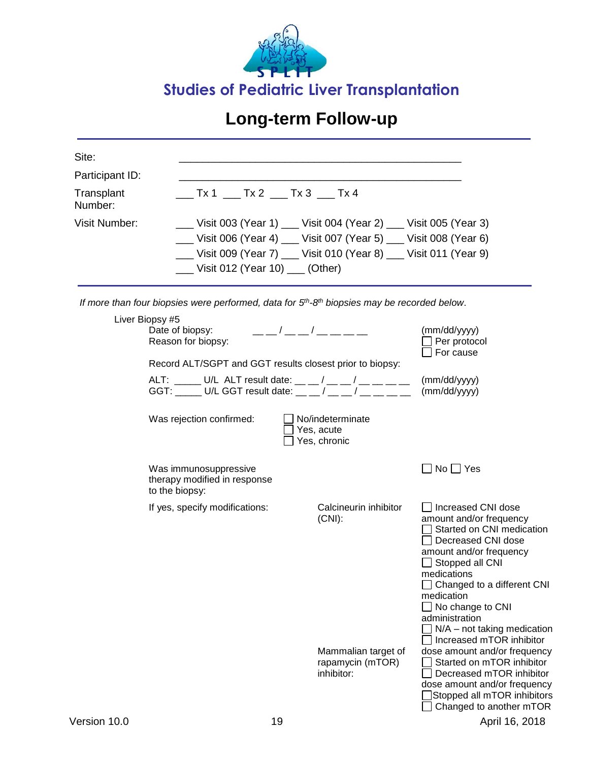# Studies of Pediatric Liver Transplantation

## Long-term Follow-up

Site: ____________________________________________

Participant ID: ____________________________________________

Transplant Number: ___ Tx 1 ___ Tx 2 ___ Tx 3 ___ Tx 4

Visit Number: ___ Visit 003 (Year 1) ___ Visit 004 (Year 2) ___ Visit 005 (Year 3)
___ Visit 006 (Year 4) ___ Visit 007 (Year 5) ___ Visit 008 (Year 6)
___ Visit 009 (Year 7) ___ Visit 010 (Year 8) ___ Visit 011 (Year 9)
___ Visit 012 (Year 10) ___ (Other)

---

*If more than four biopsies were performed, data for 5th-8th biopsies may be recorded below.*

Liver Biopsy #5

Date of biopsy: __ __ / __ __ / __ __ __ __ (mm/dd/yyyy)

Reason for biopsy:
- ☐ Per protocol
- ☐ For cause

Record ALT/SGPT and GGT results closest prior to biopsy:

ALT: _____ U/L ALT result date: __ __ / __ __ / __ __ __ __ (mm/dd/yyyy)
GGT: _____ U/L GGT result date: __ __ / __ __ / __ __ __ __ (mm/dd/yyyy)

Was rejection confirmed:
- ☐ No/indeterminate
- ☐ Yes, acute
- ☐ Yes, chronic

Was immunosuppressive therapy modified in response to the biopsy: ☐ No ☐ Yes

If yes, specify modifications:

Calcineurin inhibitor (CNI):
- ☐ Increased CNI dose amount and/or frequency
- ☐ Started on CNI medication
- ☐ Decreased CNI dose amount and/or frequency
- ☐ Stopped all CNI medications
- ☐ Changed to a different CNI medication
- ☐ No change to CNI administration
- ☐ N/A – not taking medication

Mammalian target of rapamycin (mTOR) inhibitor:
- ☐ Increased mTOR inhibitor dose amount and/or frequency
- ☐ Started on mTOR inhibitor
- ☐ Decreased mTOR inhibitor dose amount and/or frequency
- ☐ Stopped all mTOR inhibitors
- ☐ Changed to another mTOR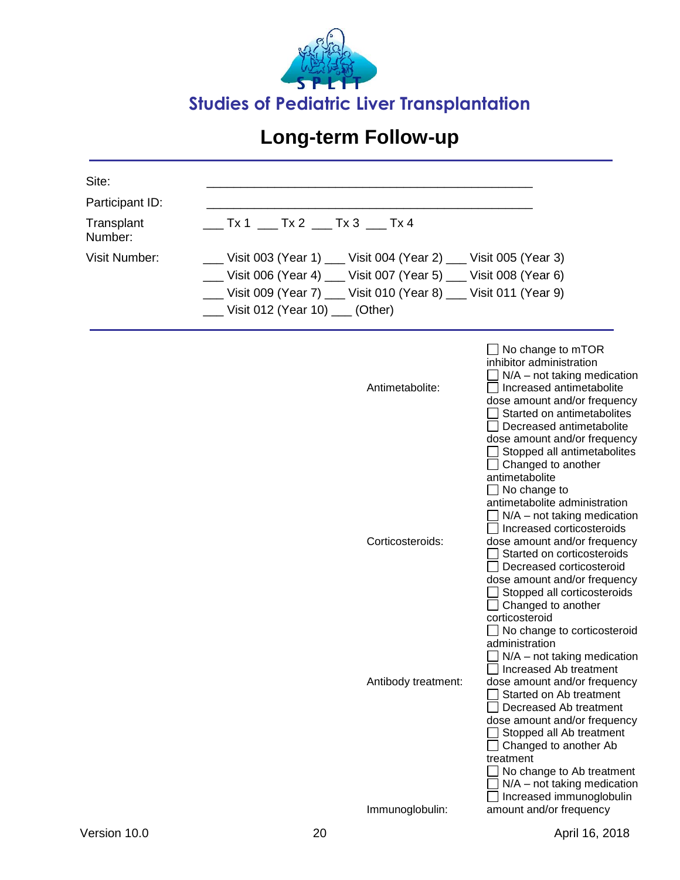# Studies of Pediatric Liver Transplantation

## Long-term Follow-up

| | |
|---|---|
| Site: | ________________________________________________ |
| Participant ID: | ________________________________________________ |
| Transplant Number: | ___ Tx 1 ___ Tx 2 ___ Tx 3 ___ Tx 4 |
| Visit Number: | ___ Visit 003 (Year 1) ___ Visit 004 (Year 2) ___ Visit 005 (Year 3)<br>___ Visit 006 (Year 4) ___ Visit 007 (Year 5) ___ Visit 008 (Year 6)<br>___ Visit 009 (Year 7) ___ Visit 010 (Year 8) ___ Visit 011 (Year 9)<br>___ Visit 012 (Year 10) ___ (Other) |

| | |
|---|---|
| | ☐ No change to mTOR inhibitor administration |
| Antimetabolite: | ☐ N/A – not taking medication<br>☐ Increased antimetabolite dose amount and/or frequency<br>☐ Started on antimetabolites<br>☐ Decreased antimetabolite dose amount and/or frequency<br>☐ Stopped all antimetabolites<br>☐ Changed to another antimetabolite<br>☐ No change to antimetabolite administration |
| Corticosteroids: | ☐ N/A – not taking medication<br>☐ Increased corticosteroids dose amount and/or frequency<br>☐ Started on corticosteroids<br>☐ Decreased corticosteroid dose amount and/or frequency<br>☐ Stopped all corticosteroids<br>☐ Changed to another corticosteroid<br>☐ No change to corticosteroid administration |
| Antibody treatment: | ☐ N/A – not taking medication<br>☐ Increased Ab treatment dose amount and/or frequency<br>☐ Started on Ab treatment<br>☐ Decreased Ab treatment dose amount and/or frequency<br>☐ Stopped all Ab treatment<br>☐ Changed to another Ab treatment<br>☐ No change to Ab treatment |
| Immunoglobulin: | ☐ N/A – not taking medication<br>☐ Increased immunoglobulin amount and/or frequency |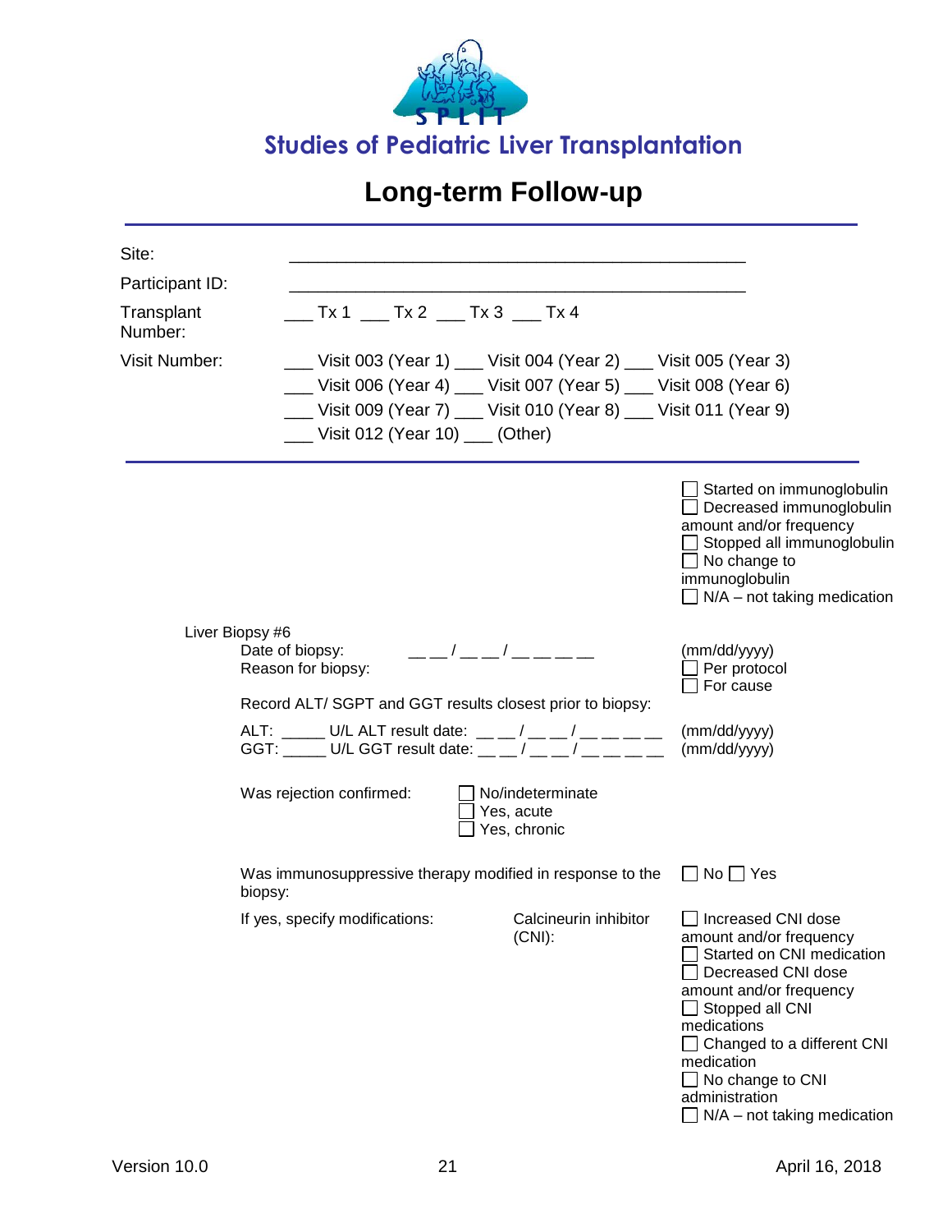# Studies of Pediatric Liver Transplantation

## Long-term Follow-up

Site: ____________________________________________

Participant ID: ____________________________________________

Transplant Number: ___ Tx 1 ___ Tx 2 ___ Tx 3 ___ Tx 4

Visit Number: ___ Visit 003 (Year 1) ___ Visit 004 (Year 2) ___ Visit 005 (Year 3) ___ Visit 006 (Year 4) ___ Visit 007 (Year 5) ___ Visit 008 (Year 6) ___ Visit 009 (Year 7) ___ Visit 010 (Year 8) ___ Visit 011 (Year 9) ___ Visit 012 (Year 10) ___ (Other)

---

☐ Started on immunoglobulin
☐ Decreased immunoglobulin amount and/or frequency
☐ Stopped all immunoglobulin
☐ No change to immunoglobulin
☐ N/A – not taking medication

Liver Biopsy #6

Date of biopsy: __ __ / __ __ / __ __ __ __ (mm/dd/yyyy)

Reason for biopsy:
☐ Per protocol
☐ For cause

Record ALT/ SGPT and GGT results closest prior to biopsy:

ALT: _____ U/L ALT result date: __ __ / __ __ / __ __ __ __ (mm/dd/yyyy)
GGT: _____ U/L GGT result date: __ __ / __ __ / __ __ __ __ (mm/dd/yyyy)

Was rejection confirmed:
☐ No/indeterminate
☐ Yes, acute
☐ Yes, chronic

Was immunosuppressive therapy modified in response to the biopsy: ☐ No ☐ Yes

If yes, specify modifications:

Calcineurin inhibitor (CNI):
☐ Increased CNI dose amount and/or frequency
☐ Started on CNI medication
☐ Decreased CNI dose amount and/or frequency
☐ Stopped all CNI medications
☐ Changed to a different CNI medication
☐ No change to CNI administration
☐ N/A – not taking medication

Version 10.0 April 16, 2018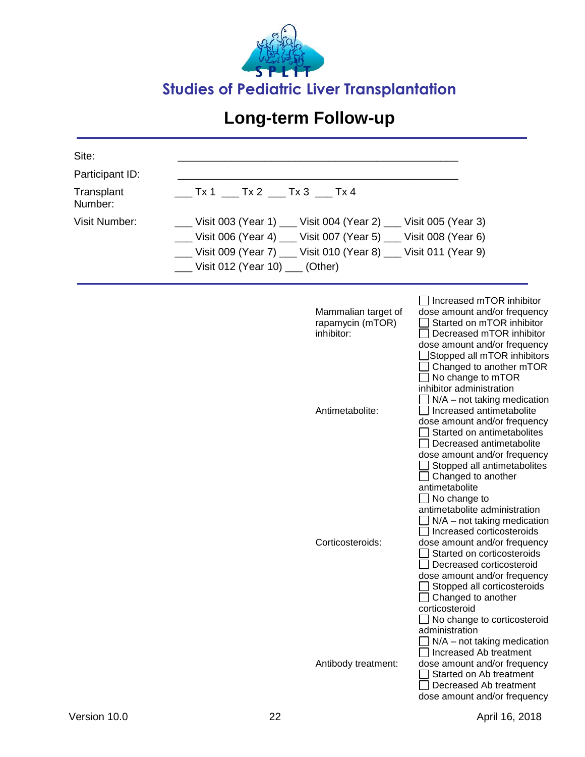# Studies of Pediatric Liver Transplantation

## Long-term Follow-up

| | |
|---|---|
| Site: | ______________________________________________ |
| Participant ID: | ______________________________________________ |
| Transplant Number: | ___ Tx 1 ___ Tx 2 ___ Tx 3 ___ Tx 4 |
| Visit Number: | ___ Visit 003 (Year 1) ___ Visit 004 (Year 2) ___ Visit 005 (Year 3)<br>___ Visit 006 (Year 4) ___ Visit 007 (Year 5) ___ Visit 008 (Year 6)<br>___ Visit 009 (Year 7) ___ Visit 010 (Year 8) ___ Visit 011 (Year 9)<br>___ Visit 012 (Year 10) ___ (Other) |

| | |
|---|---|
| Mammalian target of rapamycin (mTOR) inhibitor: | ☐ Increased mTOR inhibitor dose amount and/or frequency<br>☐ Started on mTOR inhibitor<br>☐ Decreased mTOR inhibitor dose amount and/or frequency<br>☐ Stopped all mTOR inhibitors<br>☐ Changed to another mTOR<br>☐ No change to mTOR inhibitor administration<br>☐ N/A – not taking medication |
| Antimetabolite: | ☐ Increased antimetabolite dose amount and/or frequency<br>☐ Started on antimetabolites<br>☐ Decreased antimetabolite dose amount and/or frequency<br>☐ Stopped all antimetabolites<br>☐ Changed to another antimetabolite<br>☐ No change to antimetabolite administration<br>☐ N/A – not taking medication |
| Corticosteroids: | ☐ Increased corticosteroids dose amount and/or frequency<br>☐ Started on corticosteroids<br>☐ Decreased corticosteroid dose amount and/or frequency<br>☐ Stopped all corticosteroids<br>☐ Changed to another corticosteroid<br>☐ No change to corticosteroid administration<br>☐ N/A – not taking medication |
| Antibody treatment: | ☐ Increased Ab treatment dose amount and/or frequency<br>☐ Started on Ab treatment<br>☐ Decreased Ab treatment dose amount and/or frequency |

Version 10.0 April 16, 2018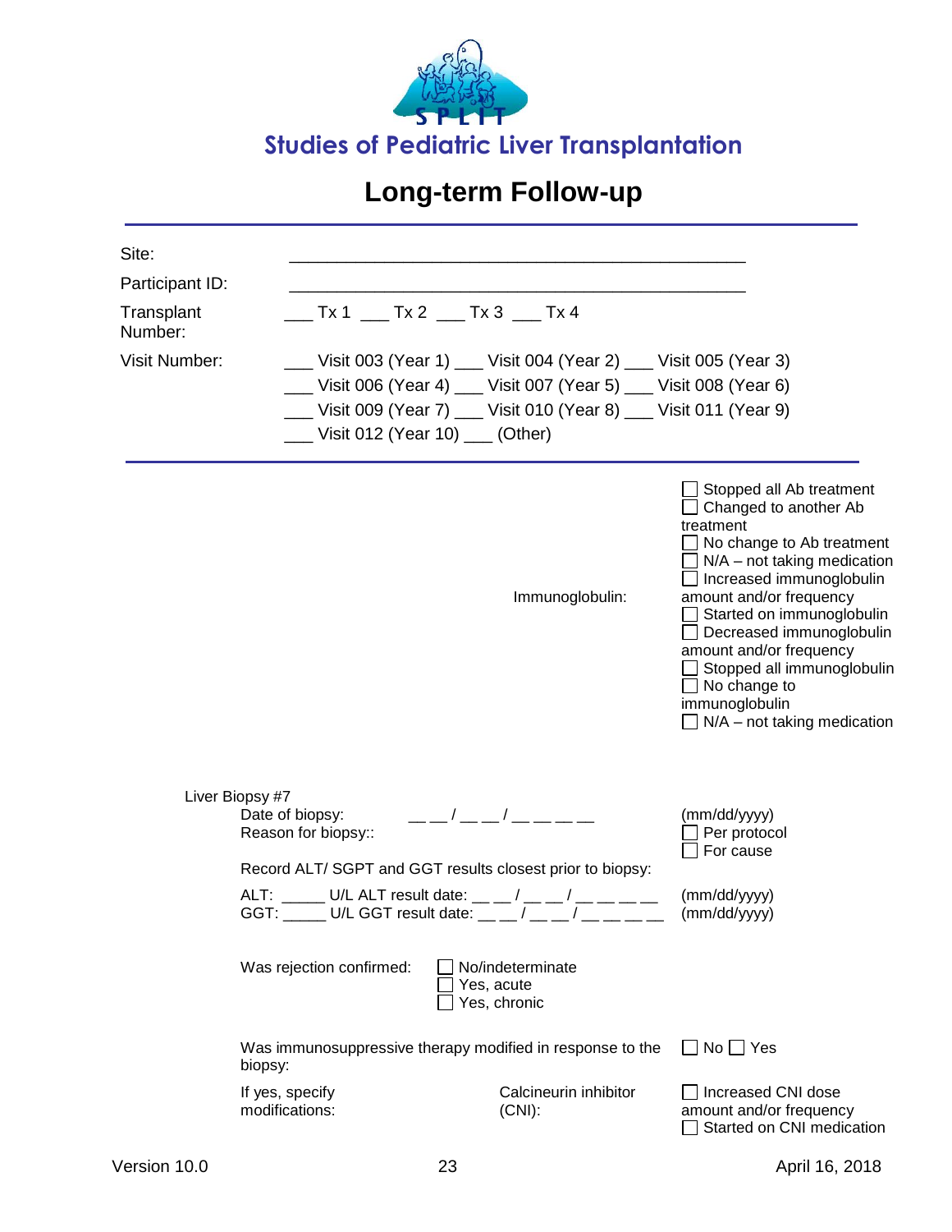# Studies of Pediatric Liver Transplantation

## Long-term Follow-up

| | |
|---|---|
| Site: | ______________________________________________ |
| Participant ID: | ______________________________________________ |
| Transplant Number: | ___ Tx 1 ___ Tx 2 ___ Tx 3 ___ Tx 4 |
| Visit Number: | ___ Visit 003 (Year 1) ___ Visit 004 (Year 2) ___ Visit 005 (Year 3)<br>___ Visit 006 (Year 4) ___ Visit 007 (Year 5) ___ Visit 008 (Year 6)<br>___ Visit 009 (Year 7) ___ Visit 010 (Year 8) ___ Visit 011 (Year 9)<br>___ Visit 012 (Year 10) ___ (Other) |

---

- ☐ Stopped all Ab treatment
- ☐ Changed to another Ab treatment
- ☐ No change to Ab treatment
- ☐ N/A – not taking medication

Immunoglobulin:
- ☐ Increased immunoglobulin amount and/or frequency
- ☐ Started on immunoglobulin
- ☐ Decreased immunoglobulin amount and/or frequency
- ☐ Stopped all immunoglobulin
- ☐ No change to immunoglobulin
- ☐ N/A – not taking medication

Liver Biopsy #7

Date of biopsy: __ __ / __ __ / __ __ __ __ (mm/dd/yyyy)

Reason for biopsy::
- ☐ Per protocol
- ☐ For cause

Record ALT/ SGPT and GGT results closest prior to biopsy:

ALT: _____ U/L ALT result date: __ __ / __ __ / __ __ __ __ (mm/dd/yyyy)
GGT: _____ U/L GGT result date: __ __ / __ __ / __ __ __ __ (mm/dd/yyyy)

Was rejection confirmed:
- ☐ No/indeterminate
- ☐ Yes, acute
- ☐ Yes, chronic

Was immunosuppressive therapy modified in response to the biopsy: ☐ No ☐ Yes

If yes, specify modifications:

Calcineurin inhibitor (CNI):
- ☐ Increased CNI dose amount and/or frequency
- ☐ Started on CNI medication

Version 10.0 April 16, 2018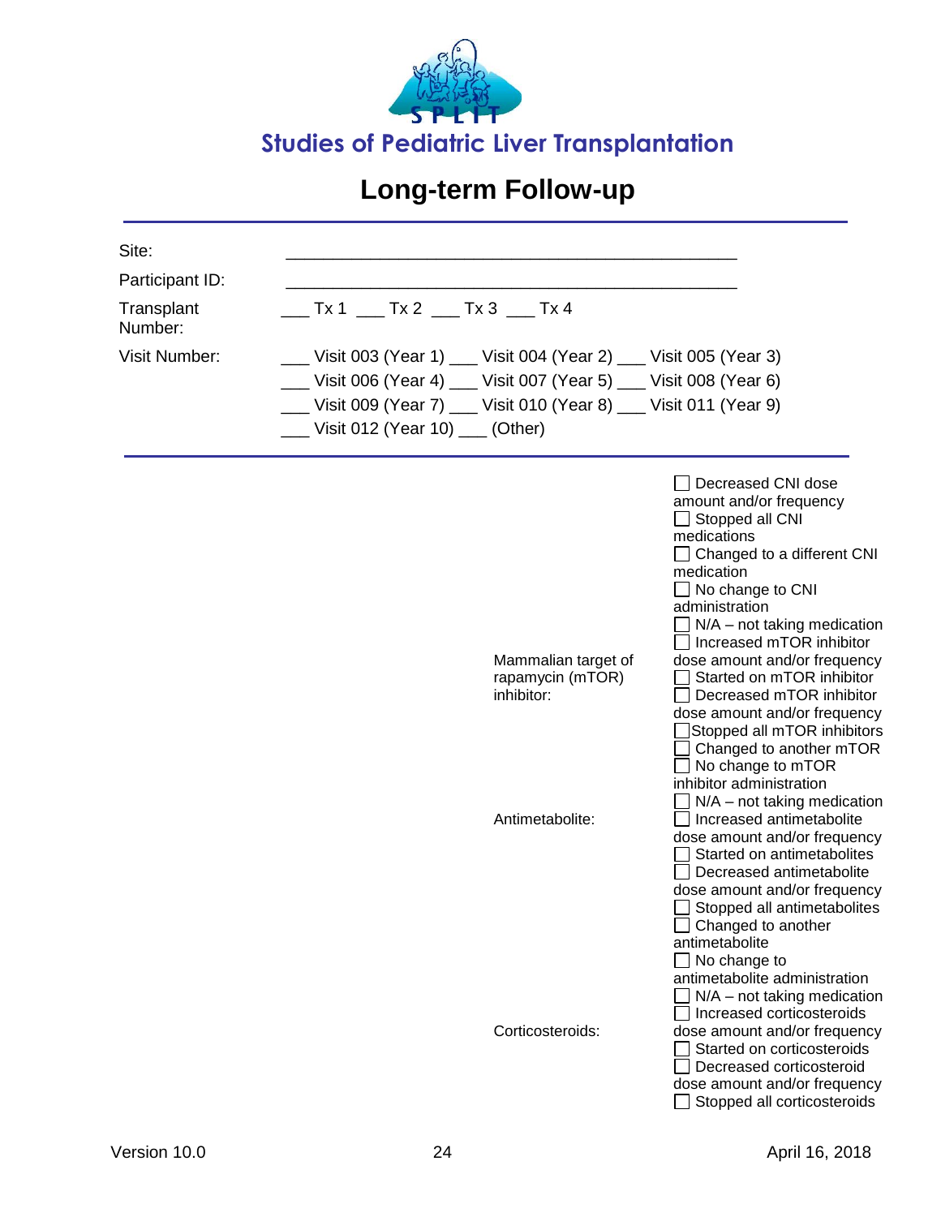# Studies of Pediatric Liver Transplantation

## Long-term Follow-up

| | |
|---|---|
| Site: | _______________________________________________ |
| Participant ID: | _______________________________________________ |
| Transplant Number: | ___ Tx 1 ___ Tx 2 ___ Tx 3 ___ Tx 4 |
| Visit Number: | ___ Visit 003 (Year 1) ___ Visit 004 (Year 2) ___ Visit 005 (Year 3)<br>___ Visit 006 (Year 4) ___ Visit 007 (Year 5) ___ Visit 008 (Year 6)<br>___ Visit 009 (Year 7) ___ Visit 010 (Year 8) ___ Visit 011 (Year 9)<br>___ Visit 012 (Year 10) ___ (Other) |

| | | |
|---|---|---|
| | | ☐ Decreased CNI dose amount and/or frequency<br>☐ Stopped all CNI medications<br>☐ Changed to a different CNI medication<br>☐ No change to CNI administration<br>☐ N/A – not taking medication |
| | Mammalian target of rapamycin (mTOR) inhibitor: | ☐ Increased mTOR inhibitor dose amount and/or frequency<br>☐ Started on mTOR inhibitor<br>☐ Decreased mTOR inhibitor dose amount and/or frequency<br>☐ Stopped all mTOR inhibitors<br>☐ Changed to another mTOR<br>☐ No change to mTOR inhibitor administration<br>☐ N/A – not taking medication |
| | Antimetabolite: | ☐ Increased antimetabolite dose amount and/or frequency<br>☐ Started on antimetabolites<br>☐ Decreased antimetabolite dose amount and/or frequency<br>☐ Stopped all antimetabolites<br>☐ Changed to another antimetabolite<br>☐ No change to antimetabolite administration<br>☐ N/A – not taking medication |
| | Corticosteroids: | ☐ Increased corticosteroids dose amount and/or frequency<br>☐ Started on corticosteroids<br>☐ Decreased corticosteroid dose amount and/or frequency<br>☐ Stopped all corticosteroids |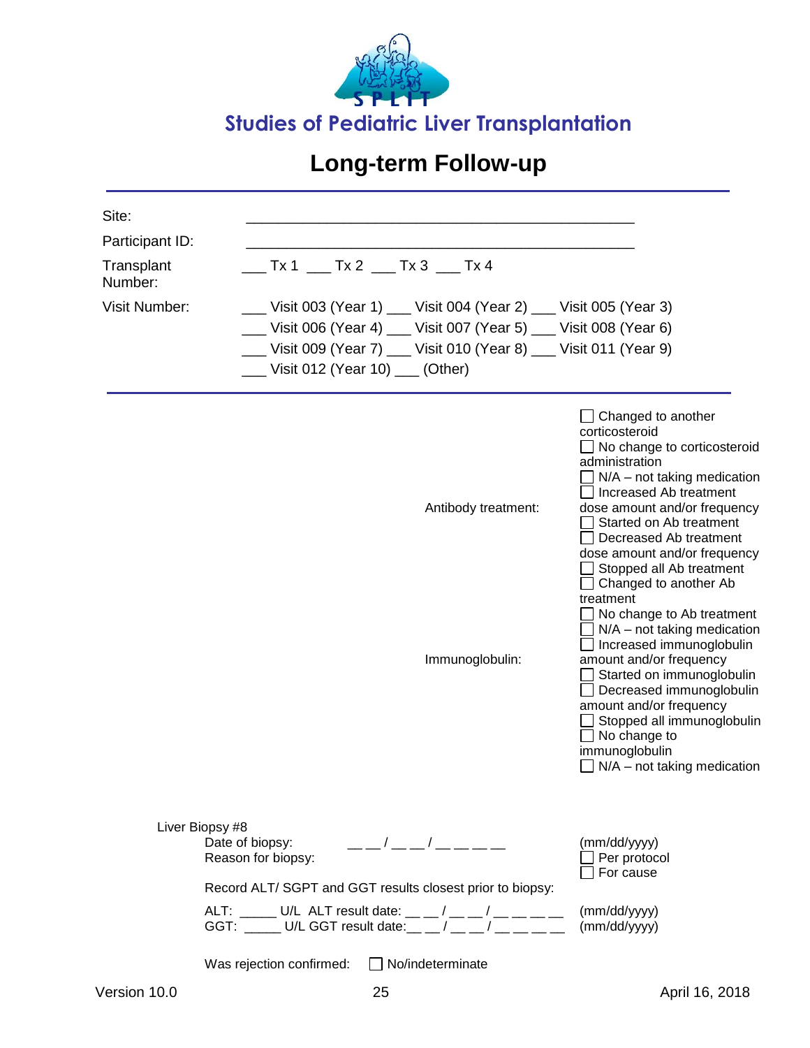# Studies of Pediatric Liver Transplantation

## Long-term Follow-up

| | |
|---|---|
| Site: | ___________________________________________ |
| Participant ID: | ___________________________________________ |
| Transplant Number: | ___ Tx 1 ___ Tx 2 ___ Tx 3 ___ Tx 4 |
| Visit Number: | ___ Visit 003 (Year 1) ___ Visit 004 (Year 2) ___ Visit 005 (Year 3)<br>___ Visit 006 (Year 4) ___ Visit 007 (Year 5) ___ Visit 008 (Year 6)<br>___ Visit 009 (Year 7) ___ Visit 010 (Year 8) ___ Visit 011 (Year 9)<br>___ Visit 012 (Year 10) ___ (Other) |

☐ Changed to another corticosteroid
☐ No change to corticosteroid administration
☐ N/A – not taking medication

Antibody treatment:
☐ Increased Ab treatment dose amount and/or frequency
☐ Started on Ab treatment
☐ Decreased Ab treatment dose amount and/or frequency
☐ Stopped all Ab treatment
☐ Changed to another Ab treatment
☐ No change to Ab treatment
☐ N/A – not taking medication

Immunoglobulin:
☐ Increased immunoglobulin amount and/or frequency
☐ Started on immunoglobulin
☐ Decreased immunoglobulin amount and/or frequency
☐ Stopped all immunoglobulin
☐ No change to immunoglobulin
☐ N/A – not taking medication

Liver Biopsy #8

Date of biopsy: __ __ / __ __ / __ __ __ __ (mm/dd/yyyy)

Reason for biopsy:
☐ Per protocol
☐ For cause

Record ALT/ SGPT and GGT results closest prior to biopsy:

ALT: _____ U/L ALT result date: __ __ / __ __ / __ __ __ __ (mm/dd/yyyy)

GGT: _____ U/L GGT result date: __ __ / __ __ / __ __ __ __ (mm/dd/yyyy)

Was rejection confirmed: ☐ No/indeterminate

Version 10.0 April 16, 2018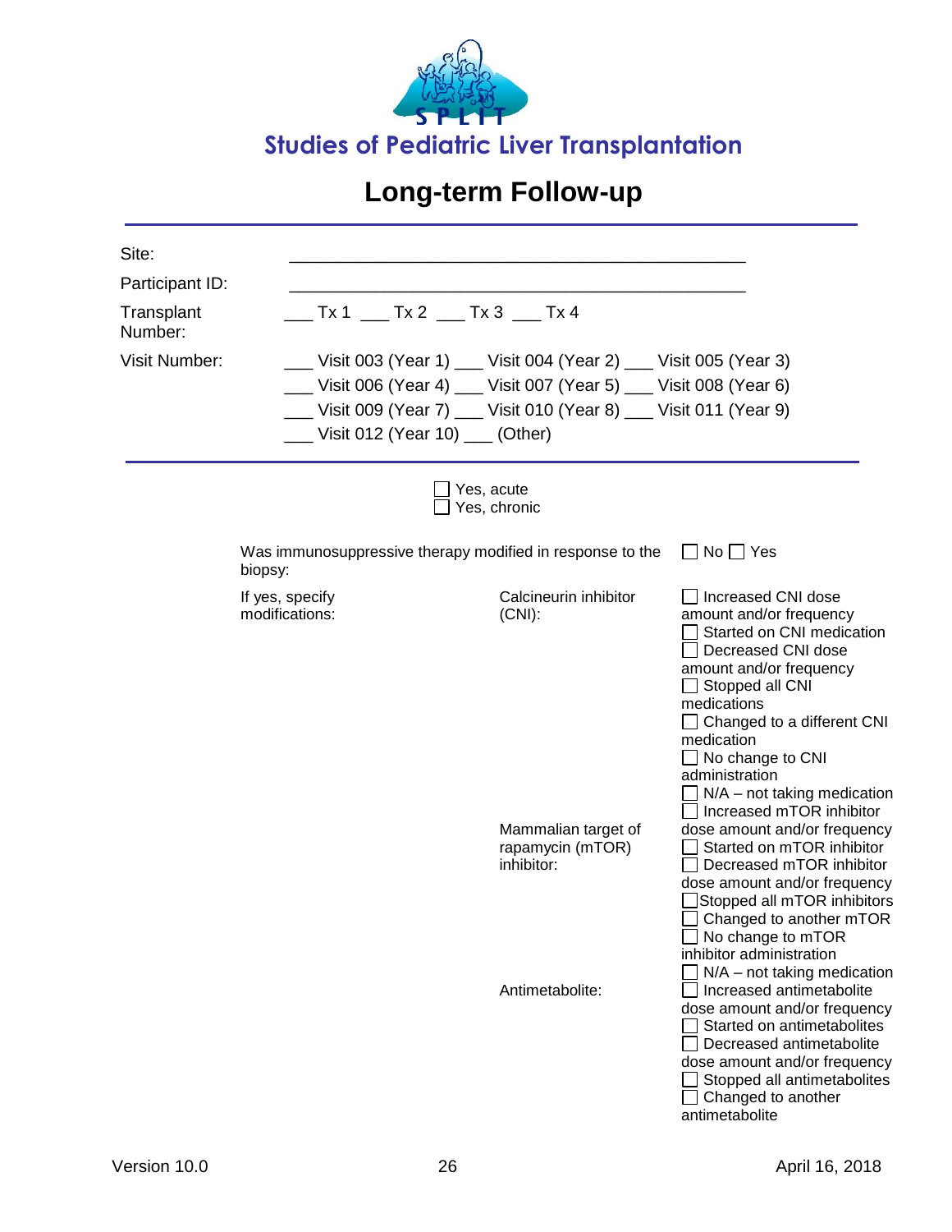## Studies of Pediatric Liver Transplantation

# Long-term Follow-up

Site: ___________________________________________

Participant ID: ___________________________________________

Transplant Number: ___ Tx 1 ___ Tx 2 ___ Tx 3 ___ Tx 4

Visit Number: ___ Visit 003 (Year 1) ___ Visit 004 (Year 2) ___ Visit 005 (Year 3) ___ Visit 006 (Year 4) ___ Visit 007 (Year 5) ___ Visit 008 (Year 6) ___ Visit 009 (Year 7) ___ Visit 010 (Year 8) ___ Visit 011 (Year 9) ___ Visit 012 (Year 10) ___ (Other)

---

☐ Yes, acute
☐ Yes, chronic

Was immunosuppressive therapy modified in response to the biopsy: ☐ No ☐ Yes

If yes, specify modifications:

| | | |
|---|---|---|
| | Calcineurin inhibitor (CNI): | ☐ Increased CNI dose amount and/or frequency<br>☐ Started on CNI medication<br>☐ Decreased CNI dose amount and/or frequency<br>☐ Stopped all CNI medications<br>☐ Changed to a different CNI medication<br>☐ No change to CNI administration<br>☐ N/A – not taking medication |
| | Mammalian target of rapamycin (mTOR) inhibitor: | ☐ Increased mTOR inhibitor dose amount and/or frequency<br>☐ Started on mTOR inhibitor<br>☐ Decreased mTOR inhibitor dose amount and/or frequency<br>☐ Stopped all mTOR inhibitors<br>☐ Changed to another mTOR<br>☐ No change to mTOR inhibitor administration<br>☐ N/A – not taking medication |
| | Antimetabolite: | ☐ Increased antimetabolite dose amount and/or frequency<br>☐ Started on antimetabolites<br>☐ Decreased antimetabolite dose amount and/or frequency<br>☐ Stopped all antimetabolites<br>☐ Changed to another antimetabolite |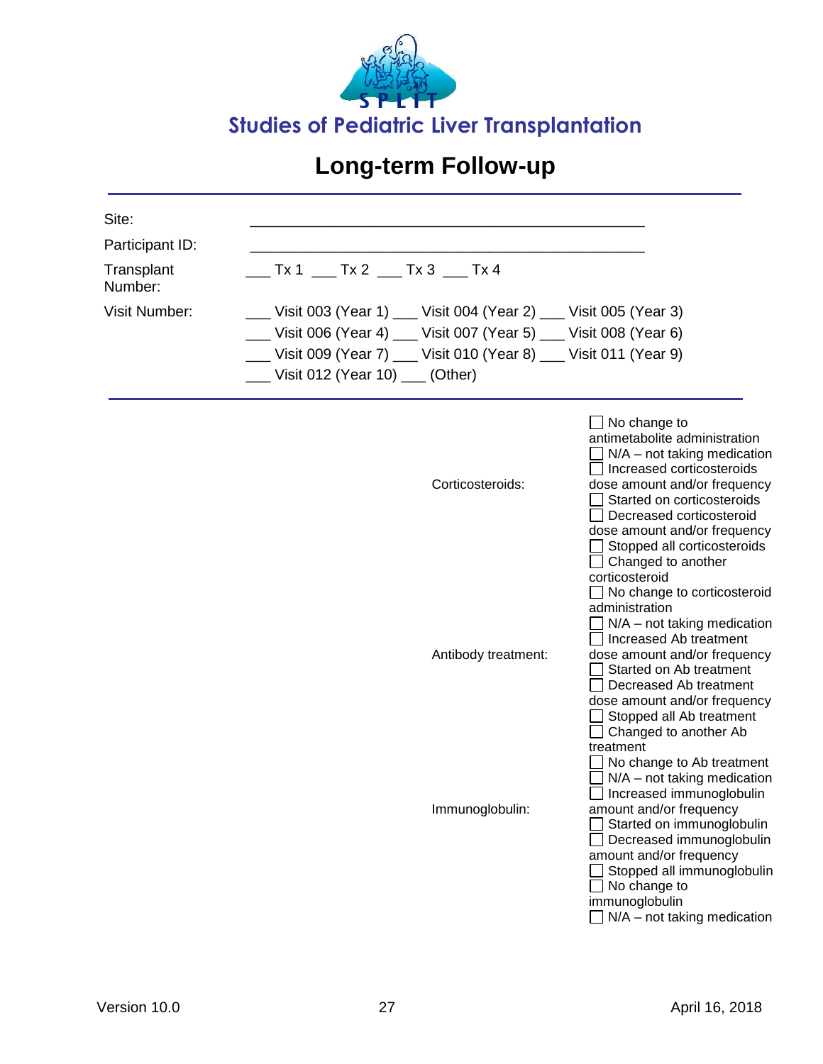# Studies of Pediatric Liver Transplantation

## Long-term Follow-up

| | |
|---|---|
| Site: | ______________________________________________ |
| Participant ID: | ______________________________________________ |
| Transplant Number: | ___ Tx 1 ___ Tx 2 ___ Tx 3 ___ Tx 4 |
| Visit Number: | ___ Visit 003 (Year 1) ___ Visit 004 (Year 2) ___ Visit 005 (Year 3)<br>___ Visit 006 (Year 4) ___ Visit 007 (Year 5) ___ Visit 008 (Year 6)<br>___ Visit 009 (Year 7) ___ Visit 010 (Year 8) ___ Visit 011 (Year 9)<br>___ Visit 012 (Year 10) ___ (Other) |

| | |
|---|---|
| | ☐ No change to antimetabolite administration<br>☐ N/A – not taking medication |
| Corticosteroids: | ☐ Increased corticosteroids dose amount and/or frequency<br>☐ Started on corticosteroids<br>☐ Decreased corticosteroid dose amount and/or frequency<br>☐ Stopped all corticosteroids<br>☐ Changed to another corticosteroid<br>☐ No change to corticosteroid administration<br>☐ N/A – not taking medication |
| Antibody treatment: | ☐ Increased Ab treatment dose amount and/or frequency<br>☐ Started on Ab treatment<br>☐ Decreased Ab treatment dose amount and/or frequency<br>☐ Stopped all Ab treatment<br>☐ Changed to another Ab treatment<br>☐ No change to Ab treatment<br>☐ N/A – not taking medication |
| Immunoglobulin: | ☐ Increased immunoglobulin amount and/or frequency<br>☐ Started on immunoglobulin<br>☐ Decreased immunoglobulin amount and/or frequency<br>☐ Stopped all immunoglobulin<br>☐ No change to immunoglobulin<br>☐ N/A – not taking medication |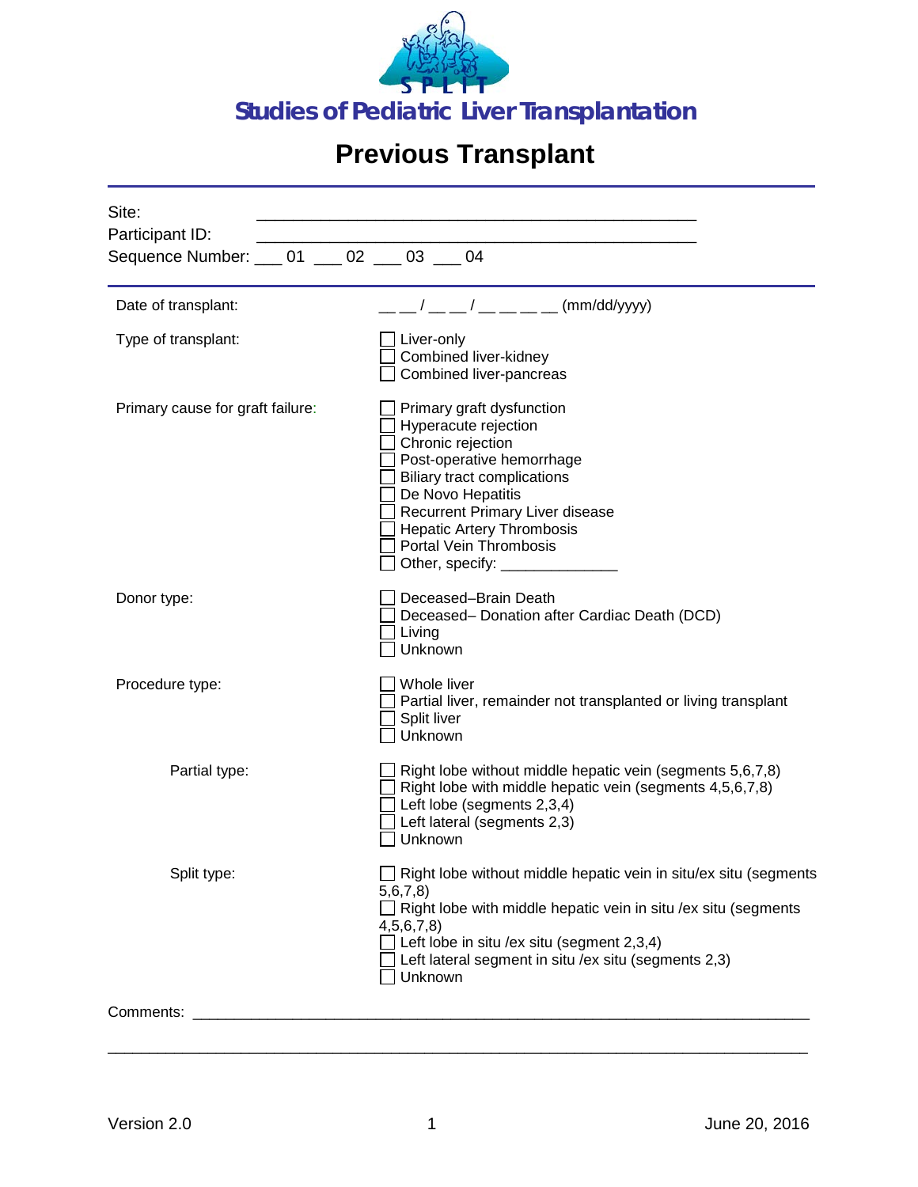# Studies of Pediatric Liver Transplantation

## Previous Transplant

Site: ______________________________________________

Participant ID: ______________________________________________

Sequence Number: ___ 01 ___ 02 ___ 03 ___ 04

---

**Date of transplant:** __ __ / __ __ / __ __ __ __ (mm/dd/yyyy)

**Type of transplant:**
- ☐ Liver-only
- ☐ Combined liver-kidney
- ☐ Combined liver-pancreas

**Primary cause for graft failure:**
- ☐ Primary graft dysfunction
- ☐ Hyperacute rejection
- ☐ Chronic rejection
- ☐ Post-operative hemorrhage
- ☐ Biliary tract complications
- ☐ De Novo Hepatitis
- ☐ Recurrent Primary Liver disease
- ☐ Hepatic Artery Thrombosis
- ☐ Portal Vein Thrombosis
- ☐ Other, specify: ______________

**Donor type:**
- ☐ Deceased–Brain Death
- ☐ Deceased– Donation after Cardiac Death (DCD)
- ☐ Living
- ☐ Unknown

**Procedure type:**
- ☐ Whole liver
- ☐ Partial liver, remainder not transplanted or living transplant
- ☐ Split liver
- ☐ Unknown

**Partial type:**
- ☐ Right lobe without middle hepatic vein (segments 5,6,7,8)
- ☐ Right lobe with middle hepatic vein (segments 4,5,6,7,8)
- ☐ Left lobe (segments 2,3,4)
- ☐ Left lateral (segments 2,3)
- ☐ Unknown

**Split type:**
- ☐ Right lobe without middle hepatic vein in situ/ex situ (segments 5,6,7,8)
- ☐ Right lobe with middle hepatic vein in situ /ex situ (segments 4,5,6,7,8)
- ☐ Left lobe in situ /ex situ (segment 2,3,4)
- ☐ Left lateral segment in situ /ex situ (segments 2,3)
- ☐ Unknown

Comments: ______________________________________________________________________

__________________________________________________________________________________

Version 2.0 June 20, 2016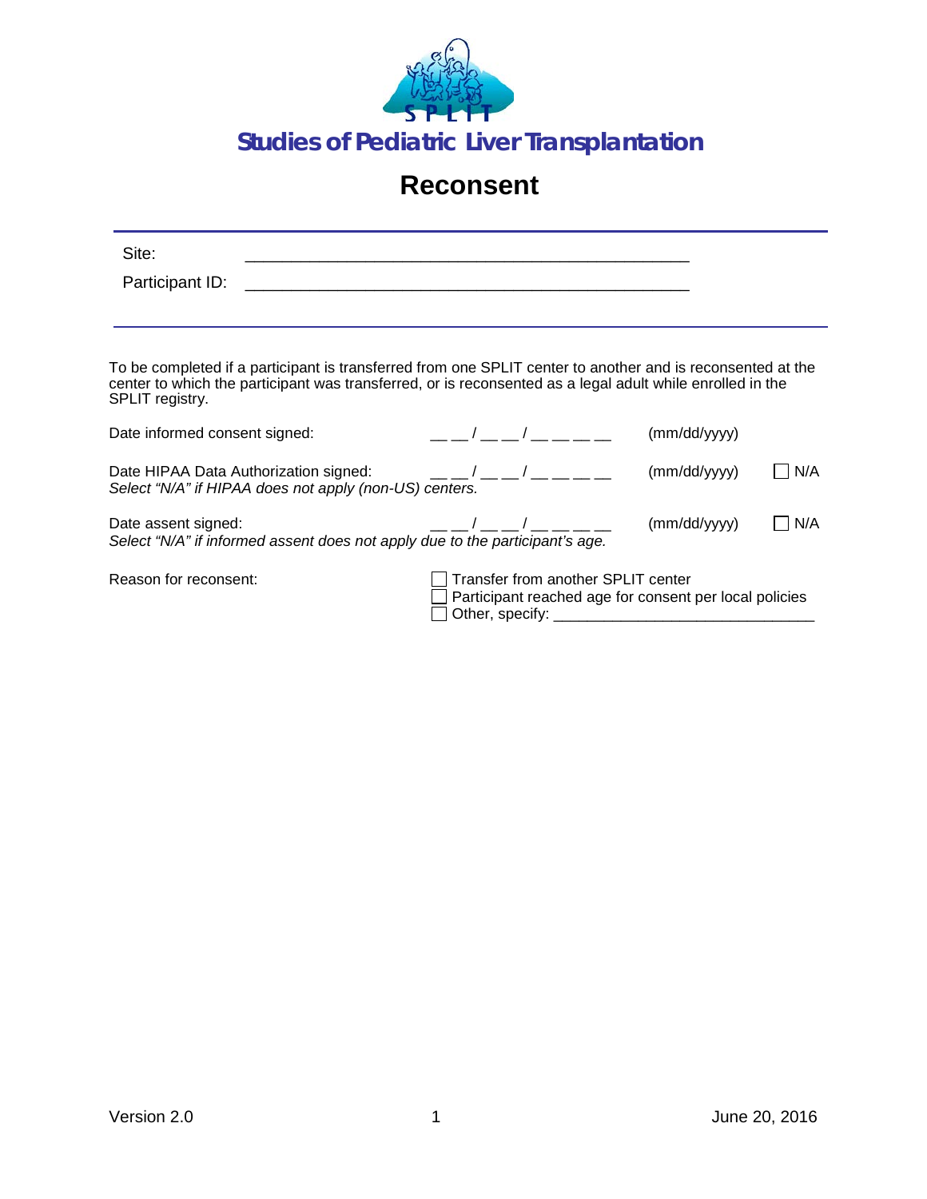**Studies of Pediatric Liver Transplantation**

# Reconsent

Site: ______________________________________________

Participant ID: ______________________________________________

To be completed if a participant is transferred from one SPLIT center to another and is reconsented at the center to which the participant was transferred, or is reconsented as a legal adult while enrolled in the SPLIT registry.

Date informed consent signed: __ __ / __ __ / __ __ __ __ (mm/dd/yyyy)

Date HIPAA Data Authorization signed: __ __ / __ __ / __ __ __ __ (mm/dd/yyyy) ☐ N/A
*Select "N/A" if HIPAA does not apply (non-US) centers.*

Date assent signed: __ __ / __ __ / __ __ __ __ (mm/dd/yyyy) ☐ N/A
*Select "N/A" if informed assent does not apply due to the participant's age.*

Reason for reconsent:
- ☐ Transfer from another SPLIT center
- ☐ Participant reached age for consent per local policies
- ☐ Other, specify: ______________________________

Version 2.0 June 20, 2016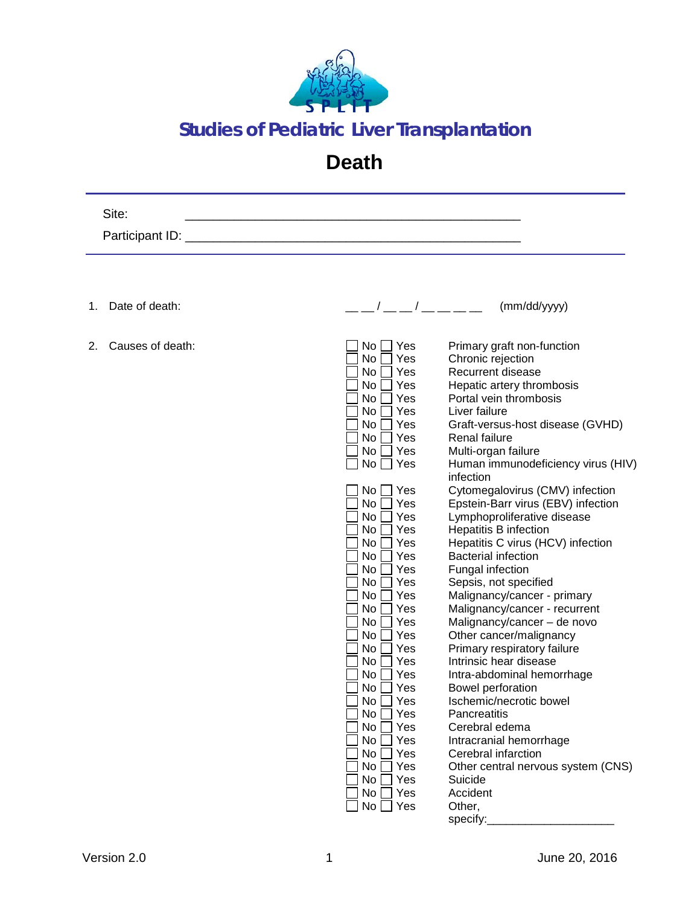# Studies of Pediatric Liver Transplantation

## Death

Site: ______________________________________________

Participant ID: ______________________________________________

1. Date of death: __ __ / __ __ / __ __ __ __ (mm/dd/yyyy)

2. Causes of death:

| | |
|---|---|
| ☐ No ☐ Yes | Primary graft non-function |
| ☐ No ☐ Yes | Chronic rejection |
| ☐ No ☐ Yes | Recurrent disease |
| ☐ No ☐ Yes | Hepatic artery thrombosis |
| ☐ No ☐ Yes | Portal vein thrombosis |
| ☐ No ☐ Yes | Liver failure |
| ☐ No ☐ Yes | Graft-versus-host disease (GVHD) |
| ☐ No ☐ Yes | Renal failure |
| ☐ No ☐ Yes | Multi-organ failure |
| ☐ No ☐ Yes | Human immunodeficiency virus (HIV) infection |
| ☐ No ☐ Yes | Cytomegalovirus (CMV) infection |
| ☐ No ☐ Yes | Epstein-Barr virus (EBV) infection |
| ☐ No ☐ Yes | Lymphoproliferative disease |
| ☐ No ☐ Yes | Hepatitis B infection |
| ☐ No ☐ Yes | Hepatitis C virus (HCV) infection |
| ☐ No ☐ Yes | Bacterial infection |
| ☐ No ☐ Yes | Fungal infection |
| ☐ No ☐ Yes | Sepsis, not specified |
| ☐ No ☐ Yes | Malignancy/cancer - primary |
| ☐ No ☐ Yes | Malignancy/cancer - recurrent |
| ☐ No ☐ Yes | Malignancy/cancer – de novo |
| ☐ No ☐ Yes | Other cancer/malignancy |
| ☐ No ☐ Yes | Primary respiratory failure |
| ☐ No ☐ Yes | Intrinsic hear disease |
| ☐ No ☐ Yes | Intra-abdominal hemorrhage |
| ☐ No ☐ Yes | Bowel perforation |
| ☐ No ☐ Yes | Ischemic/necrotic bowel |
| ☐ No ☐ Yes | Pancreatitis |
| ☐ No ☐ Yes | Cerebral edema |
| ☐ No ☐ Yes | Intracranial hemorrhage |
| ☐ No ☐ Yes | Cerebral infarction |
| ☐ No ☐ Yes | Other central nervous system (CNS) |
| ☐ No ☐ Yes | Suicide |
| ☐ No ☐ Yes | Accident |
| ☐ No ☐ Yes | Other, specify:____________________ |

Version 2.0 June 20, 2016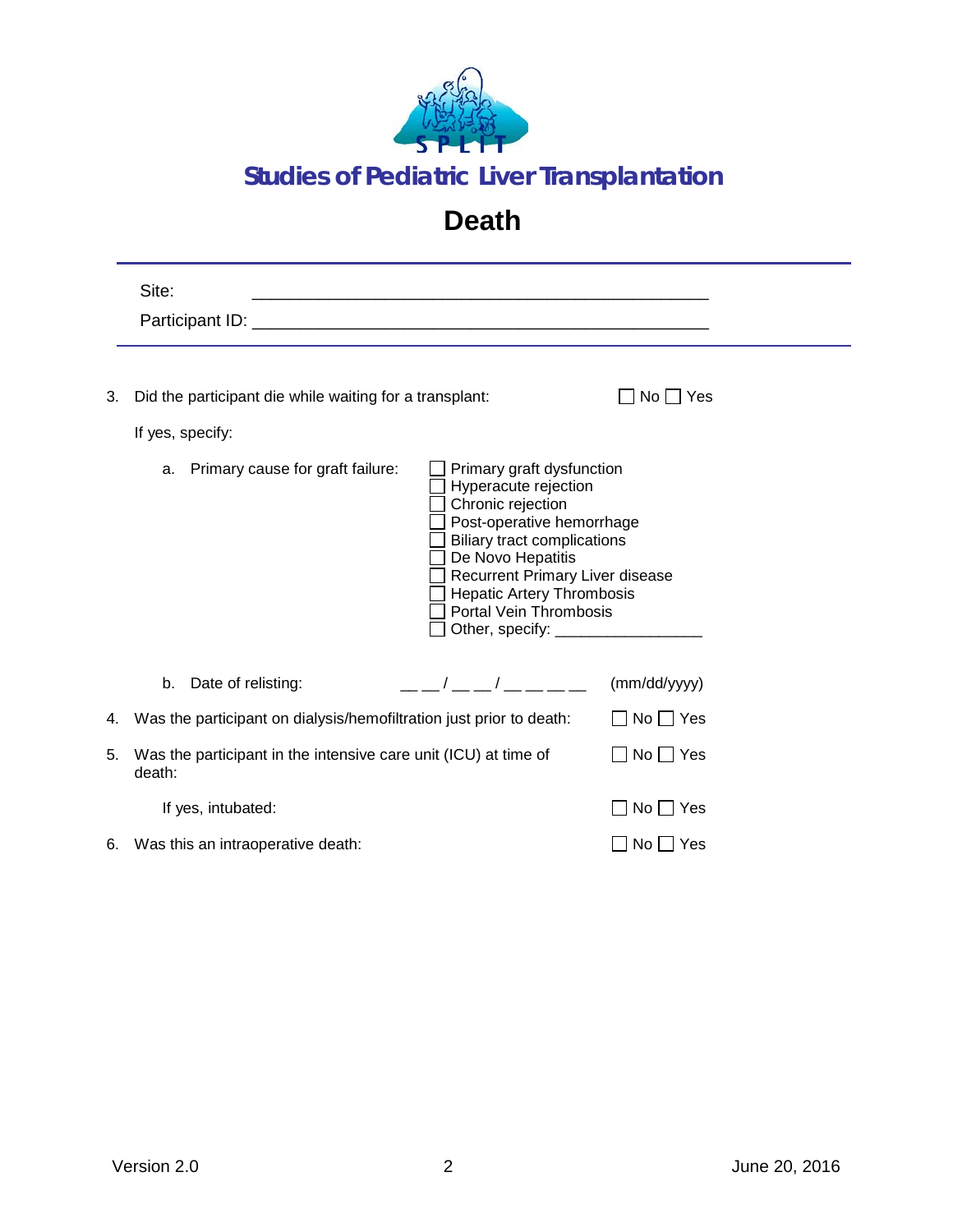# Studies of Pediatric Liver Transplantation

## Death

Site: ______________________________________________

Participant ID: ______________________________________________

3. Did the participant die while waiting for a transplant: ☐ No ☐ Yes

   If yes, specify:

   a. Primary cause for graft failure:
      - ☐ Primary graft dysfunction
      - ☐ Hyperacute rejection
      - ☐ Chronic rejection
      - ☐ Post-operative hemorrhage
      - ☐ Biliary tract complications
      - ☐ De Novo Hepatitis
      - ☐ Recurrent Primary Liver disease
      - ☐ Hepatic Artery Thrombosis
      - ☐ Portal Vein Thrombosis
      - ☐ Other, specify: ________________

   b. Date of relisting: __ __ / __ __ / __ __ __ __ (mm/dd/yyyy)

4. Was the participant on dialysis/hemofiltration just prior to death: ☐ No ☐ Yes

5. Was the participant in the intensive care unit (ICU) at time of death: ☐ No ☐ Yes

   If yes, intubated: ☐ No ☐ Yes

6. Was this an intraoperative death: ☐ No ☐ Yes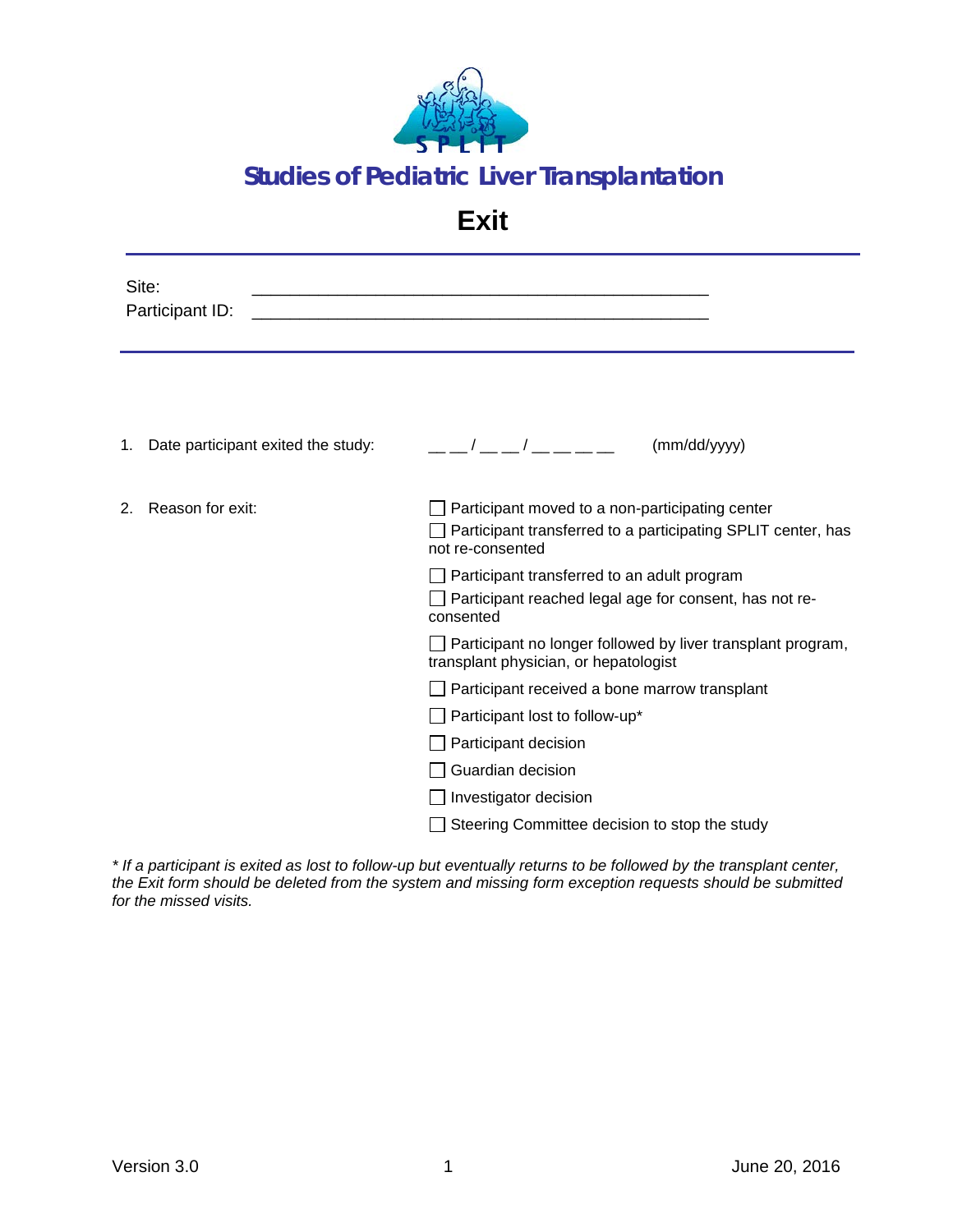SPLIT

# Studies of Pediatric Liver Transplantation

## Exit

Site: ____________________________________________

Participant ID: ____________________________________________

1. Date participant exited the study: __ __ / __ __ / __ __ __ __ (mm/dd/yyyy)

2. Reason for exit:
   - ☐ Participant moved to a non-participating center
   - ☐ Participant transferred to a participating SPLIT center, has not re-consented
   - ☐ Participant transferred to an adult program
   - ☐ Participant reached legal age for consent, has not re-consented
   - ☐ Participant no longer followed by liver transplant program, transplant physician, or hepatologist
   - ☐ Participant received a bone marrow transplant
   - ☐ Participant lost to follow-up*
   - ☐ Participant decision
   - ☐ Guardian decision
   - ☐ Investigator decision
   - ☐ Steering Committee decision to stop the study

*\* If a participant is exited as lost to follow-up but eventually returns to be followed by the transplant center, the Exit form should be deleted from the system and missing form exception requests should be submitted for the missed visits.*

Version 3.0 June 20, 2016